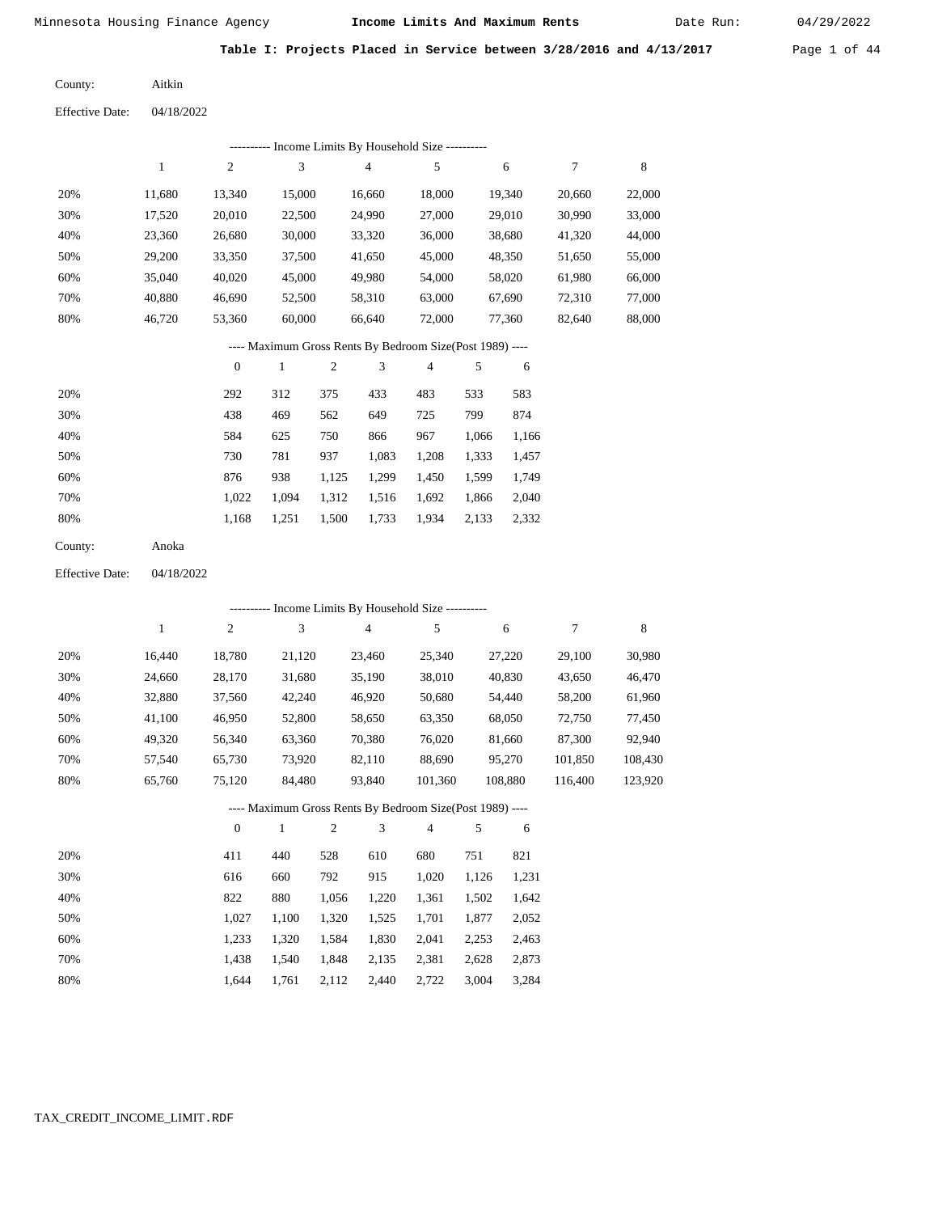Minnesota Housing Finance Agency — **Income Limits And Maximum Rents** — Date Run: 04/29/2022

**Table I: Projects Placed in Service between 3/28/2016 and 4/13/2017**

County: Aitkin

Effective Date: 04/18/2022

---------- Income Limits By Household Size ----------

| | 1 | 2 | 3 | 4 | 5 | 6 | 7 | 8 |
|---|---|---|---|---|---|---|---|---|
| 20% | 11,680 | 13,340 | 15,000 | 16,660 | 18,000 | 19,340 | 20,660 | 22,000 |
| 30% | 17,520 | 20,010 | 22,500 | 24,990 | 27,000 | 29,010 | 30,990 | 33,000 |
| 40% | 23,360 | 26,680 | 30,000 | 33,320 | 36,000 | 38,680 | 41,320 | 44,000 |
| 50% | 29,200 | 33,350 | 37,500 | 41,650 | 45,000 | 48,350 | 51,650 | 55,000 |
| 60% | 35,040 | 40,020 | 45,000 | 49,980 | 54,000 | 58,020 | 61,980 | 66,000 |
| 70% | 40,880 | 46,690 | 52,500 | 58,310 | 63,000 | 67,690 | 72,310 | 77,000 |
| 80% | 46,720 | 53,360 | 60,000 | 66,640 | 72,000 | 77,360 | 82,640 | 88,000 |

---- Maximum Gross Rents By Bedroom Size(Post 1989) ----

| | 0 | 1 | 2 | 3 | 4 | 5 | 6 |
|---|---|---|---|---|---|---|---|
| 20% | 292 | 312 | 375 | 433 | 483 | 533 | 583 |
| 30% | 438 | 469 | 562 | 649 | 725 | 799 | 874 |
| 40% | 584 | 625 | 750 | 866 | 967 | 1,066 | 1,166 |
| 50% | 730 | 781 | 937 | 1,083 | 1,208 | 1,333 | 1,457 |
| 60% | 876 | 938 | 1,125 | 1,299 | 1,450 | 1,599 | 1,749 |
| 70% | 1,022 | 1,094 | 1,312 | 1,516 | 1,692 | 1,866 | 2,040 |
| 80% | 1,168 | 1,251 | 1,500 | 1,733 | 1,934 | 2,133 | 2,332 |

County: Anoka

Effective Date: 04/18/2022

---------- Income Limits By Household Size ----------

| | 1 | 2 | 3 | 4 | 5 | 6 | 7 | 8 |
|---|---|---|---|---|---|---|---|---|
| 20% | 16,440 | 18,780 | 21,120 | 23,460 | 25,340 | 27,220 | 29,100 | 30,980 |
| 30% | 24,660 | 28,170 | 31,680 | 35,190 | 38,010 | 40,830 | 43,650 | 46,470 |
| 40% | 32,880 | 37,560 | 42,240 | 46,920 | 50,680 | 54,440 | 58,200 | 61,960 |
| 50% | 41,100 | 46,950 | 52,800 | 58,650 | 63,350 | 68,050 | 72,750 | 77,450 |
| 60% | 49,320 | 56,340 | 63,360 | 70,380 | 76,020 | 81,660 | 87,300 | 92,940 |
| 70% | 57,540 | 65,730 | 73,920 | 82,110 | 88,690 | 95,270 | 101,850 | 108,430 |
| 80% | 65,760 | 75,120 | 84,480 | 93,840 | 101,360 | 108,880 | 116,400 | 123,920 |

---- Maximum Gross Rents By Bedroom Size(Post 1989) ----

| | 0 | 1 | 2 | 3 | 4 | 5 | 6 |
|---|---|---|---|---|---|---|---|
| 20% | 411 | 440 | 528 | 610 | 680 | 751 | 821 |
| 30% | 616 | 660 | 792 | 915 | 1,020 | 1,126 | 1,231 |
| 40% | 822 | 880 | 1,056 | 1,220 | 1,361 | 1,502 | 1,642 |
| 50% | 1,027 | 1,100 | 1,320 | 1,525 | 1,701 | 1,877 | 2,052 |
| 60% | 1,233 | 1,320 | 1,584 | 1,830 | 2,041 | 2,253 | 2,463 |
| 70% | 1,438 | 1,540 | 1,848 | 2,135 | 2,381 | 2,628 | 2,873 |
| 80% | 1,644 | 1,761 | 2,112 | 2,440 | 2,722 | 3,004 | 3,284 |

TAX_CREDIT_INCOME_LIMIT.RDF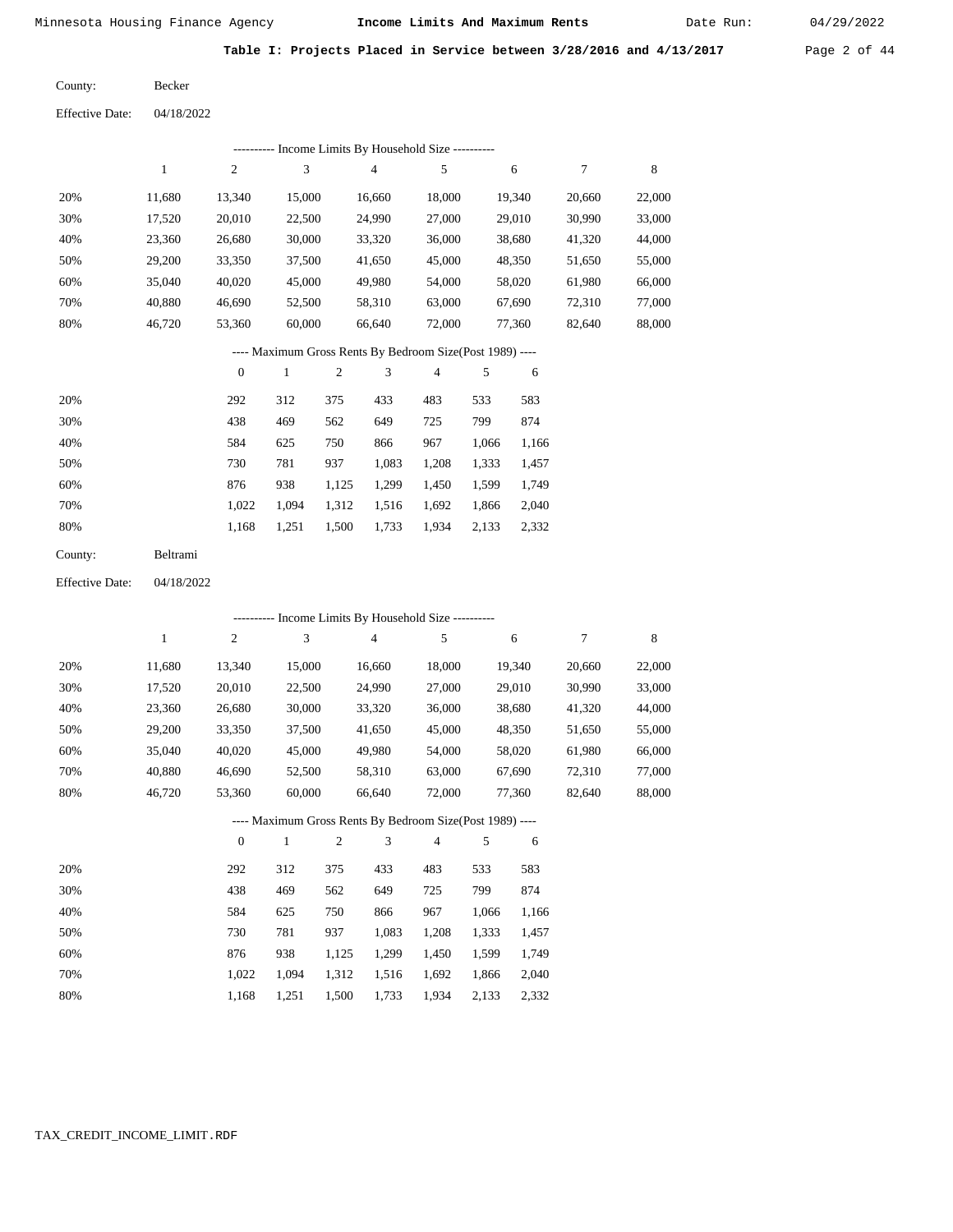**Table I: Projects Placed in Service between 3/28/2016 and 4/13/2017**

County: Becker

Effective Date: 04/18/2022

---------- Income Limits By Household Size ----------

| | 1 | 2 | 3 | 4 | 5 | 6 | 7 | 8 |
|---|---|---|---|---|---|---|---|---|
| 20% | 11,680 | 13,340 | 15,000 | 16,660 | 18,000 | 19,340 | 20,660 | 22,000 |
| 30% | 17,520 | 20,010 | 22,500 | 24,990 | 27,000 | 29,010 | 30,990 | 33,000 |
| 40% | 23,360 | 26,680 | 30,000 | 33,320 | 36,000 | 38,680 | 41,320 | 44,000 |
| 50% | 29,200 | 33,350 | 37,500 | 41,650 | 45,000 | 48,350 | 51,650 | 55,000 |
| 60% | 35,040 | 40,020 | 45,000 | 49,980 | 54,000 | 58,020 | 61,980 | 66,000 |
| 70% | 40,880 | 46,690 | 52,500 | 58,310 | 63,000 | 67,690 | 72,310 | 77,000 |
| 80% | 46,720 | 53,360 | 60,000 | 66,640 | 72,000 | 77,360 | 82,640 | 88,000 |

---- Maximum Gross Rents By Bedroom Size(Post 1989) ----

| | 0 | 1 | 2 | 3 | 4 | 5 | 6 |
|---|---|---|---|---|---|---|---|
| 20% | 292 | 312 | 375 | 433 | 483 | 533 | 583 |
| 30% | 438 | 469 | 562 | 649 | 725 | 799 | 874 |
| 40% | 584 | 625 | 750 | 866 | 967 | 1,066 | 1,166 |
| 50% | 730 | 781 | 937 | 1,083 | 1,208 | 1,333 | 1,457 |
| 60% | 876 | 938 | 1,125 | 1,299 | 1,450 | 1,599 | 1,749 |
| 70% | 1,022 | 1,094 | 1,312 | 1,516 | 1,692 | 1,866 | 2,040 |
| 80% | 1,168 | 1,251 | 1,500 | 1,733 | 1,934 | 2,133 | 2,332 |

County: Beltrami

Effective Date: 04/18/2022

---------- Income Limits By Household Size ----------

| | 1 | 2 | 3 | 4 | 5 | 6 | 7 | 8 |
|---|---|---|---|---|---|---|---|---|
| 20% | 11,680 | 13,340 | 15,000 | 16,660 | 18,000 | 19,340 | 20,660 | 22,000 |
| 30% | 17,520 | 20,010 | 22,500 | 24,990 | 27,000 | 29,010 | 30,990 | 33,000 |
| 40% | 23,360 | 26,680 | 30,000 | 33,320 | 36,000 | 38,680 | 41,320 | 44,000 |
| 50% | 29,200 | 33,350 | 37,500 | 41,650 | 45,000 | 48,350 | 51,650 | 55,000 |
| 60% | 35,040 | 40,020 | 45,000 | 49,980 | 54,000 | 58,020 | 61,980 | 66,000 |
| 70% | 40,880 | 46,690 | 52,500 | 58,310 | 63,000 | 67,690 | 72,310 | 77,000 |
| 80% | 46,720 | 53,360 | 60,000 | 66,640 | 72,000 | 77,360 | 82,640 | 88,000 |

---- Maximum Gross Rents By Bedroom Size(Post 1989) ----

| | 0 | 1 | 2 | 3 | 4 | 5 | 6 |
|---|---|---|---|---|---|---|---|
| 20% | 292 | 312 | 375 | 433 | 483 | 533 | 583 |
| 30% | 438 | 469 | 562 | 649 | 725 | 799 | 874 |
| 40% | 584 | 625 | 750 | 866 | 967 | 1,066 | 1,166 |
| 50% | 730 | 781 | 937 | 1,083 | 1,208 | 1,333 | 1,457 |
| 60% | 876 | 938 | 1,125 | 1,299 | 1,450 | 1,599 | 1,749 |
| 70% | 1,022 | 1,094 | 1,312 | 1,516 | 1,692 | 1,866 | 2,040 |
| 80% | 1,168 | 1,251 | 1,500 | 1,733 | 1,934 | 2,133 | 2,332 |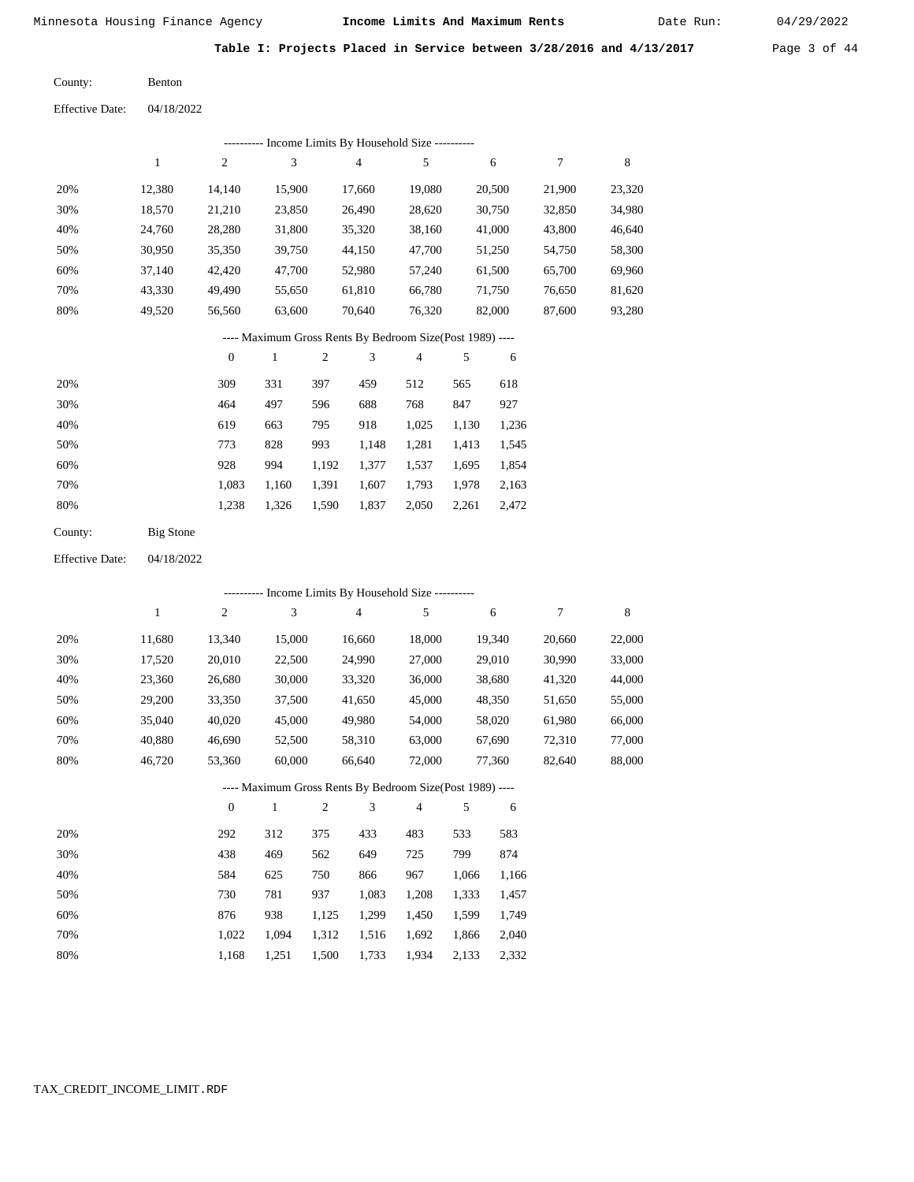## Table I: Projects Placed in Service between 3/28/2016 and 4/13/2017

County: Benton

Effective Date: 04/18/2022

---------- Income Limits By Household Size ----------

| | 1 | 2 | 3 | 4 | 5 | 6 | 7 | 8 |
|---|---|---|---|---|---|---|---|---|
| 20% | 12,380 | 14,140 | 15,900 | 17,660 | 19,080 | 20,500 | 21,900 | 23,320 |
| 30% | 18,570 | 21,210 | 23,850 | 26,490 | 28,620 | 30,750 | 32,850 | 34,980 |
| 40% | 24,760 | 28,280 | 31,800 | 35,320 | 38,160 | 41,000 | 43,800 | 46,640 |
| 50% | 30,950 | 35,350 | 39,750 | 44,150 | 47,700 | 51,250 | 54,750 | 58,300 |
| 60% | 37,140 | 42,420 | 47,700 | 52,980 | 57,240 | 61,500 | 65,700 | 69,960 |
| 70% | 43,330 | 49,490 | 55,650 | 61,810 | 66,780 | 71,750 | 76,650 | 81,620 |
| 80% | 49,520 | 56,560 | 63,600 | 70,640 | 76,320 | 82,000 | 87,600 | 93,280 |

---- Maximum Gross Rents By Bedroom Size(Post 1989) ----

| | 0 | 1 | 2 | 3 | 4 | 5 | 6 |
|---|---|---|---|---|---|---|---|
| 20% | 309 | 331 | 397 | 459 | 512 | 565 | 618 |
| 30% | 464 | 497 | 596 | 688 | 768 | 847 | 927 |
| 40% | 619 | 663 | 795 | 918 | 1,025 | 1,130 | 1,236 |
| 50% | 773 | 828 | 993 | 1,148 | 1,281 | 1,413 | 1,545 |
| 60% | 928 | 994 | 1,192 | 1,377 | 1,537 | 1,695 | 1,854 |
| 70% | 1,083 | 1,160 | 1,391 | 1,607 | 1,793 | 1,978 | 2,163 |
| 80% | 1,238 | 1,326 | 1,590 | 1,837 | 2,050 | 2,261 | 2,472 |

County: Big Stone

Effective Date: 04/18/2022

---------- Income Limits By Household Size ----------

| | 1 | 2 | 3 | 4 | 5 | 6 | 7 | 8 |
|---|---|---|---|---|---|---|---|---|
| 20% | 11,680 | 13,340 | 15,000 | 16,660 | 18,000 | 19,340 | 20,660 | 22,000 |
| 30% | 17,520 | 20,010 | 22,500 | 24,990 | 27,000 | 29,010 | 30,990 | 33,000 |
| 40% | 23,360 | 26,680 | 30,000 | 33,320 | 36,000 | 38,680 | 41,320 | 44,000 |
| 50% | 29,200 | 33,350 | 37,500 | 41,650 | 45,000 | 48,350 | 51,650 | 55,000 |
| 60% | 35,040 | 40,020 | 45,000 | 49,980 | 54,000 | 58,020 | 61,980 | 66,000 |
| 70% | 40,880 | 46,690 | 52,500 | 58,310 | 63,000 | 67,690 | 72,310 | 77,000 |
| 80% | 46,720 | 53,360 | 60,000 | 66,640 | 72,000 | 77,360 | 82,640 | 88,000 |

---- Maximum Gross Rents By Bedroom Size(Post 1989) ----

| | 0 | 1 | 2 | 3 | 4 | 5 | 6 |
|---|---|---|---|---|---|---|---|
| 20% | 292 | 312 | 375 | 433 | 483 | 533 | 583 |
| 30% | 438 | 469 | 562 | 649 | 725 | 799 | 874 |
| 40% | 584 | 625 | 750 | 866 | 967 | 1,066 | 1,166 |
| 50% | 730 | 781 | 937 | 1,083 | 1,208 | 1,333 | 1,457 |
| 60% | 876 | 938 | 1,125 | 1,299 | 1,450 | 1,599 | 1,749 |
| 70% | 1,022 | 1,094 | 1,312 | 1,516 | 1,692 | 1,866 | 2,040 |
| 80% | 1,168 | 1,251 | 1,500 | 1,733 | 1,934 | 2,133 | 2,332 |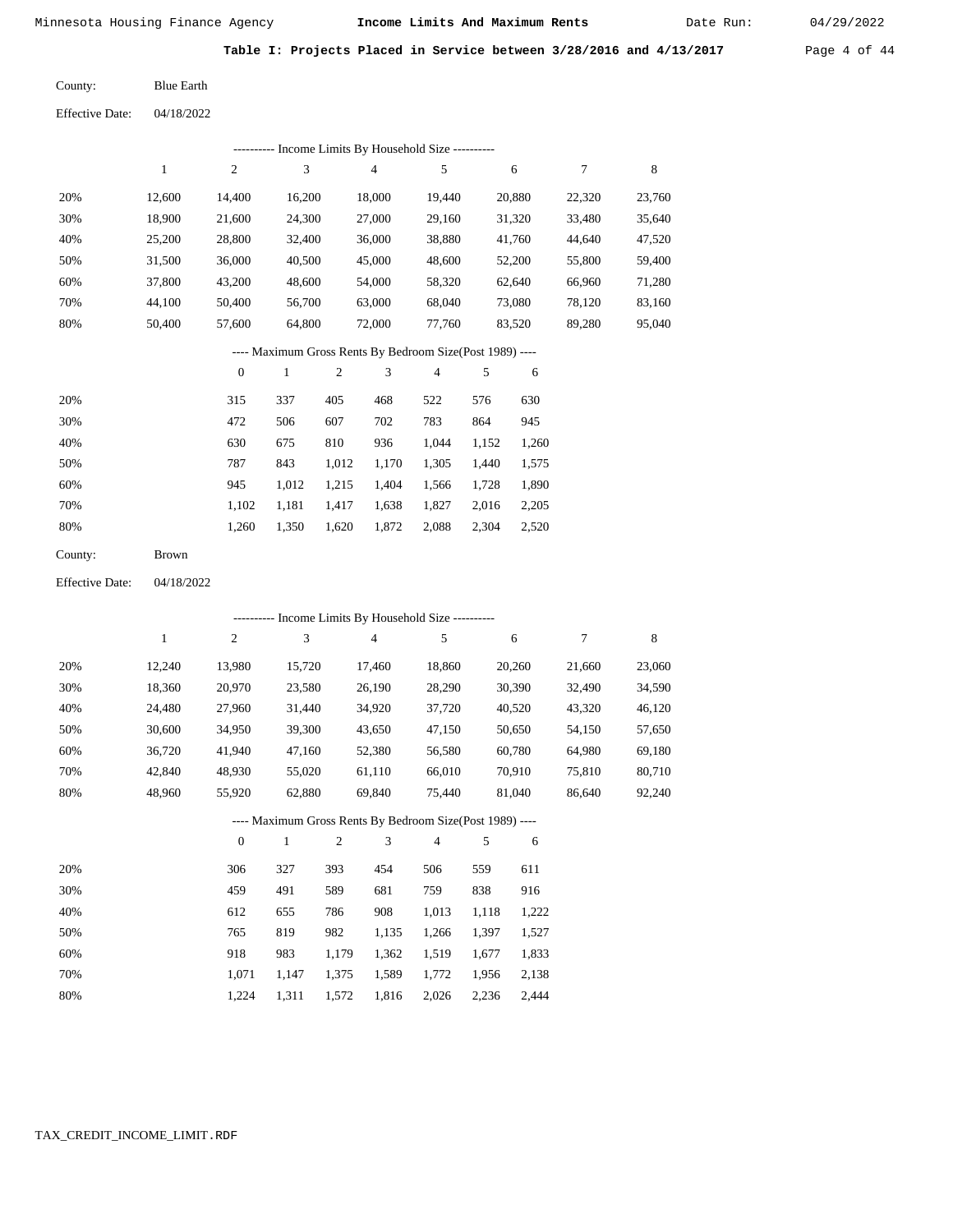**Table I: Projects Placed in Service between 3/28/2016 and 4/13/2017**

County: Blue Earth

Effective Date: 04/18/2022

---------- Income Limits By Household Size ----------

| | 1 | 2 | 3 | 4 | 5 | 6 | 7 | 8 |
|---|---|---|---|---|---|---|---|---|
| 20% | 12,600 | 14,400 | 16,200 | 18,000 | 19,440 | 20,880 | 22,320 | 23,760 |
| 30% | 18,900 | 21,600 | 24,300 | 27,000 | 29,160 | 31,320 | 33,480 | 35,640 |
| 40% | 25,200 | 28,800 | 32,400 | 36,000 | 38,880 | 41,760 | 44,640 | 47,520 |
| 50% | 31,500 | 36,000 | 40,500 | 45,000 | 48,600 | 52,200 | 55,800 | 59,400 |
| 60% | 37,800 | 43,200 | 48,600 | 54,000 | 58,320 | 62,640 | 66,960 | 71,280 |
| 70% | 44,100 | 50,400 | 56,700 | 63,000 | 68,040 | 73,080 | 78,120 | 83,160 |
| 80% | 50,400 | 57,600 | 64,800 | 72,000 | 77,760 | 83,520 | 89,280 | 95,040 |

---- Maximum Gross Rents By Bedroom Size(Post 1989) ----

| | 0 | 1 | 2 | 3 | 4 | 5 | 6 |
|---|---|---|---|---|---|---|---|
| 20% | 315 | 337 | 405 | 468 | 522 | 576 | 630 |
| 30% | 472 | 506 | 607 | 702 | 783 | 864 | 945 |
| 40% | 630 | 675 | 810 | 936 | 1,044 | 1,152 | 1,260 |
| 50% | 787 | 843 | 1,012 | 1,170 | 1,305 | 1,440 | 1,575 |
| 60% | 945 | 1,012 | 1,215 | 1,404 | 1,566 | 1,728 | 1,890 |
| 70% | 1,102 | 1,181 | 1,417 | 1,638 | 1,827 | 2,016 | 2,205 |
| 80% | 1,260 | 1,350 | 1,620 | 1,872 | 2,088 | 2,304 | 2,520 |

County: Brown

Effective Date: 04/18/2022

---------- Income Limits By Household Size ----------

| | 1 | 2 | 3 | 4 | 5 | 6 | 7 | 8 |
|---|---|---|---|---|---|---|---|---|
| 20% | 12,240 | 13,980 | 15,720 | 17,460 | 18,860 | 20,260 | 21,660 | 23,060 |
| 30% | 18,360 | 20,970 | 23,580 | 26,190 | 28,290 | 30,390 | 32,490 | 34,590 |
| 40% | 24,480 | 27,960 | 31,440 | 34,920 | 37,720 | 40,520 | 43,320 | 46,120 |
| 50% | 30,600 | 34,950 | 39,300 | 43,650 | 47,150 | 50,650 | 54,150 | 57,650 |
| 60% | 36,720 | 41,940 | 47,160 | 52,380 | 56,580 | 60,780 | 64,980 | 69,180 |
| 70% | 42,840 | 48,930 | 55,020 | 61,110 | 66,010 | 70,910 | 75,810 | 80,710 |
| 80% | 48,960 | 55,920 | 62,880 | 69,840 | 75,440 | 81,040 | 86,640 | 92,240 |

---- Maximum Gross Rents By Bedroom Size(Post 1989) ----

| | 0 | 1 | 2 | 3 | 4 | 5 | 6 |
|---|---|---|---|---|---|---|---|
| 20% | 306 | 327 | 393 | 454 | 506 | 559 | 611 |
| 30% | 459 | 491 | 589 | 681 | 759 | 838 | 916 |
| 40% | 612 | 655 | 786 | 908 | 1,013 | 1,118 | 1,222 |
| 50% | 765 | 819 | 982 | 1,135 | 1,266 | 1,397 | 1,527 |
| 60% | 918 | 983 | 1,179 | 1,362 | 1,519 | 1,677 | 1,833 |
| 70% | 1,071 | 1,147 | 1,375 | 1,589 | 1,772 | 1,956 | 2,138 |
| 80% | 1,224 | 1,311 | 1,572 | 1,816 | 2,026 | 2,236 | 2,444 |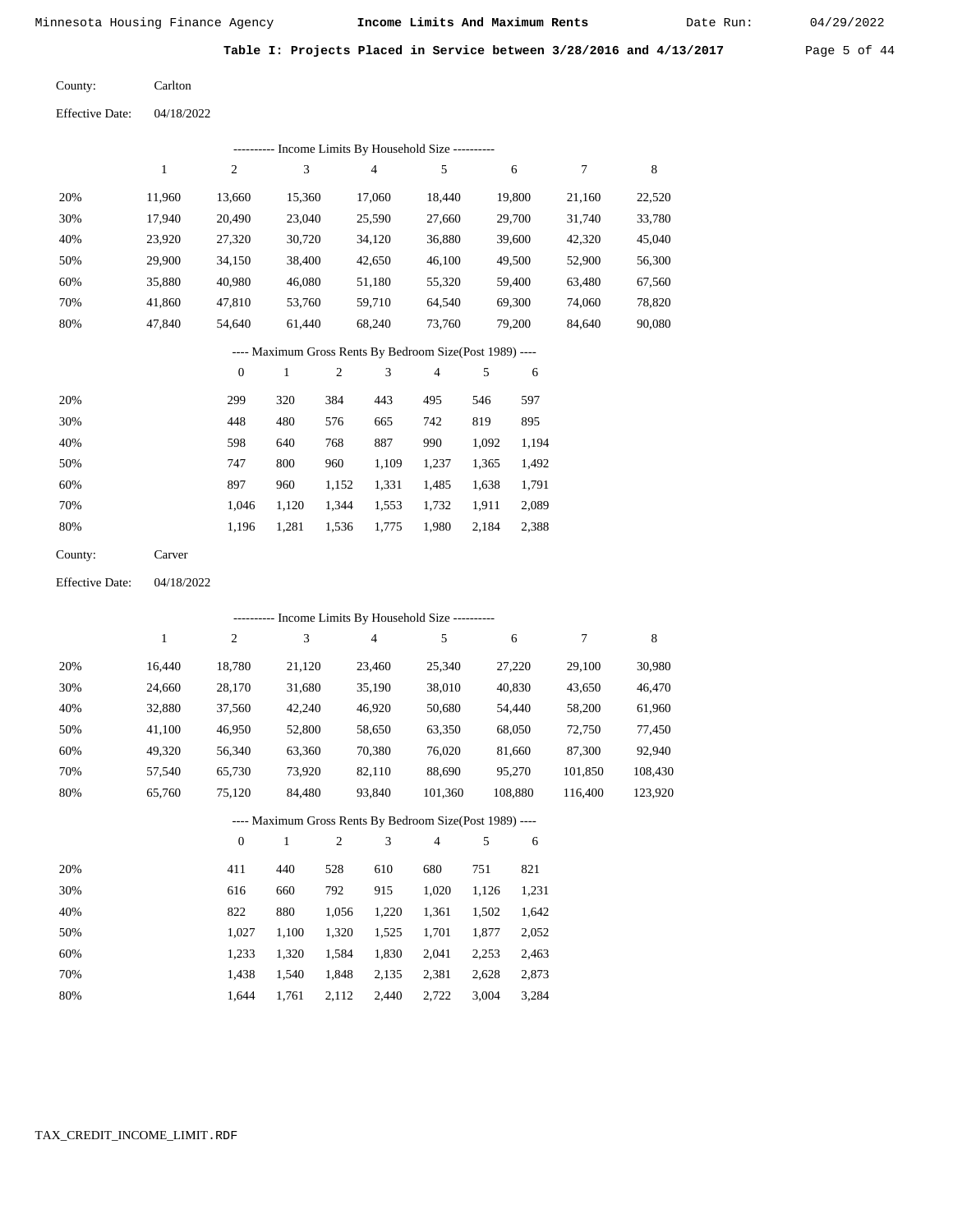Minnesota Housing Finance Agency **Income Limits And Maximum Rents** Date Run: 04/29/2022

**Table I: Projects Placed in Service between 3/28/2016 and 4/13/2017**

County: Carlton

Effective Date: 04/18/2022

---------- Income Limits By Household Size ----------

| | 1 | 2 | 3 | 4 | 5 | 6 | 7 | 8 |
|---|---|---|---|---|---|---|---|---|
| 20% | 11,960 | 13,660 | 15,360 | 17,060 | 18,440 | 19,800 | 21,160 | 22,520 |
| 30% | 17,940 | 20,490 | 23,040 | 25,590 | 27,660 | 29,700 | 31,740 | 33,780 |
| 40% | 23,920 | 27,320 | 30,720 | 34,120 | 36,880 | 39,600 | 42,320 | 45,040 |
| 50% | 29,900 | 34,150 | 38,400 | 42,650 | 46,100 | 49,500 | 52,900 | 56,300 |
| 60% | 35,880 | 40,980 | 46,080 | 51,180 | 55,320 | 59,400 | 63,480 | 67,560 |
| 70% | 41,860 | 47,810 | 53,760 | 59,710 | 64,540 | 69,300 | 74,060 | 78,820 |
| 80% | 47,840 | 54,640 | 61,440 | 68,240 | 73,760 | 79,200 | 84,640 | 90,080 |

---- Maximum Gross Rents By Bedroom Size(Post 1989) ----

| | 0 | 1 | 2 | 3 | 4 | 5 | 6 |
|---|---|---|---|---|---|---|---|
| 20% | 299 | 320 | 384 | 443 | 495 | 546 | 597 |
| 30% | 448 | 480 | 576 | 665 | 742 | 819 | 895 |
| 40% | 598 | 640 | 768 | 887 | 990 | 1,092 | 1,194 |
| 50% | 747 | 800 | 960 | 1,109 | 1,237 | 1,365 | 1,492 |
| 60% | 897 | 960 | 1,152 | 1,331 | 1,485 | 1,638 | 1,791 |
| 70% | 1,046 | 1,120 | 1,344 | 1,553 | 1,732 | 1,911 | 2,089 |
| 80% | 1,196 | 1,281 | 1,536 | 1,775 | 1,980 | 2,184 | 2,388 |

County: Carver

Effective Date: 04/18/2022

---------- Income Limits By Household Size ----------

| | 1 | 2 | 3 | 4 | 5 | 6 | 7 | 8 |
|---|---|---|---|---|---|---|---|---|
| 20% | 16,440 | 18,780 | 21,120 | 23,460 | 25,340 | 27,220 | 29,100 | 30,980 |
| 30% | 24,660 | 28,170 | 31,680 | 35,190 | 38,010 | 40,830 | 43,650 | 46,470 |
| 40% | 32,880 | 37,560 | 42,240 | 46,920 | 50,680 | 54,440 | 58,200 | 61,960 |
| 50% | 41,100 | 46,950 | 52,800 | 58,650 | 63,350 | 68,050 | 72,750 | 77,450 |
| 60% | 49,320 | 56,340 | 63,360 | 70,380 | 76,020 | 81,660 | 87,300 | 92,940 |
| 70% | 57,540 | 65,730 | 73,920 | 82,110 | 88,690 | 95,270 | 101,850 | 108,430 |
| 80% | 65,760 | 75,120 | 84,480 | 93,840 | 101,360 | 108,880 | 116,400 | 123,920 |

---- Maximum Gross Rents By Bedroom Size(Post 1989) ----

| | 0 | 1 | 2 | 3 | 4 | 5 | 6 |
|---|---|---|---|---|---|---|---|
| 20% | 411 | 440 | 528 | 610 | 680 | 751 | 821 |
| 30% | 616 | 660 | 792 | 915 | 1,020 | 1,126 | 1,231 |
| 40% | 822 | 880 | 1,056 | 1,220 | 1,361 | 1,502 | 1,642 |
| 50% | 1,027 | 1,100 | 1,320 | 1,525 | 1,701 | 1,877 | 2,052 |
| 60% | 1,233 | 1,320 | 1,584 | 1,830 | 2,041 | 2,253 | 2,463 |
| 70% | 1,438 | 1,540 | 1,848 | 2,135 | 2,381 | 2,628 | 2,873 |
| 80% | 1,644 | 1,761 | 2,112 | 2,440 | 2,722 | 3,004 | 3,284 |

TAX_CREDIT_INCOME_LIMIT.RDF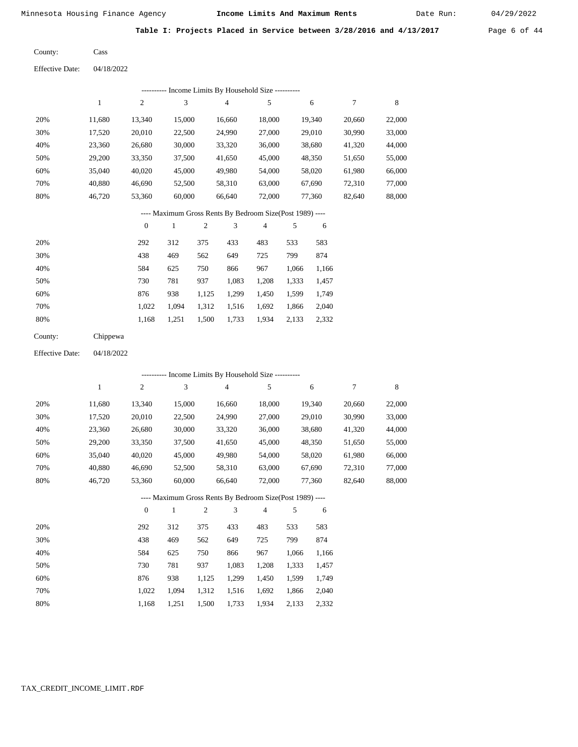Minnesota Housing Finance Agency **Income Limits And Maximum Rents** Date Run: 04/29/2022

**Table I: Projects Placed in Service between 3/28/2016 and 4/13/2017**

County: Cass

Effective Date: 04/18/2022

---------- Income Limits By Household Size ----------

| | 1 | 2 | 3 | 4 | 5 | 6 | 7 | 8 |
|---|---|---|---|---|---|---|---|---|
| 20% | 11,680 | 13,340 | 15,000 | 16,660 | 18,000 | 19,340 | 20,660 | 22,000 |
| 30% | 17,520 | 20,010 | 22,500 | 24,990 | 27,000 | 29,010 | 30,990 | 33,000 |
| 40% | 23,360 | 26,680 | 30,000 | 33,320 | 36,000 | 38,680 | 41,320 | 44,000 |
| 50% | 29,200 | 33,350 | 37,500 | 41,650 | 45,000 | 48,350 | 51,650 | 55,000 |
| 60% | 35,040 | 40,020 | 45,000 | 49,980 | 54,000 | 58,020 | 61,980 | 66,000 |
| 70% | 40,880 | 46,690 | 52,500 | 58,310 | 63,000 | 67,690 | 72,310 | 77,000 |
| 80% | 46,720 | 53,360 | 60,000 | 66,640 | 72,000 | 77,360 | 82,640 | 88,000 |

---- Maximum Gross Rents By Bedroom Size(Post 1989) ----

| | 0 | 1 | 2 | 3 | 4 | 5 | 6 |
|---|---|---|---|---|---|---|---|
| 20% | 292 | 312 | 375 | 433 | 483 | 533 | 583 |
| 30% | 438 | 469 | 562 | 649 | 725 | 799 | 874 |
| 40% | 584 | 625 | 750 | 866 | 967 | 1,066 | 1,166 |
| 50% | 730 | 781 | 937 | 1,083 | 1,208 | 1,333 | 1,457 |
| 60% | 876 | 938 | 1,125 | 1,299 | 1,450 | 1,599 | 1,749 |
| 70% | 1,022 | 1,094 | 1,312 | 1,516 | 1,692 | 1,866 | 2,040 |
| 80% | 1,168 | 1,251 | 1,500 | 1,733 | 1,934 | 2,133 | 2,332 |

County: Chippewa

Effective Date: 04/18/2022

---------- Income Limits By Household Size ----------

| | 1 | 2 | 3 | 4 | 5 | 6 | 7 | 8 |
|---|---|---|---|---|---|---|---|---|
| 20% | 11,680 | 13,340 | 15,000 | 16,660 | 18,000 | 19,340 | 20,660 | 22,000 |
| 30% | 17,520 | 20,010 | 22,500 | 24,990 | 27,000 | 29,010 | 30,990 | 33,000 |
| 40% | 23,360 | 26,680 | 30,000 | 33,320 | 36,000 | 38,680 | 41,320 | 44,000 |
| 50% | 29,200 | 33,350 | 37,500 | 41,650 | 45,000 | 48,350 | 51,650 | 55,000 |
| 60% | 35,040 | 40,020 | 45,000 | 49,980 | 54,000 | 58,020 | 61,980 | 66,000 |
| 70% | 40,880 | 46,690 | 52,500 | 58,310 | 63,000 | 67,690 | 72,310 | 77,000 |
| 80% | 46,720 | 53,360 | 60,000 | 66,640 | 72,000 | 77,360 | 82,640 | 88,000 |

---- Maximum Gross Rents By Bedroom Size(Post 1989) ----

| | 0 | 1 | 2 | 3 | 4 | 5 | 6 |
|---|---|---|---|---|---|---|---|
| 20% | 292 | 312 | 375 | 433 | 483 | 533 | 583 |
| 30% | 438 | 469 | 562 | 649 | 725 | 799 | 874 |
| 40% | 584 | 625 | 750 | 866 | 967 | 1,066 | 1,166 |
| 50% | 730 | 781 | 937 | 1,083 | 1,208 | 1,333 | 1,457 |
| 60% | 876 | 938 | 1,125 | 1,299 | 1,450 | 1,599 | 1,749 |
| 70% | 1,022 | 1,094 | 1,312 | 1,516 | 1,692 | 1,866 | 2,040 |
| 80% | 1,168 | 1,251 | 1,500 | 1,733 | 1,934 | 2,133 | 2,332 |

TAX_CREDIT_INCOME_LIMIT.RDF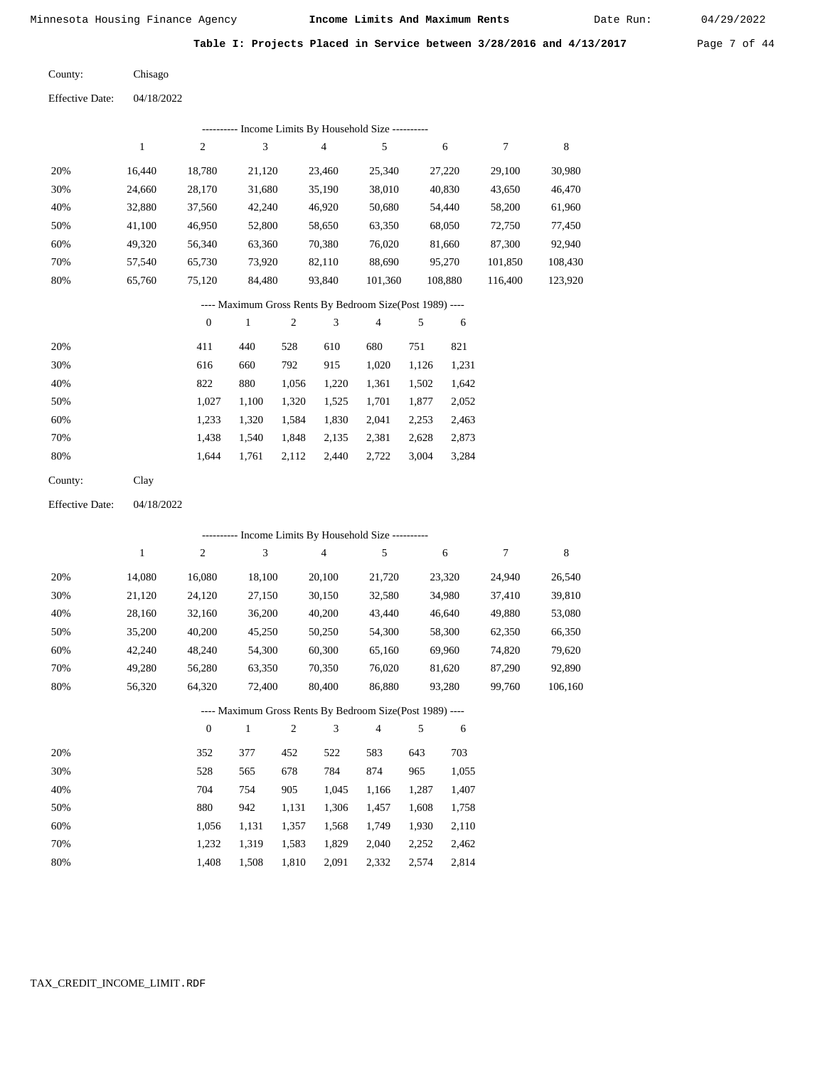Minnesota Housing Finance Agency **Income Limits And Maximum Rents** Date Run: 04/29/2022

**Table I: Projects Placed in Service between 3/28/2016 and 4/13/2017**

County: Chisago

Effective Date: 04/18/2022

---------- Income Limits By Household Size ----------

| | 1 | 2 | 3 | 4 | 5 | 6 | 7 | 8 |
|---|---|---|---|---|---|---|---|---|
| 20% | 16,440 | 18,780 | 21,120 | 23,460 | 25,340 | 27,220 | 29,100 | 30,980 |
| 30% | 24,660 | 28,170 | 31,680 | 35,190 | 38,010 | 40,830 | 43,650 | 46,470 |
| 40% | 32,880 | 37,560 | 42,240 | 46,920 | 50,680 | 54,440 | 58,200 | 61,960 |
| 50% | 41,100 | 46,950 | 52,800 | 58,650 | 63,350 | 68,050 | 72,750 | 77,450 |
| 60% | 49,320 | 56,340 | 63,360 | 70,380 | 76,020 | 81,660 | 87,300 | 92,940 |
| 70% | 57,540 | 65,730 | 73,920 | 82,110 | 88,690 | 95,270 | 101,850 | 108,430 |
| 80% | 65,760 | 75,120 | 84,480 | 93,840 | 101,360 | 108,880 | 116,400 | 123,920 |

---- Maximum Gross Rents By Bedroom Size(Post 1989) ----

| | 0 | 1 | 2 | 3 | 4 | 5 | 6 |
|---|---|---|---|---|---|---|---|
| 20% | 411 | 440 | 528 | 610 | 680 | 751 | 821 |
| 30% | 616 | 660 | 792 | 915 | 1,020 | 1,126 | 1,231 |
| 40% | 822 | 880 | 1,056 | 1,220 | 1,361 | 1,502 | 1,642 |
| 50% | 1,027 | 1,100 | 1,320 | 1,525 | 1,701 | 1,877 | 2,052 |
| 60% | 1,233 | 1,320 | 1,584 | 1,830 | 2,041 | 2,253 | 2,463 |
| 70% | 1,438 | 1,540 | 1,848 | 2,135 | 2,381 | 2,628 | 2,873 |
| 80% | 1,644 | 1,761 | 2,112 | 2,440 | 2,722 | 3,004 | 3,284 |

County: Clay

Effective Date: 04/18/2022

---------- Income Limits By Household Size ----------

| | 1 | 2 | 3 | 4 | 5 | 6 | 7 | 8 |
|---|---|---|---|---|---|---|---|---|
| 20% | 14,080 | 16,080 | 18,100 | 20,100 | 21,720 | 23,320 | 24,940 | 26,540 |
| 30% | 21,120 | 24,120 | 27,150 | 30,150 | 32,580 | 34,980 | 37,410 | 39,810 |
| 40% | 28,160 | 32,160 | 36,200 | 40,200 | 43,440 | 46,640 | 49,880 | 53,080 |
| 50% | 35,200 | 40,200 | 45,250 | 50,250 | 54,300 | 58,300 | 62,350 | 66,350 |
| 60% | 42,240 | 48,240 | 54,300 | 60,300 | 65,160 | 69,960 | 74,820 | 79,620 |
| 70% | 49,280 | 56,280 | 63,350 | 70,350 | 76,020 | 81,620 | 87,290 | 92,890 |
| 80% | 56,320 | 64,320 | 72,400 | 80,400 | 86,880 | 93,280 | 99,760 | 106,160 |

---- Maximum Gross Rents By Bedroom Size(Post 1989) ----

| | 0 | 1 | 2 | 3 | 4 | 5 | 6 |
|---|---|---|---|---|---|---|---|
| 20% | 352 | 377 | 452 | 522 | 583 | 643 | 703 |
| 30% | 528 | 565 | 678 | 784 | 874 | 965 | 1,055 |
| 40% | 704 | 754 | 905 | 1,045 | 1,166 | 1,287 | 1,407 |
| 50% | 880 | 942 | 1,131 | 1,306 | 1,457 | 1,608 | 1,758 |
| 60% | 1,056 | 1,131 | 1,357 | 1,568 | 1,749 | 1,930 | 2,110 |
| 70% | 1,232 | 1,319 | 1,583 | 1,829 | 2,040 | 2,252 | 2,462 |
| 80% | 1,408 | 1,508 | 1,810 | 2,091 | 2,332 | 2,574 | 2,814 |

TAX_CREDIT_INCOME_LIMIT.RDF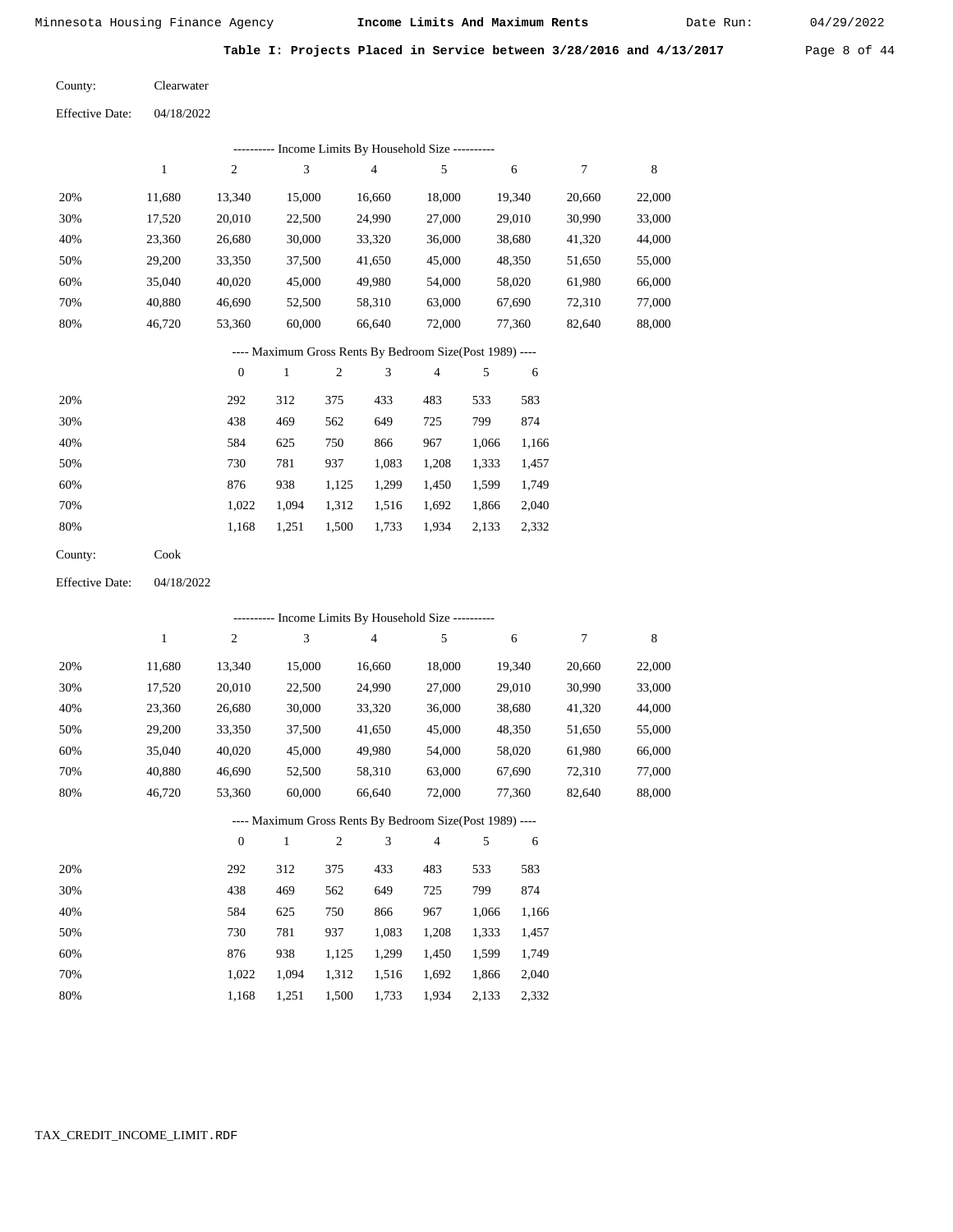Minnesota Housing Finance Agency **Income Limits And Maximum Rents** Date Run: 04/29/2022

**Table I: Projects Placed in Service between 3/28/2016 and 4/13/2017**

County: Clearwater

Effective Date: 04/18/2022

---------- Income Limits By Household Size ----------

| | 1 | 2 | 3 | 4 | 5 | 6 | 7 | 8 |
|---|---|---|---|---|---|---|---|---|
| 20% | 11,680 | 13,340 | 15,000 | 16,660 | 18,000 | 19,340 | 20,660 | 22,000 |
| 30% | 17,520 | 20,010 | 22,500 | 24,990 | 27,000 | 29,010 | 30,990 | 33,000 |
| 40% | 23,360 | 26,680 | 30,000 | 33,320 | 36,000 | 38,680 | 41,320 | 44,000 |
| 50% | 29,200 | 33,350 | 37,500 | 41,650 | 45,000 | 48,350 | 51,650 | 55,000 |
| 60% | 35,040 | 40,020 | 45,000 | 49,980 | 54,000 | 58,020 | 61,980 | 66,000 |
| 70% | 40,880 | 46,690 | 52,500 | 58,310 | 63,000 | 67,690 | 72,310 | 77,000 |
| 80% | 46,720 | 53,360 | 60,000 | 66,640 | 72,000 | 77,360 | 82,640 | 88,000 |

---- Maximum Gross Rents By Bedroom Size(Post 1989) ----

| | 0 | 1 | 2 | 3 | 4 | 5 | 6 |
|---|---|---|---|---|---|---|---|
| 20% | 292 | 312 | 375 | 433 | 483 | 533 | 583 |
| 30% | 438 | 469 | 562 | 649 | 725 | 799 | 874 |
| 40% | 584 | 625 | 750 | 866 | 967 | 1,066 | 1,166 |
| 50% | 730 | 781 | 937 | 1,083 | 1,208 | 1,333 | 1,457 |
| 60% | 876 | 938 | 1,125 | 1,299 | 1,450 | 1,599 | 1,749 |
| 70% | 1,022 | 1,094 | 1,312 | 1,516 | 1,692 | 1,866 | 2,040 |
| 80% | 1,168 | 1,251 | 1,500 | 1,733 | 1,934 | 2,133 | 2,332 |

County: Cook

Effective Date: 04/18/2022

---------- Income Limits By Household Size ----------

| | 1 | 2 | 3 | 4 | 5 | 6 | 7 | 8 |
|---|---|---|---|---|---|---|---|---|
| 20% | 11,680 | 13,340 | 15,000 | 16,660 | 18,000 | 19,340 | 20,660 | 22,000 |
| 30% | 17,520 | 20,010 | 22,500 | 24,990 | 27,000 | 29,010 | 30,990 | 33,000 |
| 40% | 23,360 | 26,680 | 30,000 | 33,320 | 36,000 | 38,680 | 41,320 | 44,000 |
| 50% | 29,200 | 33,350 | 37,500 | 41,650 | 45,000 | 48,350 | 51,650 | 55,000 |
| 60% | 35,040 | 40,020 | 45,000 | 49,980 | 54,000 | 58,020 | 61,980 | 66,000 |
| 70% | 40,880 | 46,690 | 52,500 | 58,310 | 63,000 | 67,690 | 72,310 | 77,000 |
| 80% | 46,720 | 53,360 | 60,000 | 66,640 | 72,000 | 77,360 | 82,640 | 88,000 |

---- Maximum Gross Rents By Bedroom Size(Post 1989) ----

| | 0 | 1 | 2 | 3 | 4 | 5 | 6 |
|---|---|---|---|---|---|---|---|
| 20% | 292 | 312 | 375 | 433 | 483 | 533 | 583 |
| 30% | 438 | 469 | 562 | 649 | 725 | 799 | 874 |
| 40% | 584 | 625 | 750 | 866 | 967 | 1,066 | 1,166 |
| 50% | 730 | 781 | 937 | 1,083 | 1,208 | 1,333 | 1,457 |
| 60% | 876 | 938 | 1,125 | 1,299 | 1,450 | 1,599 | 1,749 |
| 70% | 1,022 | 1,094 | 1,312 | 1,516 | 1,692 | 1,866 | 2,040 |
| 80% | 1,168 | 1,251 | 1,500 | 1,733 | 1,934 | 2,133 | 2,332 |

TAX_CREDIT_INCOME_LIMIT.RDF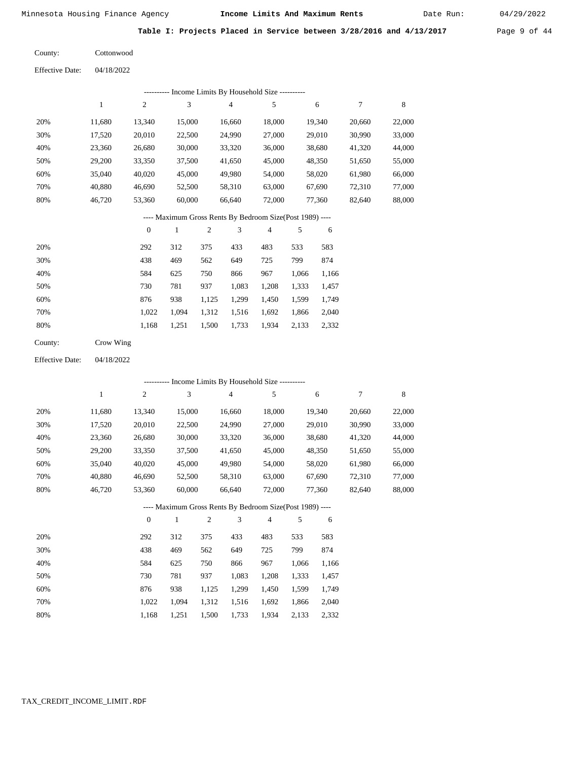**Table I: Projects Placed in Service between 3/28/2016 and 4/13/2017**

County: Cottonwood

Effective Date: 04/18/2022

---------- Income Limits By Household Size ----------

| | 1 | 2 | 3 | 4 | 5 | 6 | 7 | 8 |
|---|---|---|---|---|---|---|---|---|
| 20% | 11,680 | 13,340 | 15,000 | 16,660 | 18,000 | 19,340 | 20,660 | 22,000 |
| 30% | 17,520 | 20,010 | 22,500 | 24,990 | 27,000 | 29,010 | 30,990 | 33,000 |
| 40% | 23,360 | 26,680 | 30,000 | 33,320 | 36,000 | 38,680 | 41,320 | 44,000 |
| 50% | 29,200 | 33,350 | 37,500 | 41,650 | 45,000 | 48,350 | 51,650 | 55,000 |
| 60% | 35,040 | 40,020 | 45,000 | 49,980 | 54,000 | 58,020 | 61,980 | 66,000 |
| 70% | 40,880 | 46,690 | 52,500 | 58,310 | 63,000 | 67,690 | 72,310 | 77,000 |
| 80% | 46,720 | 53,360 | 60,000 | 66,640 | 72,000 | 77,360 | 82,640 | 88,000 |

---- Maximum Gross Rents By Bedroom Size(Post 1989) ----

| | 0 | 1 | 2 | 3 | 4 | 5 | 6 |
|---|---|---|---|---|---|---|---|
| 20% | 292 | 312 | 375 | 433 | 483 | 533 | 583 |
| 30% | 438 | 469 | 562 | 649 | 725 | 799 | 874 |
| 40% | 584 | 625 | 750 | 866 | 967 | 1,066 | 1,166 |
| 50% | 730 | 781 | 937 | 1,083 | 1,208 | 1,333 | 1,457 |
| 60% | 876 | 938 | 1,125 | 1,299 | 1,450 | 1,599 | 1,749 |
| 70% | 1,022 | 1,094 | 1,312 | 1,516 | 1,692 | 1,866 | 2,040 |
| 80% | 1,168 | 1,251 | 1,500 | 1,733 | 1,934 | 2,133 | 2,332 |

County: Crow Wing

Effective Date: 04/18/2022

---------- Income Limits By Household Size ----------

| | 1 | 2 | 3 | 4 | 5 | 6 | 7 | 8 |
|---|---|---|---|---|---|---|---|---|
| 20% | 11,680 | 13,340 | 15,000 | 16,660 | 18,000 | 19,340 | 20,660 | 22,000 |
| 30% | 17,520 | 20,010 | 22,500 | 24,990 | 27,000 | 29,010 | 30,990 | 33,000 |
| 40% | 23,360 | 26,680 | 30,000 | 33,320 | 36,000 | 38,680 | 41,320 | 44,000 |
| 50% | 29,200 | 33,350 | 37,500 | 41,650 | 45,000 | 48,350 | 51,650 | 55,000 |
| 60% | 35,040 | 40,020 | 45,000 | 49,980 | 54,000 | 58,020 | 61,980 | 66,000 |
| 70% | 40,880 | 46,690 | 52,500 | 58,310 | 63,000 | 67,690 | 72,310 | 77,000 |
| 80% | 46,720 | 53,360 | 60,000 | 66,640 | 72,000 | 77,360 | 82,640 | 88,000 |

---- Maximum Gross Rents By Bedroom Size(Post 1989) ----

| | 0 | 1 | 2 | 3 | 4 | 5 | 6 |
|---|---|---|---|---|---|---|---|
| 20% | 292 | 312 | 375 | 433 | 483 | 533 | 583 |
| 30% | 438 | 469 | 562 | 649 | 725 | 799 | 874 |
| 40% | 584 | 625 | 750 | 866 | 967 | 1,066 | 1,166 |
| 50% | 730 | 781 | 937 | 1,083 | 1,208 | 1,333 | 1,457 |
| 60% | 876 | 938 | 1,125 | 1,299 | 1,450 | 1,599 | 1,749 |
| 70% | 1,022 | 1,094 | 1,312 | 1,516 | 1,692 | 1,866 | 2,040 |
| 80% | 1,168 | 1,251 | 1,500 | 1,733 | 1,934 | 2,133 | 2,332 |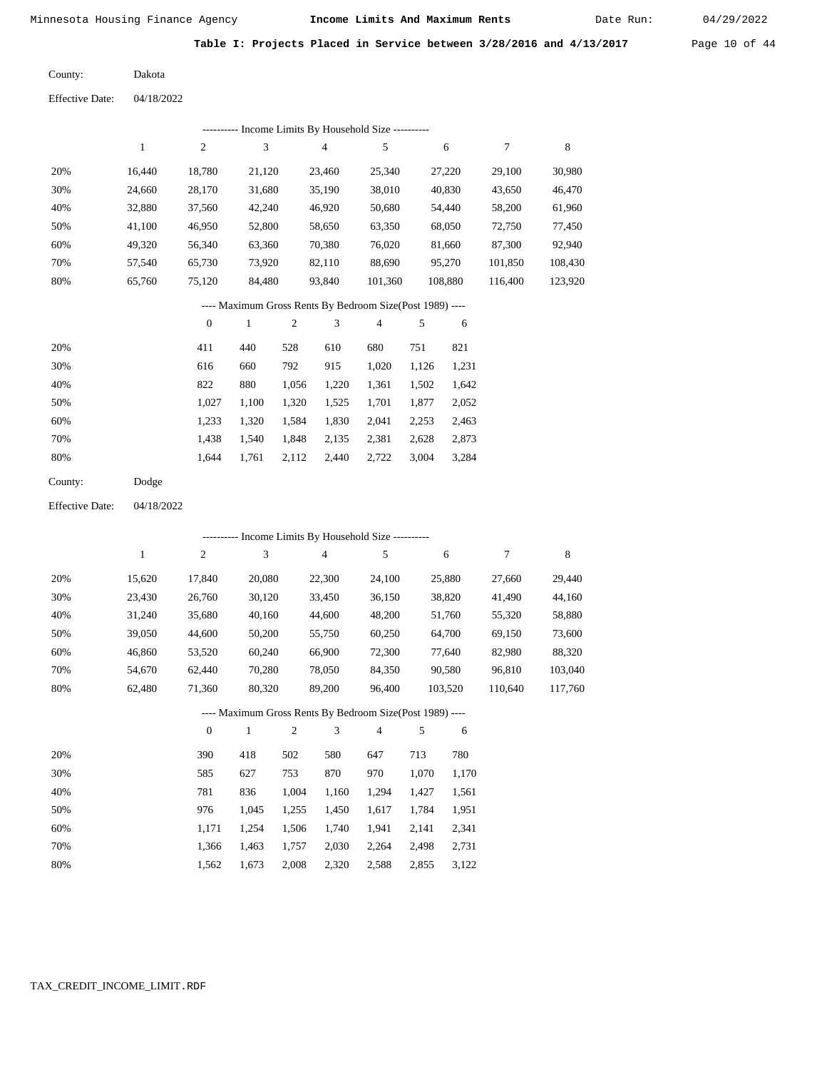**Table I: Projects Placed in Service between 3/28/2016 and 4/13/2017**

County: Dakota

Effective Date: 04/18/2022

---------- Income Limits By Household Size ----------

| | 1 | 2 | 3 | 4 | 5 | 6 | 7 | 8 |
|---|---|---|---|---|---|---|---|---|
| 20% | 16,440 | 18,780 | 21,120 | 23,460 | 25,340 | 27,220 | 29,100 | 30,980 |
| 30% | 24,660 | 28,170 | 31,680 | 35,190 | 38,010 | 40,830 | 43,650 | 46,470 |
| 40% | 32,880 | 37,560 | 42,240 | 46,920 | 50,680 | 54,440 | 58,200 | 61,960 |
| 50% | 41,100 | 46,950 | 52,800 | 58,650 | 63,350 | 68,050 | 72,750 | 77,450 |
| 60% | 49,320 | 56,340 | 63,360 | 70,380 | 76,020 | 81,660 | 87,300 | 92,940 |
| 70% | 57,540 | 65,730 | 73,920 | 82,110 | 88,690 | 95,270 | 101,850 | 108,430 |
| 80% | 65,760 | 75,120 | 84,480 | 93,840 | 101,360 | 108,880 | 116,400 | 123,920 |

---- Maximum Gross Rents By Bedroom Size(Post 1989) ----

| | 0 | 1 | 2 | 3 | 4 | 5 | 6 |
|---|---|---|---|---|---|---|---|
| 20% | 411 | 440 | 528 | 610 | 680 | 751 | 821 |
| 30% | 616 | 660 | 792 | 915 | 1,020 | 1,126 | 1,231 |
| 40% | 822 | 880 | 1,056 | 1,220 | 1,361 | 1,502 | 1,642 |
| 50% | 1,027 | 1,100 | 1,320 | 1,525 | 1,701 | 1,877 | 2,052 |
| 60% | 1,233 | 1,320 | 1,584 | 1,830 | 2,041 | 2,253 | 2,463 |
| 70% | 1,438 | 1,540 | 1,848 | 2,135 | 2,381 | 2,628 | 2,873 |
| 80% | 1,644 | 1,761 | 2,112 | 2,440 | 2,722 | 3,004 | 3,284 |

County: Dodge

Effective Date: 04/18/2022

---------- Income Limits By Household Size ----------

| | 1 | 2 | 3 | 4 | 5 | 6 | 7 | 8 |
|---|---|---|---|---|---|---|---|---|
| 20% | 15,620 | 17,840 | 20,080 | 22,300 | 24,100 | 25,880 | 27,660 | 29,440 |
| 30% | 23,430 | 26,760 | 30,120 | 33,450 | 36,150 | 38,820 | 41,490 | 44,160 |
| 40% | 31,240 | 35,680 | 40,160 | 44,600 | 48,200 | 51,760 | 55,320 | 58,880 |
| 50% | 39,050 | 44,600 | 50,200 | 55,750 | 60,250 | 64,700 | 69,150 | 73,600 |
| 60% | 46,860 | 53,520 | 60,240 | 66,900 | 72,300 | 77,640 | 82,980 | 88,320 |
| 70% | 54,670 | 62,440 | 70,280 | 78,050 | 84,350 | 90,580 | 96,810 | 103,040 |
| 80% | 62,480 | 71,360 | 80,320 | 89,200 | 96,400 | 103,520 | 110,640 | 117,760 |

---- Maximum Gross Rents By Bedroom Size(Post 1989) ----

| | 0 | 1 | 2 | 3 | 4 | 5 | 6 |
|---|---|---|---|---|---|---|---|
| 20% | 390 | 418 | 502 | 580 | 647 | 713 | 780 |
| 30% | 585 | 627 | 753 | 870 | 970 | 1,070 | 1,170 |
| 40% | 781 | 836 | 1,004 | 1,160 | 1,294 | 1,427 | 1,561 |
| 50% | 976 | 1,045 | 1,255 | 1,450 | 1,617 | 1,784 | 1,951 |
| 60% | 1,171 | 1,254 | 1,506 | 1,740 | 1,941 | 2,141 | 2,341 |
| 70% | 1,366 | 1,463 | 1,757 | 2,030 | 2,264 | 2,498 | 2,731 |
| 80% | 1,562 | 1,673 | 2,008 | 2,320 | 2,588 | 2,855 | 3,122 |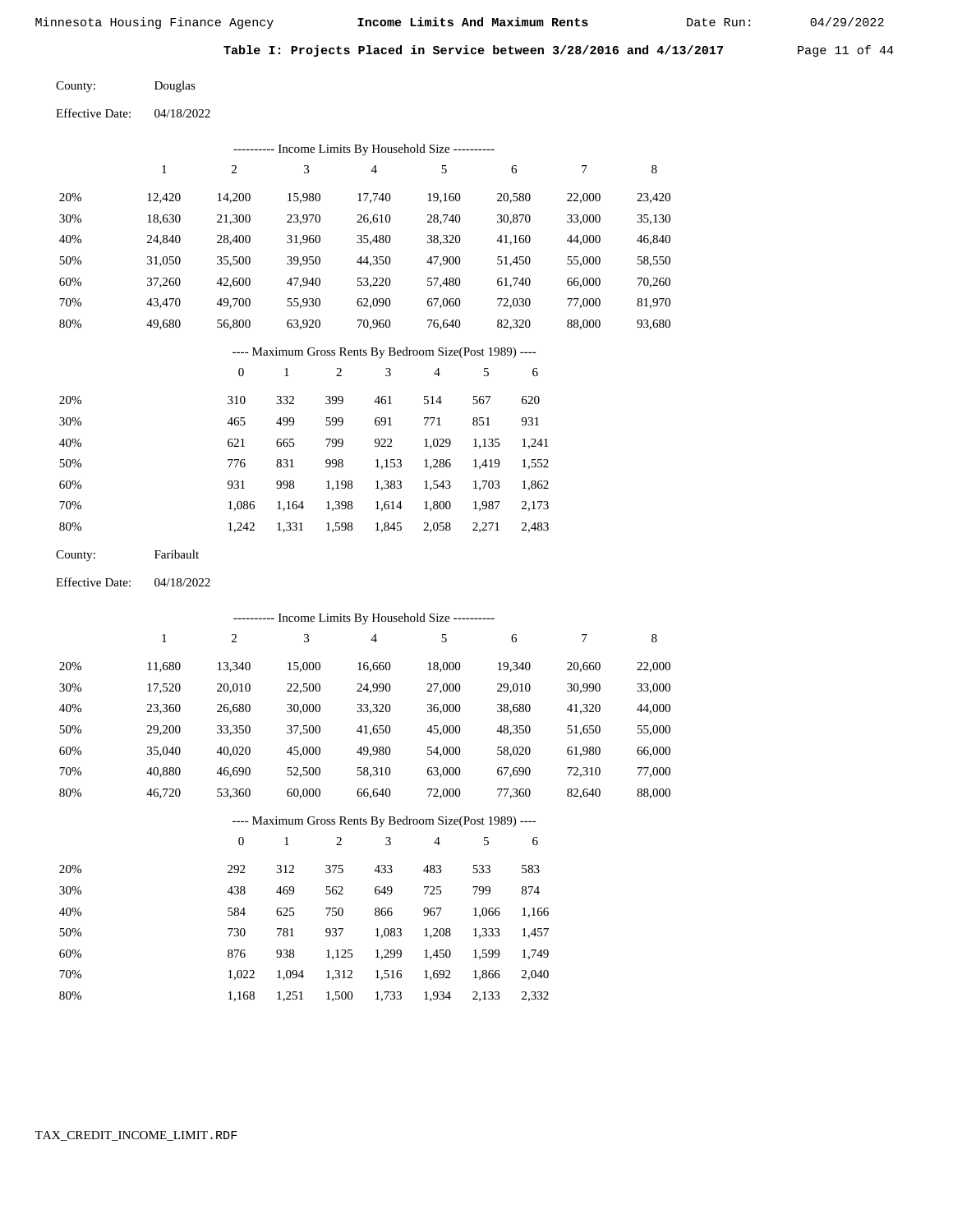Minnesota Housing Finance Agency **Income Limits And Maximum Rents** Date Run: 04/29/2022

**Table I: Projects Placed in Service between 3/28/2016 and 4/13/2017**

County: Douglas

Effective Date: 04/18/2022

---------- Income Limits By Household Size ----------

| | 1 | 2 | 3 | 4 | 5 | 6 | 7 | 8 |
|---|---|---|---|---|---|---|---|---|
| 20% | 12,420 | 14,200 | 15,980 | 17,740 | 19,160 | 20,580 | 22,000 | 23,420 |
| 30% | 18,630 | 21,300 | 23,970 | 26,610 | 28,740 | 30,870 | 33,000 | 35,130 |
| 40% | 24,840 | 28,400 | 31,960 | 35,480 | 38,320 | 41,160 | 44,000 | 46,840 |
| 50% | 31,050 | 35,500 | 39,950 | 44,350 | 47,900 | 51,450 | 55,000 | 58,550 |
| 60% | 37,260 | 42,600 | 47,940 | 53,220 | 57,480 | 61,740 | 66,000 | 70,260 |
| 70% | 43,470 | 49,700 | 55,930 | 62,090 | 67,060 | 72,030 | 77,000 | 81,970 |
| 80% | 49,680 | 56,800 | 63,920 | 70,960 | 76,640 | 82,320 | 88,000 | 93,680 |

---- Maximum Gross Rents By Bedroom Size(Post 1989) ----

| | 0 | 1 | 2 | 3 | 4 | 5 | 6 |
|---|---|---|---|---|---|---|---|
| 20% | 310 | 332 | 399 | 461 | 514 | 567 | 620 |
| 30% | 465 | 499 | 599 | 691 | 771 | 851 | 931 |
| 40% | 621 | 665 | 799 | 922 | 1,029 | 1,135 | 1,241 |
| 50% | 776 | 831 | 998 | 1,153 | 1,286 | 1,419 | 1,552 |
| 60% | 931 | 998 | 1,198 | 1,383 | 1,543 | 1,703 | 1,862 |
| 70% | 1,086 | 1,164 | 1,398 | 1,614 | 1,800 | 1,987 | 2,173 |
| 80% | 1,242 | 1,331 | 1,598 | 1,845 | 2,058 | 2,271 | 2,483 |

County: Faribault

Effective Date: 04/18/2022

---------- Income Limits By Household Size ----------

| | 1 | 2 | 3 | 4 | 5 | 6 | 7 | 8 |
|---|---|---|---|---|---|---|---|---|
| 20% | 11,680 | 13,340 | 15,000 | 16,660 | 18,000 | 19,340 | 20,660 | 22,000 |
| 30% | 17,520 | 20,010 | 22,500 | 24,990 | 27,000 | 29,010 | 30,990 | 33,000 |
| 40% | 23,360 | 26,680 | 30,000 | 33,320 | 36,000 | 38,680 | 41,320 | 44,000 |
| 50% | 29,200 | 33,350 | 37,500 | 41,650 | 45,000 | 48,350 | 51,650 | 55,000 |
| 60% | 35,040 | 40,020 | 45,000 | 49,980 | 54,000 | 58,020 | 61,980 | 66,000 |
| 70% | 40,880 | 46,690 | 52,500 | 58,310 | 63,000 | 67,690 | 72,310 | 77,000 |
| 80% | 46,720 | 53,360 | 60,000 | 66,640 | 72,000 | 77,360 | 82,640 | 88,000 |

---- Maximum Gross Rents By Bedroom Size(Post 1989) ----

| | 0 | 1 | 2 | 3 | 4 | 5 | 6 |
|---|---|---|---|---|---|---|---|
| 20% | 292 | 312 | 375 | 433 | 483 | 533 | 583 |
| 30% | 438 | 469 | 562 | 649 | 725 | 799 | 874 |
| 40% | 584 | 625 | 750 | 866 | 967 | 1,066 | 1,166 |
| 50% | 730 | 781 | 937 | 1,083 | 1,208 | 1,333 | 1,457 |
| 60% | 876 | 938 | 1,125 | 1,299 | 1,450 | 1,599 | 1,749 |
| 70% | 1,022 | 1,094 | 1,312 | 1,516 | 1,692 | 1,866 | 2,040 |
| 80% | 1,168 | 1,251 | 1,500 | 1,733 | 1,934 | 2,133 | 2,332 |

TAX_CREDIT_INCOME_LIMIT.RDF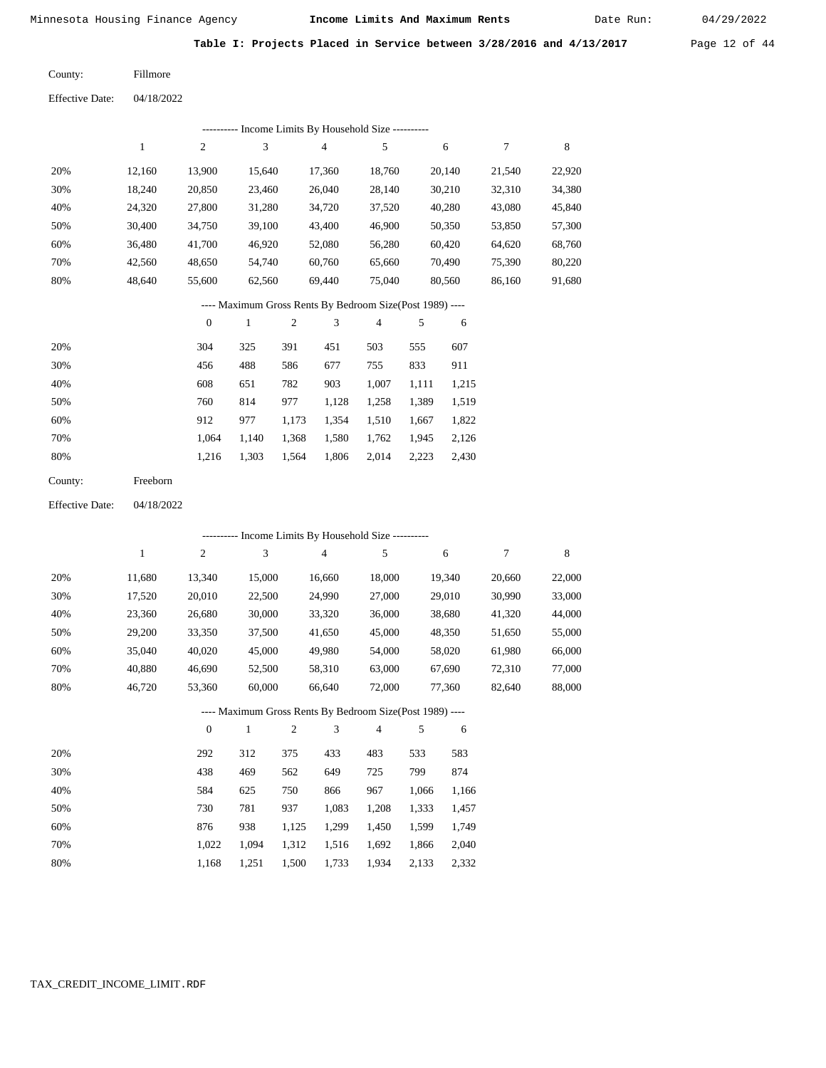Minnesota Housing Finance Agency **Income Limits And Maximum Rents** Date Run: 04/29/2022

**Table I: Projects Placed in Service between 3/28/2016 and 4/13/2017**

County: Fillmore

Effective Date: 04/18/2022

---------- Income Limits By Household Size ----------

| | 1 | 2 | 3 | 4 | 5 | 6 | 7 | 8 |
|---|---|---|---|---|---|---|---|---|
| 20% | 12,160 | 13,900 | 15,640 | 17,360 | 18,760 | 20,140 | 21,540 | 22,920 |
| 30% | 18,240 | 20,850 | 23,460 | 26,040 | 28,140 | 30,210 | 32,310 | 34,380 |
| 40% | 24,320 | 27,800 | 31,280 | 34,720 | 37,520 | 40,280 | 43,080 | 45,840 |
| 50% | 30,400 | 34,750 | 39,100 | 43,400 | 46,900 | 50,350 | 53,850 | 57,300 |
| 60% | 36,480 | 41,700 | 46,920 | 52,080 | 56,280 | 60,420 | 64,620 | 68,760 |
| 70% | 42,560 | 48,650 | 54,740 | 60,760 | 65,660 | 70,490 | 75,390 | 80,220 |
| 80% | 48,640 | 55,600 | 62,560 | 69,440 | 75,040 | 80,560 | 86,160 | 91,680 |

---- Maximum Gross Rents By Bedroom Size(Post 1989) ----

| | 0 | 1 | 2 | 3 | 4 | 5 | 6 |
|---|---|---|---|---|---|---|---|
| 20% | 304 | 325 | 391 | 451 | 503 | 555 | 607 |
| 30% | 456 | 488 | 586 | 677 | 755 | 833 | 911 |
| 40% | 608 | 651 | 782 | 903 | 1,007 | 1,111 | 1,215 |
| 50% | 760 | 814 | 977 | 1,128 | 1,258 | 1,389 | 1,519 |
| 60% | 912 | 977 | 1,173 | 1,354 | 1,510 | 1,667 | 1,822 |
| 70% | 1,064 | 1,140 | 1,368 | 1,580 | 1,762 | 1,945 | 2,126 |
| 80% | 1,216 | 1,303 | 1,564 | 1,806 | 2,014 | 2,223 | 2,430 |

County: Freeborn

Effective Date: 04/18/2022

---------- Income Limits By Household Size ----------

| | 1 | 2 | 3 | 4 | 5 | 6 | 7 | 8 |
|---|---|---|---|---|---|---|---|---|
| 20% | 11,680 | 13,340 | 15,000 | 16,660 | 18,000 | 19,340 | 20,660 | 22,000 |
| 30% | 17,520 | 20,010 | 22,500 | 24,990 | 27,000 | 29,010 | 30,990 | 33,000 |
| 40% | 23,360 | 26,680 | 30,000 | 33,320 | 36,000 | 38,680 | 41,320 | 44,000 |
| 50% | 29,200 | 33,350 | 37,500 | 41,650 | 45,000 | 48,350 | 51,650 | 55,000 |
| 60% | 35,040 | 40,020 | 45,000 | 49,980 | 54,000 | 58,020 | 61,980 | 66,000 |
| 70% | 40,880 | 46,690 | 52,500 | 58,310 | 63,000 | 67,690 | 72,310 | 77,000 |
| 80% | 46,720 | 53,360 | 60,000 | 66,640 | 72,000 | 77,360 | 82,640 | 88,000 |

---- Maximum Gross Rents By Bedroom Size(Post 1989) ----

| | 0 | 1 | 2 | 3 | 4 | 5 | 6 |
|---|---|---|---|---|---|---|---|
| 20% | 292 | 312 | 375 | 433 | 483 | 533 | 583 |
| 30% | 438 | 469 | 562 | 649 | 725 | 799 | 874 |
| 40% | 584 | 625 | 750 | 866 | 967 | 1,066 | 1,166 |
| 50% | 730 | 781 | 937 | 1,083 | 1,208 | 1,333 | 1,457 |
| 60% | 876 | 938 | 1,125 | 1,299 | 1,450 | 1,599 | 1,749 |
| 70% | 1,022 | 1,094 | 1,312 | 1,516 | 1,692 | 1,866 | 2,040 |
| 80% | 1,168 | 1,251 | 1,500 | 1,733 | 1,934 | 2,133 | 2,332 |

TAX_CREDIT_INCOME_LIMIT.RDF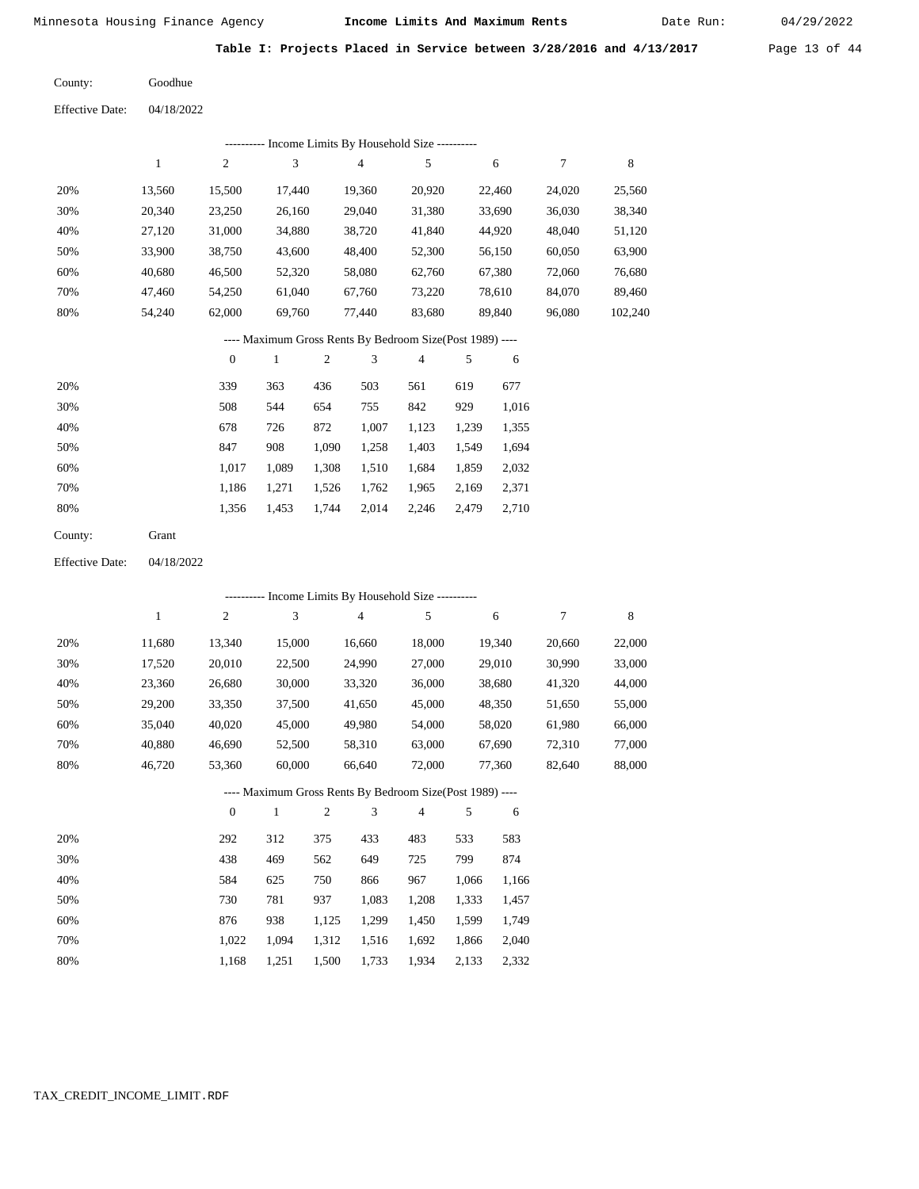Minnesota Housing Finance Agency **Income Limits And Maximum Rents** Date Run: 04/29/2022

**Table I: Projects Placed in Service between 3/28/2016 and 4/13/2017**

County: Goodhue

Effective Date: 04/18/2022

---------- Income Limits By Household Size ----------

| | 1 | 2 | 3 | 4 | 5 | 6 | 7 | 8 |
|---|---|---|---|---|---|---|---|---|
| 20% | 13,560 | 15,500 | 17,440 | 19,360 | 20,920 | 22,460 | 24,020 | 25,560 |
| 30% | 20,340 | 23,250 | 26,160 | 29,040 | 31,380 | 33,690 | 36,030 | 38,340 |
| 40% | 27,120 | 31,000 | 34,880 | 38,720 | 41,840 | 44,920 | 48,040 | 51,120 |
| 50% | 33,900 | 38,750 | 43,600 | 48,400 | 52,300 | 56,150 | 60,050 | 63,900 |
| 60% | 40,680 | 46,500 | 52,320 | 58,080 | 62,760 | 67,380 | 72,060 | 76,680 |
| 70% | 47,460 | 54,250 | 61,040 | 67,760 | 73,220 | 78,610 | 84,070 | 89,460 |
| 80% | 54,240 | 62,000 | 69,760 | 77,440 | 83,680 | 89,840 | 96,080 | 102,240 |

---- Maximum Gross Rents By Bedroom Size(Post 1989) ----

| | 0 | 1 | 2 | 3 | 4 | 5 | 6 |
|---|---|---|---|---|---|---|---|
| 20% | 339 | 363 | 436 | 503 | 561 | 619 | 677 |
| 30% | 508 | 544 | 654 | 755 | 842 | 929 | 1,016 |
| 40% | 678 | 726 | 872 | 1,007 | 1,123 | 1,239 | 1,355 |
| 50% | 847 | 908 | 1,090 | 1,258 | 1,403 | 1,549 | 1,694 |
| 60% | 1,017 | 1,089 | 1,308 | 1,510 | 1,684 | 1,859 | 2,032 |
| 70% | 1,186 | 1,271 | 1,526 | 1,762 | 1,965 | 2,169 | 2,371 |
| 80% | 1,356 | 1,453 | 1,744 | 2,014 | 2,246 | 2,479 | 2,710 |

County: Grant

Effective Date: 04/18/2022

---------- Income Limits By Household Size ----------

| | 1 | 2 | 3 | 4 | 5 | 6 | 7 | 8 |
|---|---|---|---|---|---|---|---|---|
| 20% | 11,680 | 13,340 | 15,000 | 16,660 | 18,000 | 19,340 | 20,660 | 22,000 |
| 30% | 17,520 | 20,010 | 22,500 | 24,990 | 27,000 | 29,010 | 30,990 | 33,000 |
| 40% | 23,360 | 26,680 | 30,000 | 33,320 | 36,000 | 38,680 | 41,320 | 44,000 |
| 50% | 29,200 | 33,350 | 37,500 | 41,650 | 45,000 | 48,350 | 51,650 | 55,000 |
| 60% | 35,040 | 40,020 | 45,000 | 49,980 | 54,000 | 58,020 | 61,980 | 66,000 |
| 70% | 40,880 | 46,690 | 52,500 | 58,310 | 63,000 | 67,690 | 72,310 | 77,000 |
| 80% | 46,720 | 53,360 | 60,000 | 66,640 | 72,000 | 77,360 | 82,640 | 88,000 |

---- Maximum Gross Rents By Bedroom Size(Post 1989) ----

| | 0 | 1 | 2 | 3 | 4 | 5 | 6 |
|---|---|---|---|---|---|---|---|
| 20% | 292 | 312 | 375 | 433 | 483 | 533 | 583 |
| 30% | 438 | 469 | 562 | 649 | 725 | 799 | 874 |
| 40% | 584 | 625 | 750 | 866 | 967 | 1,066 | 1,166 |
| 50% | 730 | 781 | 937 | 1,083 | 1,208 | 1,333 | 1,457 |
| 60% | 876 | 938 | 1,125 | 1,299 | 1,450 | 1,599 | 1,749 |
| 70% | 1,022 | 1,094 | 1,312 | 1,516 | 1,692 | 1,866 | 2,040 |
| 80% | 1,168 | 1,251 | 1,500 | 1,733 | 1,934 | 2,133 | 2,332 |

TAX_CREDIT_INCOME_LIMIT.RDF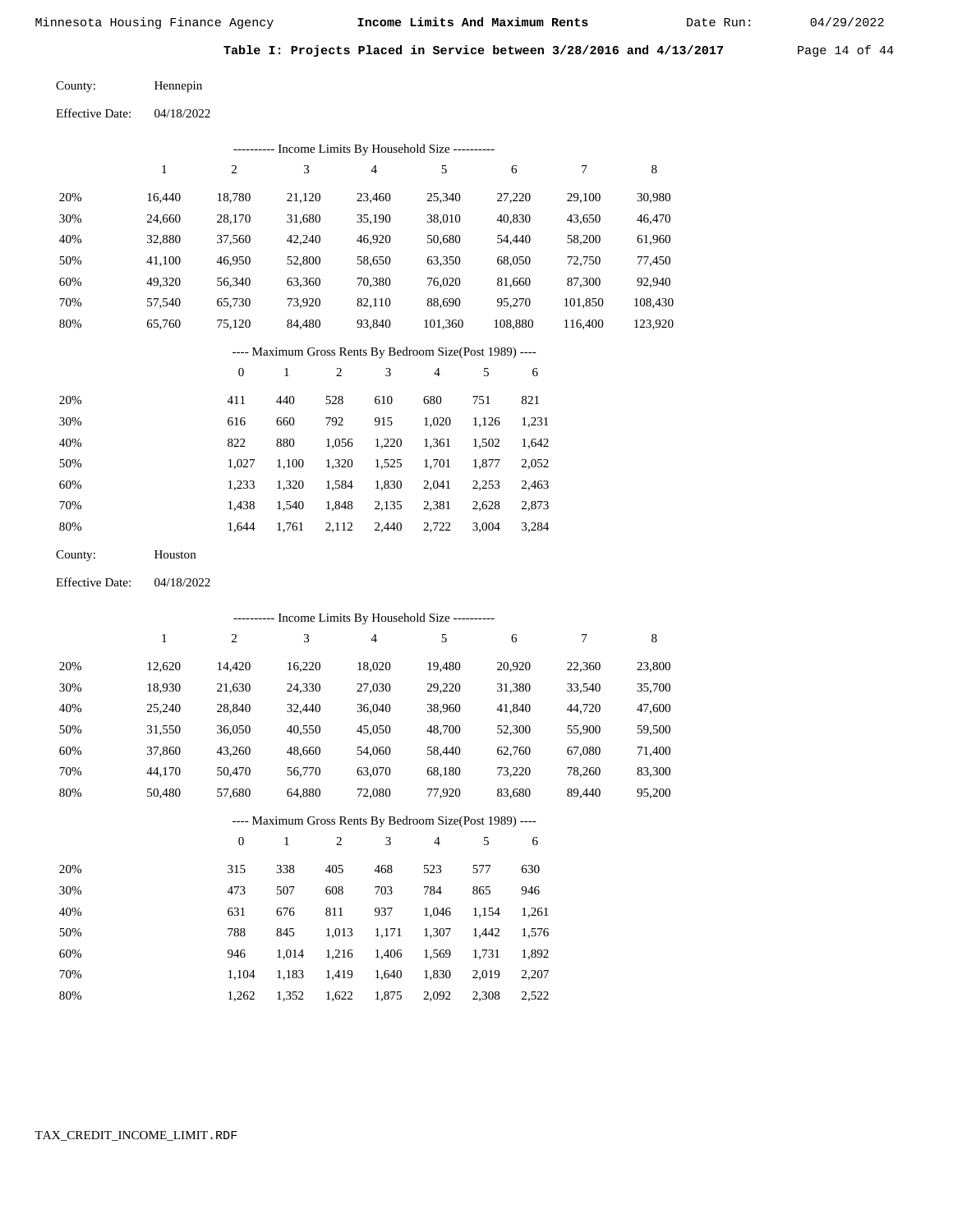Minnesota Housing Finance Agency — **Income Limits And Maximum Rents** — Date Run: 04/29/2022

**Table I: Projects Placed in Service between 3/28/2016 and 4/13/2017**

County: Hennepin

Effective Date: 04/18/2022

---------- Income Limits By Household Size ----------

| | 1 | 2 | 3 | 4 | 5 | 6 | 7 | 8 |
|---|---|---|---|---|---|---|---|---|
| 20% | 16,440 | 18,780 | 21,120 | 23,460 | 25,340 | 27,220 | 29,100 | 30,980 |
| 30% | 24,660 | 28,170 | 31,680 | 35,190 | 38,010 | 40,830 | 43,650 | 46,470 |
| 40% | 32,880 | 37,560 | 42,240 | 46,920 | 50,680 | 54,440 | 58,200 | 61,960 |
| 50% | 41,100 | 46,950 | 52,800 | 58,650 | 63,350 | 68,050 | 72,750 | 77,450 |
| 60% | 49,320 | 56,340 | 63,360 | 70,380 | 76,020 | 81,660 | 87,300 | 92,940 |
| 70% | 57,540 | 65,730 | 73,920 | 82,110 | 88,690 | 95,270 | 101,850 | 108,430 |
| 80% | 65,760 | 75,120 | 84,480 | 93,840 | 101,360 | 108,880 | 116,400 | 123,920 |

---- Maximum Gross Rents By Bedroom Size(Post 1989) ----

| | 0 | 1 | 2 | 3 | 4 | 5 | 6 |
|---|---|---|---|---|---|---|---|
| 20% | 411 | 440 | 528 | 610 | 680 | 751 | 821 |
| 30% | 616 | 660 | 792 | 915 | 1,020 | 1,126 | 1,231 |
| 40% | 822 | 880 | 1,056 | 1,220 | 1,361 | 1,502 | 1,642 |
| 50% | 1,027 | 1,100 | 1,320 | 1,525 | 1,701 | 1,877 | 2,052 |
| 60% | 1,233 | 1,320 | 1,584 | 1,830 | 2,041 | 2,253 | 2,463 |
| 70% | 1,438 | 1,540 | 1,848 | 2,135 | 2,381 | 2,628 | 2,873 |
| 80% | 1,644 | 1,761 | 2,112 | 2,440 | 2,722 | 3,004 | 3,284 |

County: Houston

Effective Date: 04/18/2022

---------- Income Limits By Household Size ----------

| | 1 | 2 | 3 | 4 | 5 | 6 | 7 | 8 |
|---|---|---|---|---|---|---|---|---|
| 20% | 12,620 | 14,420 | 16,220 | 18,020 | 19,480 | 20,920 | 22,360 | 23,800 |
| 30% | 18,930 | 21,630 | 24,330 | 27,030 | 29,220 | 31,380 | 33,540 | 35,700 |
| 40% | 25,240 | 28,840 | 32,440 | 36,040 | 38,960 | 41,840 | 44,720 | 47,600 |
| 50% | 31,550 | 36,050 | 40,550 | 45,050 | 48,700 | 52,300 | 55,900 | 59,500 |
| 60% | 37,860 | 43,260 | 48,660 | 54,060 | 58,440 | 62,760 | 67,080 | 71,400 |
| 70% | 44,170 | 50,470 | 56,770 | 63,070 | 68,180 | 73,220 | 78,260 | 83,300 |
| 80% | 50,480 | 57,680 | 64,880 | 72,080 | 77,920 | 83,680 | 89,440 | 95,200 |

---- Maximum Gross Rents By Bedroom Size(Post 1989) ----

| | 0 | 1 | 2 | 3 | 4 | 5 | 6 |
|---|---|---|---|---|---|---|---|
| 20% | 315 | 338 | 405 | 468 | 523 | 577 | 630 |
| 30% | 473 | 507 | 608 | 703 | 784 | 865 | 946 |
| 40% | 631 | 676 | 811 | 937 | 1,046 | 1,154 | 1,261 |
| 50% | 788 | 845 | 1,013 | 1,171 | 1,307 | 1,442 | 1,576 |
| 60% | 946 | 1,014 | 1,216 | 1,406 | 1,569 | 1,731 | 1,892 |
| 70% | 1,104 | 1,183 | 1,419 | 1,640 | 1,830 | 2,019 | 2,207 |
| 80% | 1,262 | 1,352 | 1,622 | 1,875 | 2,092 | 2,308 | 2,522 |

TAX_CREDIT_INCOME_LIMIT.RDF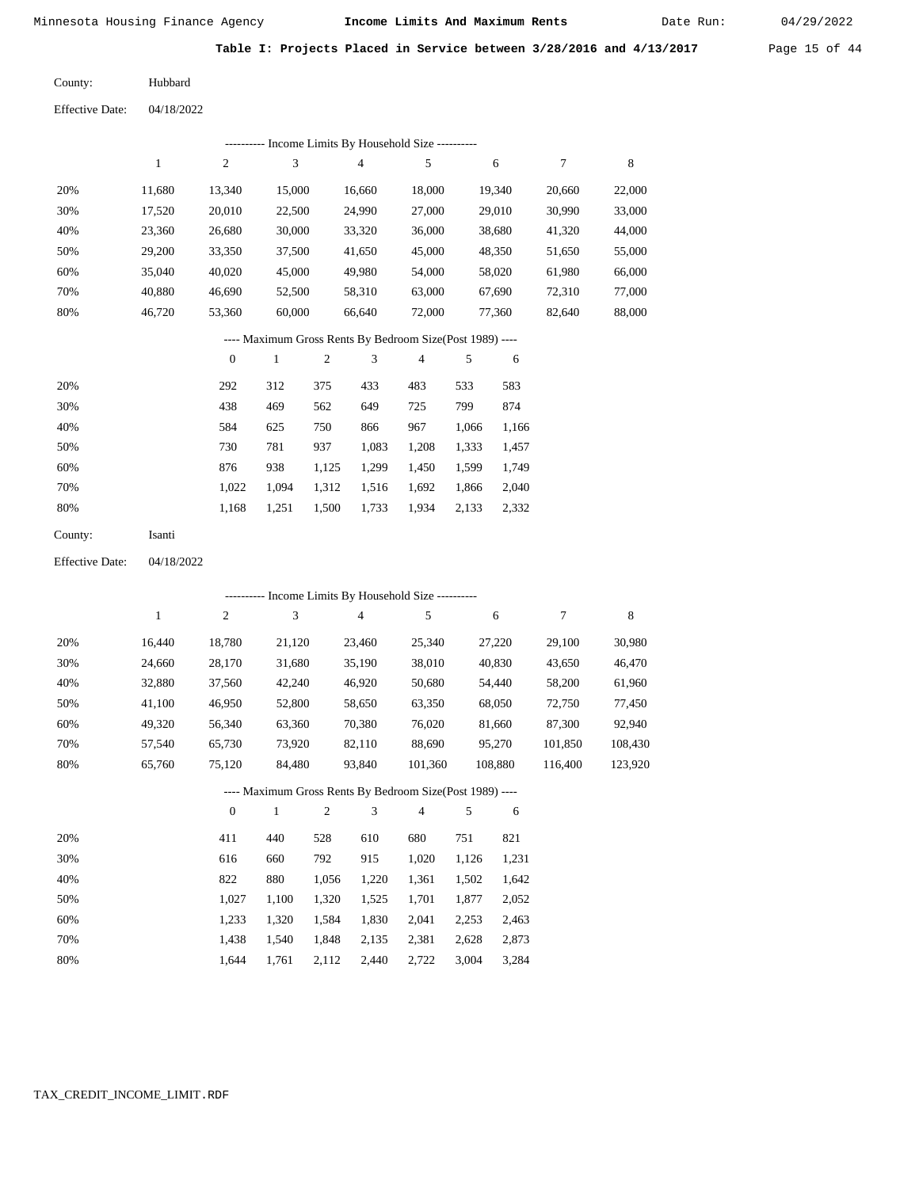Minnesota Housing Finance Agency — **Income Limits And Maximum Rents** — Date Run: 04/29/2022

**Table I: Projects Placed in Service between 3/28/2016 and 4/13/2017**

County: Hubbard

Effective Date: 04/18/2022

---------- Income Limits By Household Size ----------

| | 1 | 2 | 3 | 4 | 5 | 6 | 7 | 8 |
|---|---|---|---|---|---|---|---|---|
| 20% | 11,680 | 13,340 | 15,000 | 16,660 | 18,000 | 19,340 | 20,660 | 22,000 |
| 30% | 17,520 | 20,010 | 22,500 | 24,990 | 27,000 | 29,010 | 30,990 | 33,000 |
| 40% | 23,360 | 26,680 | 30,000 | 33,320 | 36,000 | 38,680 | 41,320 | 44,000 |
| 50% | 29,200 | 33,350 | 37,500 | 41,650 | 45,000 | 48,350 | 51,650 | 55,000 |
| 60% | 35,040 | 40,020 | 45,000 | 49,980 | 54,000 | 58,020 | 61,980 | 66,000 |
| 70% | 40,880 | 46,690 | 52,500 | 58,310 | 63,000 | 67,690 | 72,310 | 77,000 |
| 80% | 46,720 | 53,360 | 60,000 | 66,640 | 72,000 | 77,360 | 82,640 | 88,000 |

---- Maximum Gross Rents By Bedroom Size(Post 1989) ----

| | 0 | 1 | 2 | 3 | 4 | 5 | 6 |
|---|---|---|---|---|---|---|---|
| 20% | 292 | 312 | 375 | 433 | 483 | 533 | 583 |
| 30% | 438 | 469 | 562 | 649 | 725 | 799 | 874 |
| 40% | 584 | 625 | 750 | 866 | 967 | 1,066 | 1,166 |
| 50% | 730 | 781 | 937 | 1,083 | 1,208 | 1,333 | 1,457 |
| 60% | 876 | 938 | 1,125 | 1,299 | 1,450 | 1,599 | 1,749 |
| 70% | 1,022 | 1,094 | 1,312 | 1,516 | 1,692 | 1,866 | 2,040 |
| 80% | 1,168 | 1,251 | 1,500 | 1,733 | 1,934 | 2,133 | 2,332 |

County: Isanti

Effective Date: 04/18/2022

---------- Income Limits By Household Size ----------

| | 1 | 2 | 3 | 4 | 5 | 6 | 7 | 8 |
|---|---|---|---|---|---|---|---|---|
| 20% | 16,440 | 18,780 | 21,120 | 23,460 | 25,340 | 27,220 | 29,100 | 30,980 |
| 30% | 24,660 | 28,170 | 31,680 | 35,190 | 38,010 | 40,830 | 43,650 | 46,470 |
| 40% | 32,880 | 37,560 | 42,240 | 46,920 | 50,680 | 54,440 | 58,200 | 61,960 |
| 50% | 41,100 | 46,950 | 52,800 | 58,650 | 63,350 | 68,050 | 72,750 | 77,450 |
| 60% | 49,320 | 56,340 | 63,360 | 70,380 | 76,020 | 81,660 | 87,300 | 92,940 |
| 70% | 57,540 | 65,730 | 73,920 | 82,110 | 88,690 | 95,270 | 101,850 | 108,430 |
| 80% | 65,760 | 75,120 | 84,480 | 93,840 | 101,360 | 108,880 | 116,400 | 123,920 |

---- Maximum Gross Rents By Bedroom Size(Post 1989) ----

| | 0 | 1 | 2 | 3 | 4 | 5 | 6 |
|---|---|---|---|---|---|---|---|
| 20% | 411 | 440 | 528 | 610 | 680 | 751 | 821 |
| 30% | 616 | 660 | 792 | 915 | 1,020 | 1,126 | 1,231 |
| 40% | 822 | 880 | 1,056 | 1,220 | 1,361 | 1,502 | 1,642 |
| 50% | 1,027 | 1,100 | 1,320 | 1,525 | 1,701 | 1,877 | 2,052 |
| 60% | 1,233 | 1,320 | 1,584 | 1,830 | 2,041 | 2,253 | 2,463 |
| 70% | 1,438 | 1,540 | 1,848 | 2,135 | 2,381 | 2,628 | 2,873 |
| 80% | 1,644 | 1,761 | 2,112 | 2,440 | 2,722 | 3,004 | 3,284 |

TAX_CREDIT_INCOME_LIMIT.RDF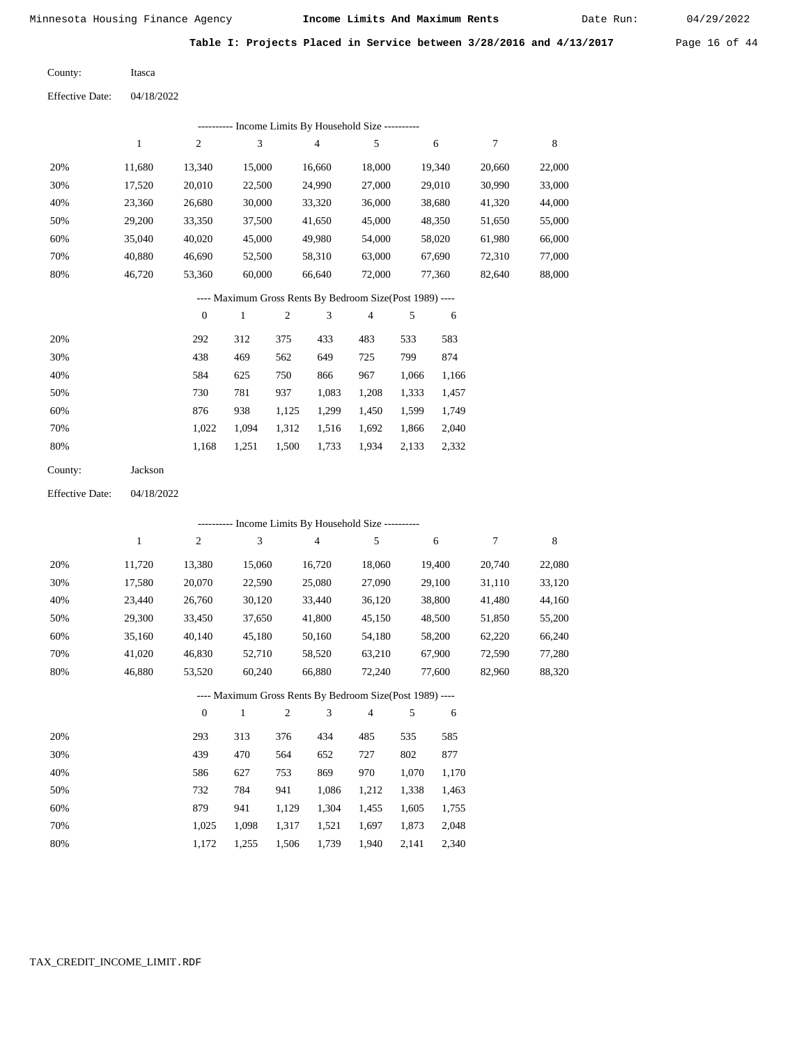Minnesota Housing Finance Agency — **Income Limits And Maximum Rents** — Date Run: 04/29/2022

**Table I: Projects Placed in Service between 3/28/2016 and 4/13/2017**

County: Itasca

Effective Date: 04/18/2022

---------- Income Limits By Household Size ----------

| | 1 | 2 | 3 | 4 | 5 | 6 | 7 | 8 |
|---|---|---|---|---|---|---|---|---|
| 20% | 11,680 | 13,340 | 15,000 | 16,660 | 18,000 | 19,340 | 20,660 | 22,000 |
| 30% | 17,520 | 20,010 | 22,500 | 24,990 | 27,000 | 29,010 | 30,990 | 33,000 |
| 40% | 23,360 | 26,680 | 30,000 | 33,320 | 36,000 | 38,680 | 41,320 | 44,000 |
| 50% | 29,200 | 33,350 | 37,500 | 41,650 | 45,000 | 48,350 | 51,650 | 55,000 |
| 60% | 35,040 | 40,020 | 45,000 | 49,980 | 54,000 | 58,020 | 61,980 | 66,000 |
| 70% | 40,880 | 46,690 | 52,500 | 58,310 | 63,000 | 67,690 | 72,310 | 77,000 |
| 80% | 46,720 | 53,360 | 60,000 | 66,640 | 72,000 | 77,360 | 82,640 | 88,000 |

---- Maximum Gross Rents By Bedroom Size(Post 1989) ----

| | 0 | 1 | 2 | 3 | 4 | 5 | 6 |
|---|---|---|---|---|---|---|---|
| 20% | 292 | 312 | 375 | 433 | 483 | 533 | 583 |
| 30% | 438 | 469 | 562 | 649 | 725 | 799 | 874 |
| 40% | 584 | 625 | 750 | 866 | 967 | 1,066 | 1,166 |
| 50% | 730 | 781 | 937 | 1,083 | 1,208 | 1,333 | 1,457 |
| 60% | 876 | 938 | 1,125 | 1,299 | 1,450 | 1,599 | 1,749 |
| 70% | 1,022 | 1,094 | 1,312 | 1,516 | 1,692 | 1,866 | 2,040 |
| 80% | 1,168 | 1,251 | 1,500 | 1,733 | 1,934 | 2,133 | 2,332 |

County: Jackson

Effective Date: 04/18/2022

---------- Income Limits By Household Size ----------

| | 1 | 2 | 3 | 4 | 5 | 6 | 7 | 8 |
|---|---|---|---|---|---|---|---|---|
| 20% | 11,720 | 13,380 | 15,060 | 16,720 | 18,060 | 19,400 | 20,740 | 22,080 |
| 30% | 17,580 | 20,070 | 22,590 | 25,080 | 27,090 | 29,100 | 31,110 | 33,120 |
| 40% | 23,440 | 26,760 | 30,120 | 33,440 | 36,120 | 38,800 | 41,480 | 44,160 |
| 50% | 29,300 | 33,450 | 37,650 | 41,800 | 45,150 | 48,500 | 51,850 | 55,200 |
| 60% | 35,160 | 40,140 | 45,180 | 50,160 | 54,180 | 58,200 | 62,220 | 66,240 |
| 70% | 41,020 | 46,830 | 52,710 | 58,520 | 63,210 | 67,900 | 72,590 | 77,280 |
| 80% | 46,880 | 53,520 | 60,240 | 66,880 | 72,240 | 77,600 | 82,960 | 88,320 |

---- Maximum Gross Rents By Bedroom Size(Post 1989) ----

| | 0 | 1 | 2 | 3 | 4 | 5 | 6 |
|---|---|---|---|---|---|---|---|
| 20% | 293 | 313 | 376 | 434 | 485 | 535 | 585 |
| 30% | 439 | 470 | 564 | 652 | 727 | 802 | 877 |
| 40% | 586 | 627 | 753 | 869 | 970 | 1,070 | 1,170 |
| 50% | 732 | 784 | 941 | 1,086 | 1,212 | 1,338 | 1,463 |
| 60% | 879 | 941 | 1,129 | 1,304 | 1,455 | 1,605 | 1,755 |
| 70% | 1,025 | 1,098 | 1,317 | 1,521 | 1,697 | 1,873 | 2,048 |
| 80% | 1,172 | 1,255 | 1,506 | 1,739 | 1,940 | 2,141 | 2,340 |

TAX_CREDIT_INCOME_LIMIT.RDF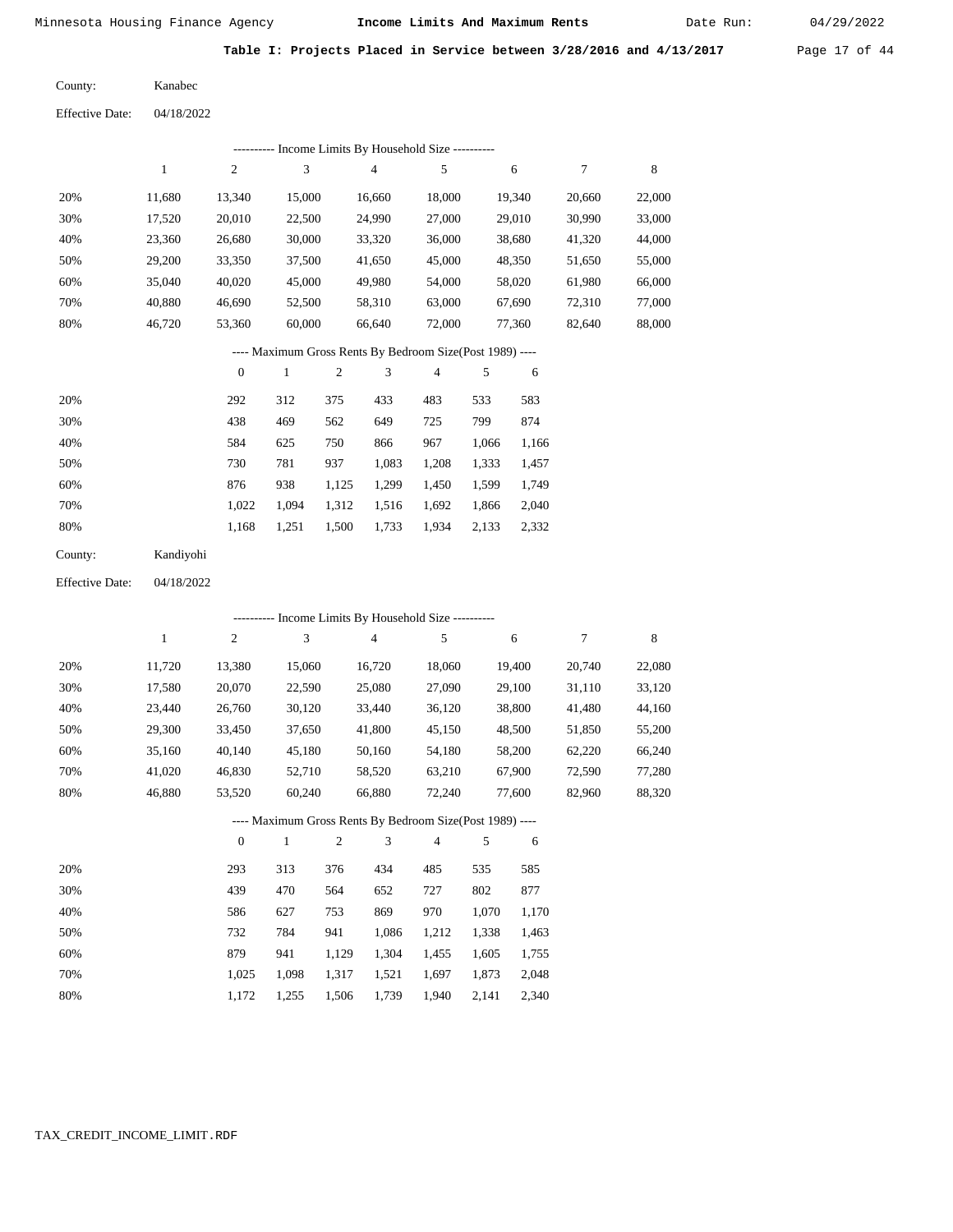Minnesota Housing Finance Agency — **Income Limits And Maximum Rents** — Date Run: 04/29/2022

## Table I: Projects Placed in Service between 3/28/2016 and 4/13/2017

County: Kanabec

Effective Date: 04/18/2022

---------- Income Limits By Household Size ----------

| | 1 | 2 | 3 | 4 | 5 | 6 | 7 | 8 |
|---|---|---|---|---|---|---|---|---|
| 20% | 11,680 | 13,340 | 15,000 | 16,660 | 18,000 | 19,340 | 20,660 | 22,000 |
| 30% | 17,520 | 20,010 | 22,500 | 24,990 | 27,000 | 29,010 | 30,990 | 33,000 |
| 40% | 23,360 | 26,680 | 30,000 | 33,320 | 36,000 | 38,680 | 41,320 | 44,000 |
| 50% | 29,200 | 33,350 | 37,500 | 41,650 | 45,000 | 48,350 | 51,650 | 55,000 |
| 60% | 35,040 | 40,020 | 45,000 | 49,980 | 54,000 | 58,020 | 61,980 | 66,000 |
| 70% | 40,880 | 46,690 | 52,500 | 58,310 | 63,000 | 67,690 | 72,310 | 77,000 |
| 80% | 46,720 | 53,360 | 60,000 | 66,640 | 72,000 | 77,360 | 82,640 | 88,000 |

---- Maximum Gross Rents By Bedroom Size(Post 1989) ----

| | 0 | 1 | 2 | 3 | 4 | 5 | 6 |
|---|---|---|---|---|---|---|---|
| 20% | 292 | 312 | 375 | 433 | 483 | 533 | 583 |
| 30% | 438 | 469 | 562 | 649 | 725 | 799 | 874 |
| 40% | 584 | 625 | 750 | 866 | 967 | 1,066 | 1,166 |
| 50% | 730 | 781 | 937 | 1,083 | 1,208 | 1,333 | 1,457 |
| 60% | 876 | 938 | 1,125 | 1,299 | 1,450 | 1,599 | 1,749 |
| 70% | 1,022 | 1,094 | 1,312 | 1,516 | 1,692 | 1,866 | 2,040 |
| 80% | 1,168 | 1,251 | 1,500 | 1,733 | 1,934 | 2,133 | 2,332 |

County: Kandiyohi

Effective Date: 04/18/2022

---------- Income Limits By Household Size ----------

| | 1 | 2 | 3 | 4 | 5 | 6 | 7 | 8 |
|---|---|---|---|---|---|---|---|---|
| 20% | 11,720 | 13,380 | 15,060 | 16,720 | 18,060 | 19,400 | 20,740 | 22,080 |
| 30% | 17,580 | 20,070 | 22,590 | 25,080 | 27,090 | 29,100 | 31,110 | 33,120 |
| 40% | 23,440 | 26,760 | 30,120 | 33,440 | 36,120 | 38,800 | 41,480 | 44,160 |
| 50% | 29,300 | 33,450 | 37,650 | 41,800 | 45,150 | 48,500 | 51,850 | 55,200 |
| 60% | 35,160 | 40,140 | 45,180 | 50,160 | 54,180 | 58,200 | 62,220 | 66,240 |
| 70% | 41,020 | 46,830 | 52,710 | 58,520 | 63,210 | 67,900 | 72,590 | 77,280 |
| 80% | 46,880 | 53,520 | 60,240 | 66,880 | 72,240 | 77,600 | 82,960 | 88,320 |

---- Maximum Gross Rents By Bedroom Size(Post 1989) ----

| | 0 | 1 | 2 | 3 | 4 | 5 | 6 |
|---|---|---|---|---|---|---|---|
| 20% | 293 | 313 | 376 | 434 | 485 | 535 | 585 |
| 30% | 439 | 470 | 564 | 652 | 727 | 802 | 877 |
| 40% | 586 | 627 | 753 | 869 | 970 | 1,070 | 1,170 |
| 50% | 732 | 784 | 941 | 1,086 | 1,212 | 1,338 | 1,463 |
| 60% | 879 | 941 | 1,129 | 1,304 | 1,455 | 1,605 | 1,755 |
| 70% | 1,025 | 1,098 | 1,317 | 1,521 | 1,697 | 1,873 | 2,048 |
| 80% | 1,172 | 1,255 | 1,506 | 1,739 | 1,940 | 2,141 | 2,340 |

TAX_CREDIT_INCOME_LIMIT.RDF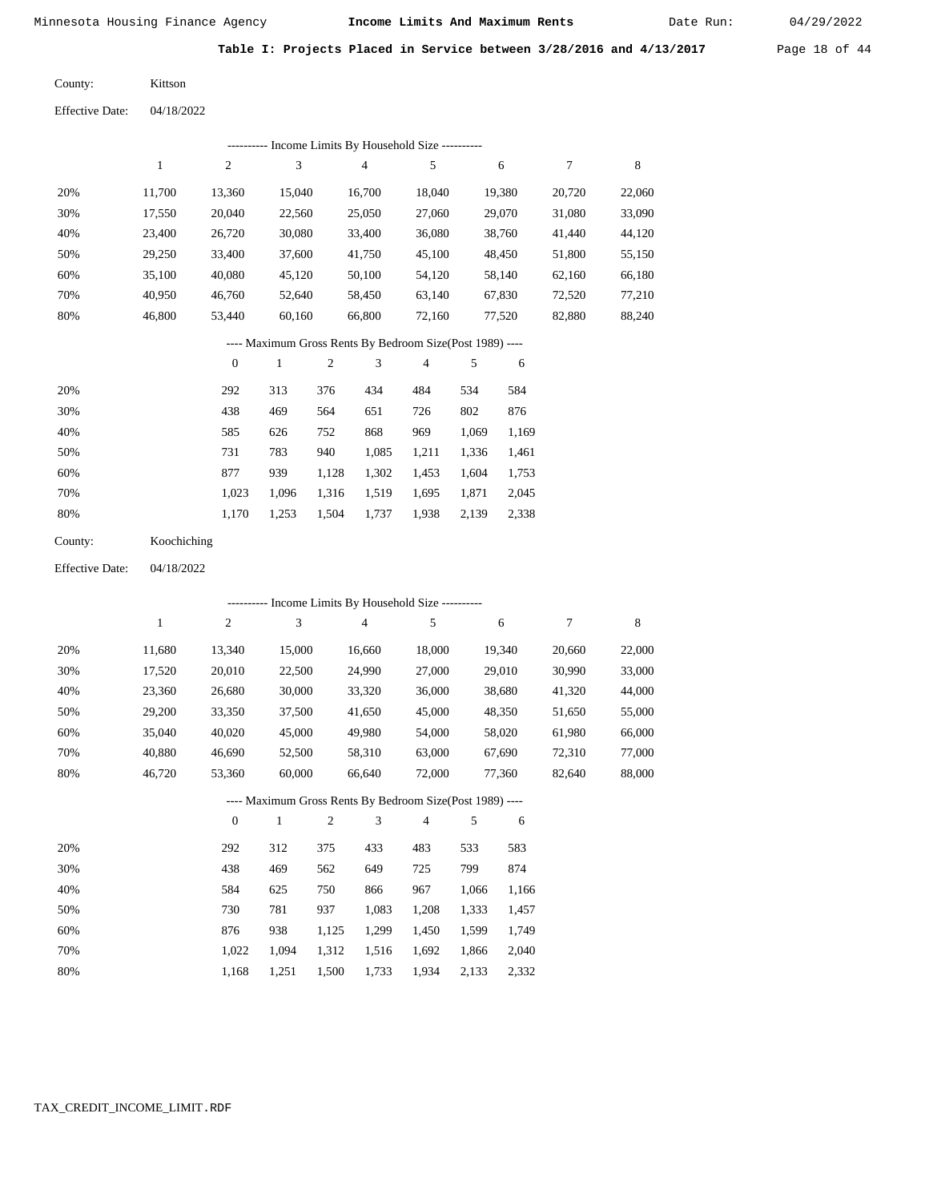**Table I: Projects Placed in Service between 3/28/2016 and 4/13/2017**

County: Kittson

Effective Date: 04/18/2022

---------- Income Limits By Household Size ----------

| | 1 | 2 | 3 | 4 | 5 | 6 | 7 | 8 |
|---|---|---|---|---|---|---|---|---|
| 20% | 11,700 | 13,360 | 15,040 | 16,700 | 18,040 | 19,380 | 20,720 | 22,060 |
| 30% | 17,550 | 20,040 | 22,560 | 25,050 | 27,060 | 29,070 | 31,080 | 33,090 |
| 40% | 23,400 | 26,720 | 30,080 | 33,400 | 36,080 | 38,760 | 41,440 | 44,120 |
| 50% | 29,250 | 33,400 | 37,600 | 41,750 | 45,100 | 48,450 | 51,800 | 55,150 |
| 60% | 35,100 | 40,080 | 45,120 | 50,100 | 54,120 | 58,140 | 62,160 | 66,180 |
| 70% | 40,950 | 46,760 | 52,640 | 58,450 | 63,140 | 67,830 | 72,520 | 77,210 |
| 80% | 46,800 | 53,440 | 60,160 | 66,800 | 72,160 | 77,520 | 82,880 | 88,240 |

---- Maximum Gross Rents By Bedroom Size(Post 1989) ----

| | 0 | 1 | 2 | 3 | 4 | 5 | 6 |
|---|---|---|---|---|---|---|---|
| 20% | 292 | 313 | 376 | 434 | 484 | 534 | 584 |
| 30% | 438 | 469 | 564 | 651 | 726 | 802 | 876 |
| 40% | 585 | 626 | 752 | 868 | 969 | 1,069 | 1,169 |
| 50% | 731 | 783 | 940 | 1,085 | 1,211 | 1,336 | 1,461 |
| 60% | 877 | 939 | 1,128 | 1,302 | 1,453 | 1,604 | 1,753 |
| 70% | 1,023 | 1,096 | 1,316 | 1,519 | 1,695 | 1,871 | 2,045 |
| 80% | 1,170 | 1,253 | 1,504 | 1,737 | 1,938 | 2,139 | 2,338 |

County: Koochiching

Effective Date: 04/18/2022

---------- Income Limits By Household Size ----------

| | 1 | 2 | 3 | 4 | 5 | 6 | 7 | 8 |
|---|---|---|---|---|---|---|---|---|
| 20% | 11,680 | 13,340 | 15,000 | 16,660 | 18,000 | 19,340 | 20,660 | 22,000 |
| 30% | 17,520 | 20,010 | 22,500 | 24,990 | 27,000 | 29,010 | 30,990 | 33,000 |
| 40% | 23,360 | 26,680 | 30,000 | 33,320 | 36,000 | 38,680 | 41,320 | 44,000 |
| 50% | 29,200 | 33,350 | 37,500 | 41,650 | 45,000 | 48,350 | 51,650 | 55,000 |
| 60% | 35,040 | 40,020 | 45,000 | 49,980 | 54,000 | 58,020 | 61,980 | 66,000 |
| 70% | 40,880 | 46,690 | 52,500 | 58,310 | 63,000 | 67,690 | 72,310 | 77,000 |
| 80% | 46,720 | 53,360 | 60,000 | 66,640 | 72,000 | 77,360 | 82,640 | 88,000 |

---- Maximum Gross Rents By Bedroom Size(Post 1989) ----

| | 0 | 1 | 2 | 3 | 4 | 5 | 6 |
|---|---|---|---|---|---|---|---|
| 20% | 292 | 312 | 375 | 433 | 483 | 533 | 583 |
| 30% | 438 | 469 | 562 | 649 | 725 | 799 | 874 |
| 40% | 584 | 625 | 750 | 866 | 967 | 1,066 | 1,166 |
| 50% | 730 | 781 | 937 | 1,083 | 1,208 | 1,333 | 1,457 |
| 60% | 876 | 938 | 1,125 | 1,299 | 1,450 | 1,599 | 1,749 |
| 70% | 1,022 | 1,094 | 1,312 | 1,516 | 1,692 | 1,866 | 2,040 |
| 80% | 1,168 | 1,251 | 1,500 | 1,733 | 1,934 | 2,133 | 2,332 |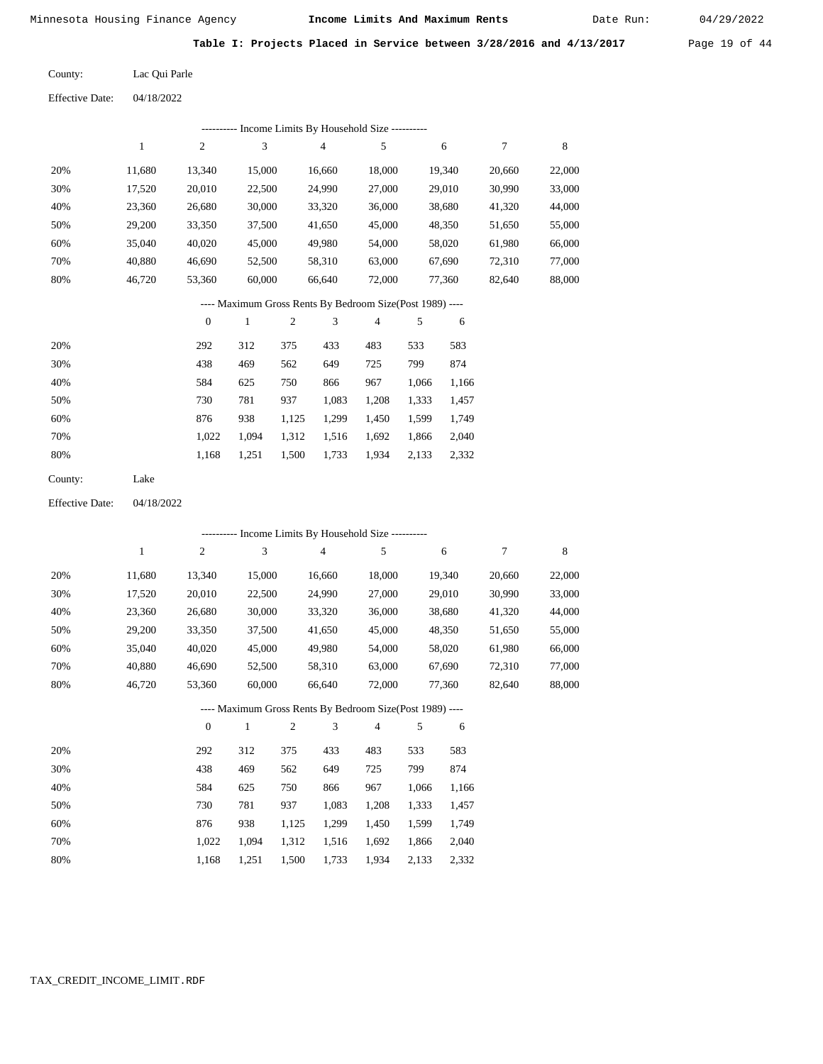Minnesota Housing Finance Agency **Income Limits And Maximum Rents** Date Run: 04/29/2022

**Table I: Projects Placed in Service between 3/28/2016 and 4/13/2017**

County: Lac Qui Parle

Effective Date: 04/18/2022

---------- Income Limits By Household Size ----------

| | 1 | 2 | 3 | 4 | 5 | 6 | 7 | 8 |
|---|---|---|---|---|---|---|---|---|
| 20% | 11,680 | 13,340 | 15,000 | 16,660 | 18,000 | 19,340 | 20,660 | 22,000 |
| 30% | 17,520 | 20,010 | 22,500 | 24,990 | 27,000 | 29,010 | 30,990 | 33,000 |
| 40% | 23,360 | 26,680 | 30,000 | 33,320 | 36,000 | 38,680 | 41,320 | 44,000 |
| 50% | 29,200 | 33,350 | 37,500 | 41,650 | 45,000 | 48,350 | 51,650 | 55,000 |
| 60% | 35,040 | 40,020 | 45,000 | 49,980 | 54,000 | 58,020 | 61,980 | 66,000 |
| 70% | 40,880 | 46,690 | 52,500 | 58,310 | 63,000 | 67,690 | 72,310 | 77,000 |
| 80% | 46,720 | 53,360 | 60,000 | 66,640 | 72,000 | 77,360 | 82,640 | 88,000 |

---- Maximum Gross Rents By Bedroom Size(Post 1989) ----

| | 0 | 1 | 2 | 3 | 4 | 5 | 6 |
|---|---|---|---|---|---|---|---|
| 20% | 292 | 312 | 375 | 433 | 483 | 533 | 583 |
| 30% | 438 | 469 | 562 | 649 | 725 | 799 | 874 |
| 40% | 584 | 625 | 750 | 866 | 967 | 1,066 | 1,166 |
| 50% | 730 | 781 | 937 | 1,083 | 1,208 | 1,333 | 1,457 |
| 60% | 876 | 938 | 1,125 | 1,299 | 1,450 | 1,599 | 1,749 |
| 70% | 1,022 | 1,094 | 1,312 | 1,516 | 1,692 | 1,866 | 2,040 |
| 80% | 1,168 | 1,251 | 1,500 | 1,733 | 1,934 | 2,133 | 2,332 |

County: Lake

Effective Date: 04/18/2022

---------- Income Limits By Household Size ----------

| | 1 | 2 | 3 | 4 | 5 | 6 | 7 | 8 |
|---|---|---|---|---|---|---|---|---|
| 20% | 11,680 | 13,340 | 15,000 | 16,660 | 18,000 | 19,340 | 20,660 | 22,000 |
| 30% | 17,520 | 20,010 | 22,500 | 24,990 | 27,000 | 29,010 | 30,990 | 33,000 |
| 40% | 23,360 | 26,680 | 30,000 | 33,320 | 36,000 | 38,680 | 41,320 | 44,000 |
| 50% | 29,200 | 33,350 | 37,500 | 41,650 | 45,000 | 48,350 | 51,650 | 55,000 |
| 60% | 35,040 | 40,020 | 45,000 | 49,980 | 54,000 | 58,020 | 61,980 | 66,000 |
| 70% | 40,880 | 46,690 | 52,500 | 58,310 | 63,000 | 67,690 | 72,310 | 77,000 |
| 80% | 46,720 | 53,360 | 60,000 | 66,640 | 72,000 | 77,360 | 82,640 | 88,000 |

---- Maximum Gross Rents By Bedroom Size(Post 1989) ----

| | 0 | 1 | 2 | 3 | 4 | 5 | 6 |
|---|---|---|---|---|---|---|---|
| 20% | 292 | 312 | 375 | 433 | 483 | 533 | 583 |
| 30% | 438 | 469 | 562 | 649 | 725 | 799 | 874 |
| 40% | 584 | 625 | 750 | 866 | 967 | 1,066 | 1,166 |
| 50% | 730 | 781 | 937 | 1,083 | 1,208 | 1,333 | 1,457 |
| 60% | 876 | 938 | 1,125 | 1,299 | 1,450 | 1,599 | 1,749 |
| 70% | 1,022 | 1,094 | 1,312 | 1,516 | 1,692 | 1,866 | 2,040 |
| 80% | 1,168 | 1,251 | 1,500 | 1,733 | 1,934 | 2,133 | 2,332 |

TAX_CREDIT_INCOME_LIMIT.RDF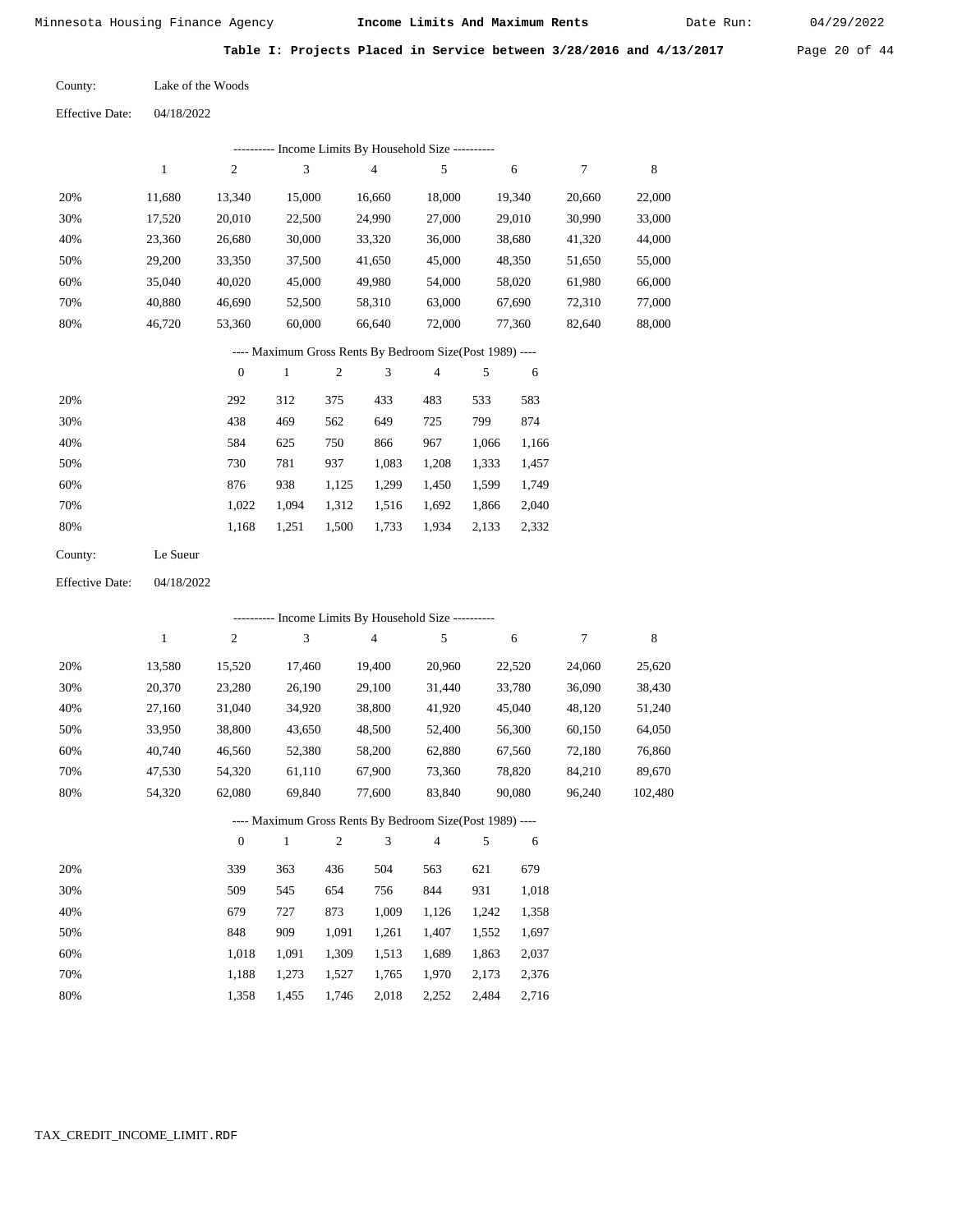Minnesota Housing Finance Agency **Income Limits And Maximum Rents** Date Run: 04/29/2022

**Table I: Projects Placed in Service between 3/28/2016 and 4/13/2017**

County: Lake of the Woods

Effective Date: 04/18/2022

---------- Income Limits By Household Size ----------

| | 1 | 2 | 3 | 4 | 5 | 6 | 7 | 8 |
|---|---|---|---|---|---|---|---|---|
| 20% | 11,680 | 13,340 | 15,000 | 16,660 | 18,000 | 19,340 | 20,660 | 22,000 |
| 30% | 17,520 | 20,010 | 22,500 | 24,990 | 27,000 | 29,010 | 30,990 | 33,000 |
| 40% | 23,360 | 26,680 | 30,000 | 33,320 | 36,000 | 38,680 | 41,320 | 44,000 |
| 50% | 29,200 | 33,350 | 37,500 | 41,650 | 45,000 | 48,350 | 51,650 | 55,000 |
| 60% | 35,040 | 40,020 | 45,000 | 49,980 | 54,000 | 58,020 | 61,980 | 66,000 |
| 70% | 40,880 | 46,690 | 52,500 | 58,310 | 63,000 | 67,690 | 72,310 | 77,000 |
| 80% | 46,720 | 53,360 | 60,000 | 66,640 | 72,000 | 77,360 | 82,640 | 88,000 |

---- Maximum Gross Rents By Bedroom Size(Post 1989) ----

| | 0 | 1 | 2 | 3 | 4 | 5 | 6 |
|---|---|---|---|---|---|---|---|
| 20% | 292 | 312 | 375 | 433 | 483 | 533 | 583 |
| 30% | 438 | 469 | 562 | 649 | 725 | 799 | 874 |
| 40% | 584 | 625 | 750 | 866 | 967 | 1,066 | 1,166 |
| 50% | 730 | 781 | 937 | 1,083 | 1,208 | 1,333 | 1,457 |
| 60% | 876 | 938 | 1,125 | 1,299 | 1,450 | 1,599 | 1,749 |
| 70% | 1,022 | 1,094 | 1,312 | 1,516 | 1,692 | 1,866 | 2,040 |
| 80% | 1,168 | 1,251 | 1,500 | 1,733 | 1,934 | 2,133 | 2,332 |

County: Le Sueur

Effective Date: 04/18/2022

---------- Income Limits By Household Size ----------

| | 1 | 2 | 3 | 4 | 5 | 6 | 7 | 8 |
|---|---|---|---|---|---|---|---|---|
| 20% | 13,580 | 15,520 | 17,460 | 19,400 | 20,960 | 22,520 | 24,060 | 25,620 |
| 30% | 20,370 | 23,280 | 26,190 | 29,100 | 31,440 | 33,780 | 36,090 | 38,430 |
| 40% | 27,160 | 31,040 | 34,920 | 38,800 | 41,920 | 45,040 | 48,120 | 51,240 |
| 50% | 33,950 | 38,800 | 43,650 | 48,500 | 52,400 | 56,300 | 60,150 | 64,050 |
| 60% | 40,740 | 46,560 | 52,380 | 58,200 | 62,880 | 67,560 | 72,180 | 76,860 |
| 70% | 47,530 | 54,320 | 61,110 | 67,900 | 73,360 | 78,820 | 84,210 | 89,670 |
| 80% | 54,320 | 62,080 | 69,840 | 77,600 | 83,840 | 90,080 | 96,240 | 102,480 |

---- Maximum Gross Rents By Bedroom Size(Post 1989) ----

| | 0 | 1 | 2 | 3 | 4 | 5 | 6 |
|---|---|---|---|---|---|---|---|
| 20% | 339 | 363 | 436 | 504 | 563 | 621 | 679 |
| 30% | 509 | 545 | 654 | 756 | 844 | 931 | 1,018 |
| 40% | 679 | 727 | 873 | 1,009 | 1,126 | 1,242 | 1,358 |
| 50% | 848 | 909 | 1,091 | 1,261 | 1,407 | 1,552 | 1,697 |
| 60% | 1,018 | 1,091 | 1,309 | 1,513 | 1,689 | 1,863 | 2,037 |
| 70% | 1,188 | 1,273 | 1,527 | 1,765 | 1,970 | 2,173 | 2,376 |
| 80% | 1,358 | 1,455 | 1,746 | 2,018 | 2,252 | 2,484 | 2,716 |

TAX_CREDIT_INCOME_LIMIT.RDF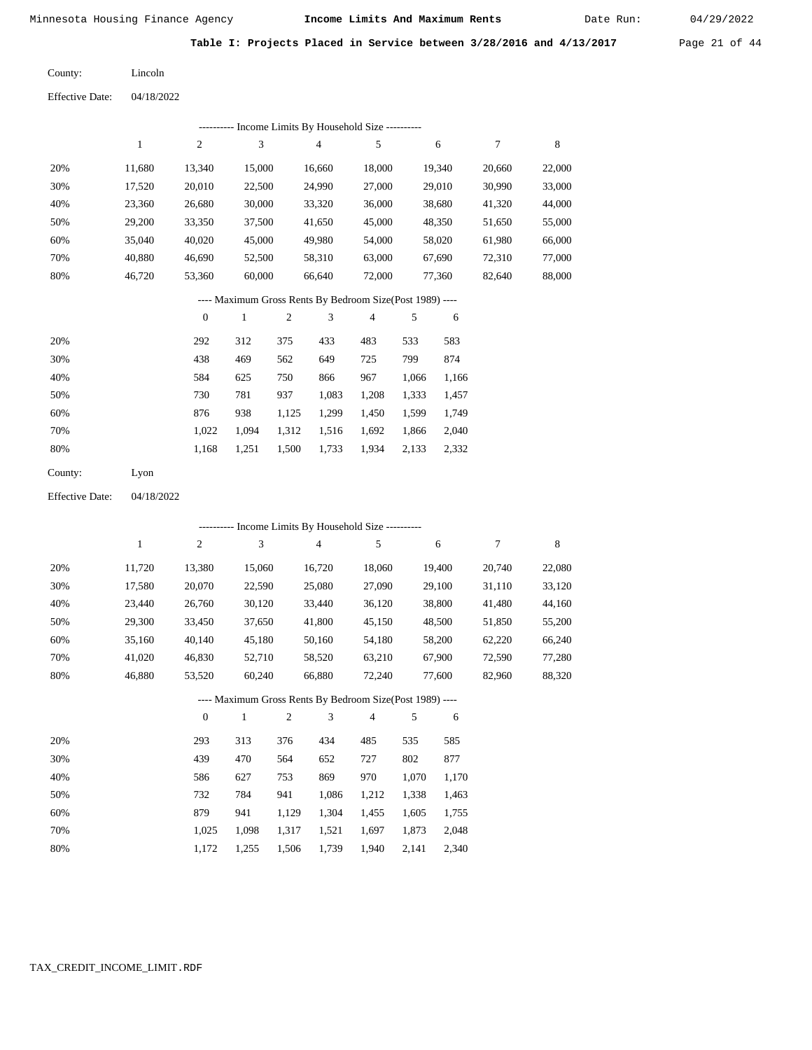Minnesota Housing Finance Agency **Income Limits And Maximum Rents** Date Run: 04/29/2022

**Table I: Projects Placed in Service between 3/28/2016 and 4/13/2017**

County: Lincoln

Effective Date: 04/18/2022

---------- Income Limits By Household Size ----------

| | 1 | 2 | 3 | 4 | 5 | 6 | 7 | 8 |
|---|---|---|---|---|---|---|---|---|
| 20% | 11,680 | 13,340 | 15,000 | 16,660 | 18,000 | 19,340 | 20,660 | 22,000 |
| 30% | 17,520 | 20,010 | 22,500 | 24,990 | 27,000 | 29,010 | 30,990 | 33,000 |
| 40% | 23,360 | 26,680 | 30,000 | 33,320 | 36,000 | 38,680 | 41,320 | 44,000 |
| 50% | 29,200 | 33,350 | 37,500 | 41,650 | 45,000 | 48,350 | 51,650 | 55,000 |
| 60% | 35,040 | 40,020 | 45,000 | 49,980 | 54,000 | 58,020 | 61,980 | 66,000 |
| 70% | 40,880 | 46,690 | 52,500 | 58,310 | 63,000 | 67,690 | 72,310 | 77,000 |
| 80% | 46,720 | 53,360 | 60,000 | 66,640 | 72,000 | 77,360 | 82,640 | 88,000 |

---- Maximum Gross Rents By Bedroom Size(Post 1989) ----

| | 0 | 1 | 2 | 3 | 4 | 5 | 6 |
|---|---|---|---|---|---|---|---|
| 20% | 292 | 312 | 375 | 433 | 483 | 533 | 583 |
| 30% | 438 | 469 | 562 | 649 | 725 | 799 | 874 |
| 40% | 584 | 625 | 750 | 866 | 967 | 1,066 | 1,166 |
| 50% | 730 | 781 | 937 | 1,083 | 1,208 | 1,333 | 1,457 |
| 60% | 876 | 938 | 1,125 | 1,299 | 1,450 | 1,599 | 1,749 |
| 70% | 1,022 | 1,094 | 1,312 | 1,516 | 1,692 | 1,866 | 2,040 |
| 80% | 1,168 | 1,251 | 1,500 | 1,733 | 1,934 | 2,133 | 2,332 |

County: Lyon

Effective Date: 04/18/2022

---------- Income Limits By Household Size ----------

| | 1 | 2 | 3 | 4 | 5 | 6 | 7 | 8 |
|---|---|---|---|---|---|---|---|---|
| 20% | 11,720 | 13,380 | 15,060 | 16,720 | 18,060 | 19,400 | 20,740 | 22,080 |
| 30% | 17,580 | 20,070 | 22,590 | 25,080 | 27,090 | 29,100 | 31,110 | 33,120 |
| 40% | 23,440 | 26,760 | 30,120 | 33,440 | 36,120 | 38,800 | 41,480 | 44,160 |
| 50% | 29,300 | 33,450 | 37,650 | 41,800 | 45,150 | 48,500 | 51,850 | 55,200 |
| 60% | 35,160 | 40,140 | 45,180 | 50,160 | 54,180 | 58,200 | 62,220 | 66,240 |
| 70% | 41,020 | 46,830 | 52,710 | 58,520 | 63,210 | 67,900 | 72,590 | 77,280 |
| 80% | 46,880 | 53,520 | 60,240 | 66,880 | 72,240 | 77,600 | 82,960 | 88,320 |

---- Maximum Gross Rents By Bedroom Size(Post 1989) ----

| | 0 | 1 | 2 | 3 | 4 | 5 | 6 |
|---|---|---|---|---|---|---|---|
| 20% | 293 | 313 | 376 | 434 | 485 | 535 | 585 |
| 30% | 439 | 470 | 564 | 652 | 727 | 802 | 877 |
| 40% | 586 | 627 | 753 | 869 | 970 | 1,070 | 1,170 |
| 50% | 732 | 784 | 941 | 1,086 | 1,212 | 1,338 | 1,463 |
| 60% | 879 | 941 | 1,129 | 1,304 | 1,455 | 1,605 | 1,755 |
| 70% | 1,025 | 1,098 | 1,317 | 1,521 | 1,697 | 1,873 | 2,048 |
| 80% | 1,172 | 1,255 | 1,506 | 1,739 | 1,940 | 2,141 | 2,340 |

TAX_CREDIT_INCOME_LIMIT.RDF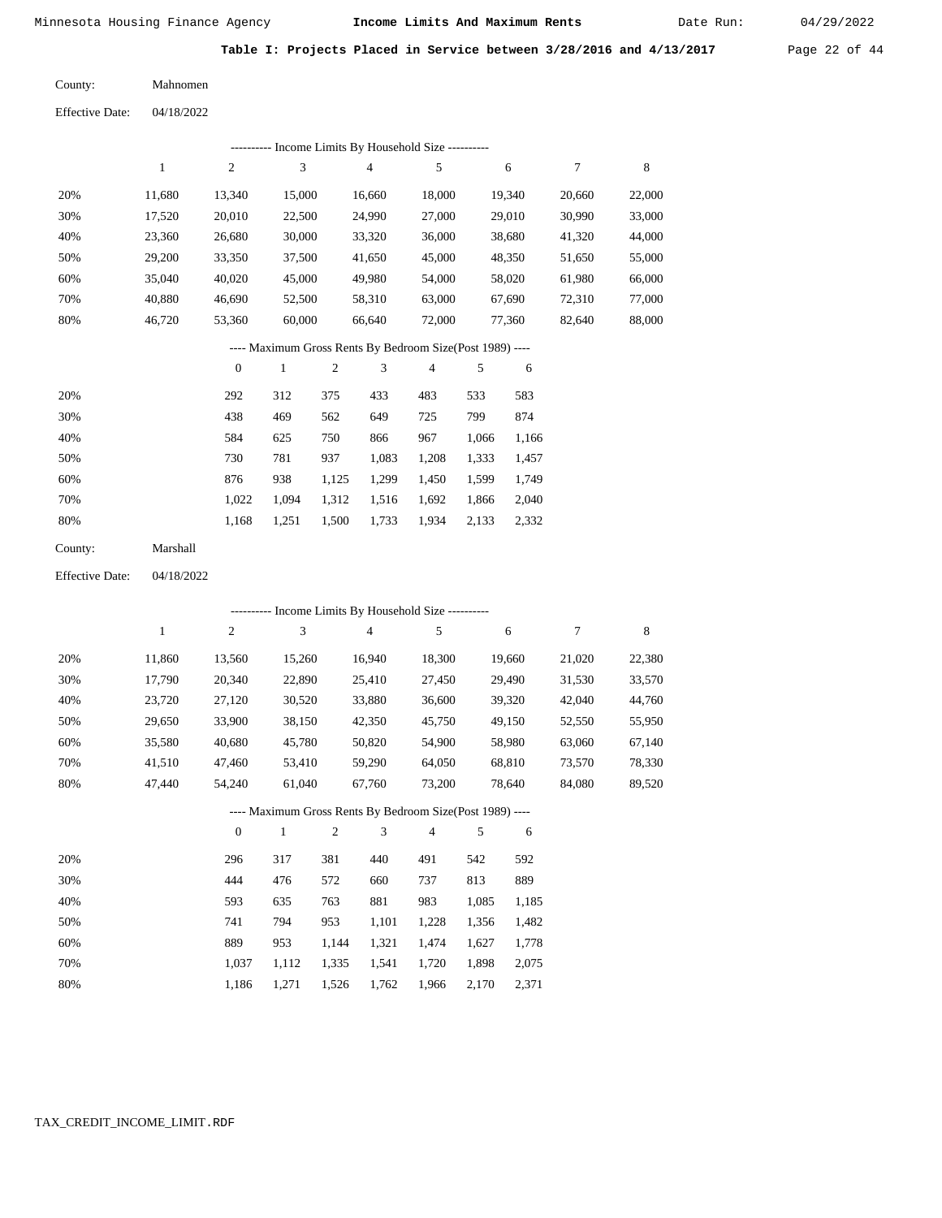## Table I: Projects Placed in Service between 3/28/2016 and 4/13/2017

County: Mahnomen

Effective Date: 04/18/2022

---------- Income Limits By Household Size ----------

| | 1 | 2 | 3 | 4 | 5 | 6 | 7 | 8 |
|---|---|---|---|---|---|---|---|---|
| 20% | 11,680 | 13,340 | 15,000 | 16,660 | 18,000 | 19,340 | 20,660 | 22,000 |
| 30% | 17,520 | 20,010 | 22,500 | 24,990 | 27,000 | 29,010 | 30,990 | 33,000 |
| 40% | 23,360 | 26,680 | 30,000 | 33,320 | 36,000 | 38,680 | 41,320 | 44,000 |
| 50% | 29,200 | 33,350 | 37,500 | 41,650 | 45,000 | 48,350 | 51,650 | 55,000 |
| 60% | 35,040 | 40,020 | 45,000 | 49,980 | 54,000 | 58,020 | 61,980 | 66,000 |
| 70% | 40,880 | 46,690 | 52,500 | 58,310 | 63,000 | 67,690 | 72,310 | 77,000 |
| 80% | 46,720 | 53,360 | 60,000 | 66,640 | 72,000 | 77,360 | 82,640 | 88,000 |

---- Maximum Gross Rents By Bedroom Size(Post 1989) ----

| | 0 | 1 | 2 | 3 | 4 | 5 | 6 |
|---|---|---|---|---|---|---|---|
| 20% | 292 | 312 | 375 | 433 | 483 | 533 | 583 |
| 30% | 438 | 469 | 562 | 649 | 725 | 799 | 874 |
| 40% | 584 | 625 | 750 | 866 | 967 | 1,066 | 1,166 |
| 50% | 730 | 781 | 937 | 1,083 | 1,208 | 1,333 | 1,457 |
| 60% | 876 | 938 | 1,125 | 1,299 | 1,450 | 1,599 | 1,749 |
| 70% | 1,022 | 1,094 | 1,312 | 1,516 | 1,692 | 1,866 | 2,040 |
| 80% | 1,168 | 1,251 | 1,500 | 1,733 | 1,934 | 2,133 | 2,332 |

County: Marshall

Effective Date: 04/18/2022

---------- Income Limits By Household Size ----------

| | 1 | 2 | 3 | 4 | 5 | 6 | 7 | 8 |
|---|---|---|---|---|---|---|---|---|
| 20% | 11,860 | 13,560 | 15,260 | 16,940 | 18,300 | 19,660 | 21,020 | 22,380 |
| 30% | 17,790 | 20,340 | 22,890 | 25,410 | 27,450 | 29,490 | 31,530 | 33,570 |
| 40% | 23,720 | 27,120 | 30,520 | 33,880 | 36,600 | 39,320 | 42,040 | 44,760 |
| 50% | 29,650 | 33,900 | 38,150 | 42,350 | 45,750 | 49,150 | 52,550 | 55,950 |
| 60% | 35,580 | 40,680 | 45,780 | 50,820 | 54,900 | 58,980 | 63,060 | 67,140 |
| 70% | 41,510 | 47,460 | 53,410 | 59,290 | 64,050 | 68,810 | 73,570 | 78,330 |
| 80% | 47,440 | 54,240 | 61,040 | 67,760 | 73,200 | 78,640 | 84,080 | 89,520 |

---- Maximum Gross Rents By Bedroom Size(Post 1989) ----

| | 0 | 1 | 2 | 3 | 4 | 5 | 6 |
|---|---|---|---|---|---|---|---|
| 20% | 296 | 317 | 381 | 440 | 491 | 542 | 592 |
| 30% | 444 | 476 | 572 | 660 | 737 | 813 | 889 |
| 40% | 593 | 635 | 763 | 881 | 983 | 1,085 | 1,185 |
| 50% | 741 | 794 | 953 | 1,101 | 1,228 | 1,356 | 1,482 |
| 60% | 889 | 953 | 1,144 | 1,321 | 1,474 | 1,627 | 1,778 |
| 70% | 1,037 | 1,112 | 1,335 | 1,541 | 1,720 | 1,898 | 2,075 |
| 80% | 1,186 | 1,271 | 1,526 | 1,762 | 1,966 | 2,170 | 2,371 |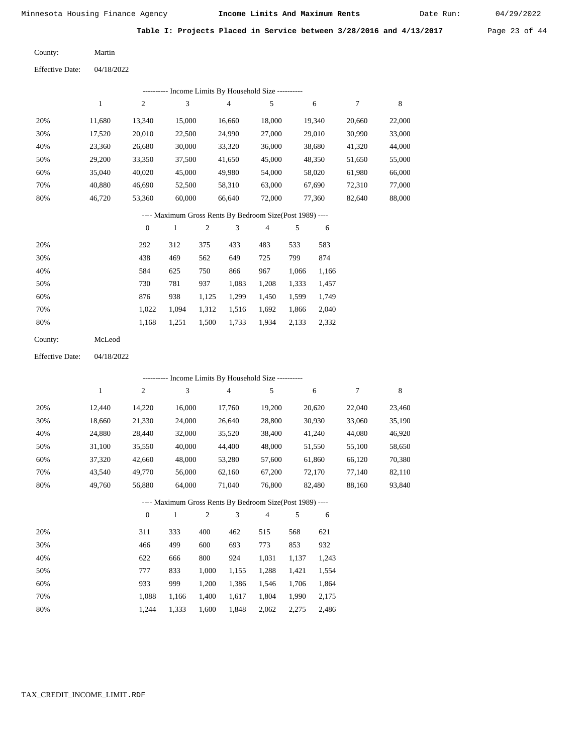Minnesota Housing Finance Agency **Income Limits And Maximum Rents** Date Run: 04/29/2022

**Table I: Projects Placed in Service between 3/28/2016 and 4/13/2017**

County: Martin

Effective Date: 04/18/2022

---------- Income Limits By Household Size ----------

| | 1 | 2 | 3 | 4 | 5 | 6 | 7 | 8 |
|---|---|---|---|---|---|---|---|---|
| 20% | 11,680 | 13,340 | 15,000 | 16,660 | 18,000 | 19,340 | 20,660 | 22,000 |
| 30% | 17,520 | 20,010 | 22,500 | 24,990 | 27,000 | 29,010 | 30,990 | 33,000 |
| 40% | 23,360 | 26,680 | 30,000 | 33,320 | 36,000 | 38,680 | 41,320 | 44,000 |
| 50% | 29,200 | 33,350 | 37,500 | 41,650 | 45,000 | 48,350 | 51,650 | 55,000 |
| 60% | 35,040 | 40,020 | 45,000 | 49,980 | 54,000 | 58,020 | 61,980 | 66,000 |
| 70% | 40,880 | 46,690 | 52,500 | 58,310 | 63,000 | 67,690 | 72,310 | 77,000 |
| 80% | 46,720 | 53,360 | 60,000 | 66,640 | 72,000 | 77,360 | 82,640 | 88,000 |

---- Maximum Gross Rents By Bedroom Size(Post 1989) ----

| | 0 | 1 | 2 | 3 | 4 | 5 | 6 |
|---|---|---|---|---|---|---|---|
| 20% | 292 | 312 | 375 | 433 | 483 | 533 | 583 |
| 30% | 438 | 469 | 562 | 649 | 725 | 799 | 874 |
| 40% | 584 | 625 | 750 | 866 | 967 | 1,066 | 1,166 |
| 50% | 730 | 781 | 937 | 1,083 | 1,208 | 1,333 | 1,457 |
| 60% | 876 | 938 | 1,125 | 1,299 | 1,450 | 1,599 | 1,749 |
| 70% | 1,022 | 1,094 | 1,312 | 1,516 | 1,692 | 1,866 | 2,040 |
| 80% | 1,168 | 1,251 | 1,500 | 1,733 | 1,934 | 2,133 | 2,332 |

County: McLeod

Effective Date: 04/18/2022

---------- Income Limits By Household Size ----------

| | 1 | 2 | 3 | 4 | 5 | 6 | 7 | 8 |
|---|---|---|---|---|---|---|---|---|
| 20% | 12,440 | 14,220 | 16,000 | 17,760 | 19,200 | 20,620 | 22,040 | 23,460 |
| 30% | 18,660 | 21,330 | 24,000 | 26,640 | 28,800 | 30,930 | 33,060 | 35,190 |
| 40% | 24,880 | 28,440 | 32,000 | 35,520 | 38,400 | 41,240 | 44,080 | 46,920 |
| 50% | 31,100 | 35,550 | 40,000 | 44,400 | 48,000 | 51,550 | 55,100 | 58,650 |
| 60% | 37,320 | 42,660 | 48,000 | 53,280 | 57,600 | 61,860 | 66,120 | 70,380 |
| 70% | 43,540 | 49,770 | 56,000 | 62,160 | 67,200 | 72,170 | 77,140 | 82,110 |
| 80% | 49,760 | 56,880 | 64,000 | 71,040 | 76,800 | 82,480 | 88,160 | 93,840 |

---- Maximum Gross Rents By Bedroom Size(Post 1989) ----

| | 0 | 1 | 2 | 3 | 4 | 5 | 6 |
|---|---|---|---|---|---|---|---|
| 20% | 311 | 333 | 400 | 462 | 515 | 568 | 621 |
| 30% | 466 | 499 | 600 | 693 | 773 | 853 | 932 |
| 40% | 622 | 666 | 800 | 924 | 1,031 | 1,137 | 1,243 |
| 50% | 777 | 833 | 1,000 | 1,155 | 1,288 | 1,421 | 1,554 |
| 60% | 933 | 999 | 1,200 | 1,386 | 1,546 | 1,706 | 1,864 |
| 70% | 1,088 | 1,166 | 1,400 | 1,617 | 1,804 | 1,990 | 2,175 |
| 80% | 1,244 | 1,333 | 1,600 | 1,848 | 2,062 | 2,275 | 2,486 |

TAX_CREDIT_INCOME_LIMIT.RDF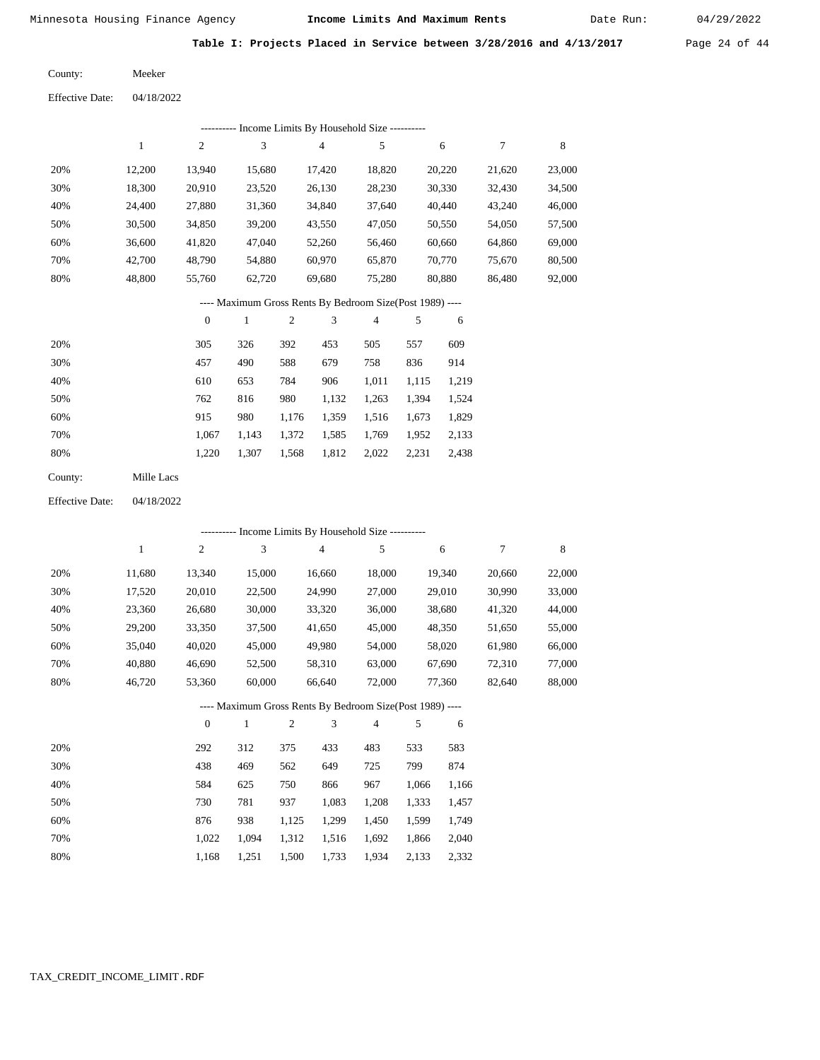Minnesota Housing Finance Agency — **Income Limits And Maximum Rents** — Date Run: 04/29/2022

**Table I: Projects Placed in Service between 3/28/2016 and 4/13/2017**

County: Meeker

Effective Date: 04/18/2022

---------- Income Limits By Household Size ----------

| | 1 | 2 | 3 | 4 | 5 | 6 | 7 | 8 |
|---|---|---|---|---|---|---|---|---|
| 20% | 12,200 | 13,940 | 15,680 | 17,420 | 18,820 | 20,220 | 21,620 | 23,000 |
| 30% | 18,300 | 20,910 | 23,520 | 26,130 | 28,230 | 30,330 | 32,430 | 34,500 |
| 40% | 24,400 | 27,880 | 31,360 | 34,840 | 37,640 | 40,440 | 43,240 | 46,000 |
| 50% | 30,500 | 34,850 | 39,200 | 43,550 | 47,050 | 50,550 | 54,050 | 57,500 |
| 60% | 36,600 | 41,820 | 47,040 | 52,260 | 56,460 | 60,660 | 64,860 | 69,000 |
| 70% | 42,700 | 48,790 | 54,880 | 60,970 | 65,870 | 70,770 | 75,670 | 80,500 |
| 80% | 48,800 | 55,760 | 62,720 | 69,680 | 75,280 | 80,880 | 86,480 | 92,000 |

---- Maximum Gross Rents By Bedroom Size(Post 1989) ----

| | 0 | 1 | 2 | 3 | 4 | 5 | 6 |
|---|---|---|---|---|---|---|---|
| 20% | 305 | 326 | 392 | 453 | 505 | 557 | 609 |
| 30% | 457 | 490 | 588 | 679 | 758 | 836 | 914 |
| 40% | 610 | 653 | 784 | 906 | 1,011 | 1,115 | 1,219 |
| 50% | 762 | 816 | 980 | 1,132 | 1,263 | 1,394 | 1,524 |
| 60% | 915 | 980 | 1,176 | 1,359 | 1,516 | 1,673 | 1,829 |
| 70% | 1,067 | 1,143 | 1,372 | 1,585 | 1,769 | 1,952 | 2,133 |
| 80% | 1,220 | 1,307 | 1,568 | 1,812 | 2,022 | 2,231 | 2,438 |

County: Mille Lacs

Effective Date: 04/18/2022

---------- Income Limits By Household Size ----------

| | 1 | 2 | 3 | 4 | 5 | 6 | 7 | 8 |
|---|---|---|---|---|---|---|---|---|
| 20% | 11,680 | 13,340 | 15,000 | 16,660 | 18,000 | 19,340 | 20,660 | 22,000 |
| 30% | 17,520 | 20,010 | 22,500 | 24,990 | 27,000 | 29,010 | 30,990 | 33,000 |
| 40% | 23,360 | 26,680 | 30,000 | 33,320 | 36,000 | 38,680 | 41,320 | 44,000 |
| 50% | 29,200 | 33,350 | 37,500 | 41,650 | 45,000 | 48,350 | 51,650 | 55,000 |
| 60% | 35,040 | 40,020 | 45,000 | 49,980 | 54,000 | 58,020 | 61,980 | 66,000 |
| 70% | 40,880 | 46,690 | 52,500 | 58,310 | 63,000 | 67,690 | 72,310 | 77,000 |
| 80% | 46,720 | 53,360 | 60,000 | 66,640 | 72,000 | 77,360 | 82,640 | 88,000 |

---- Maximum Gross Rents By Bedroom Size(Post 1989) ----

| | 0 | 1 | 2 | 3 | 4 | 5 | 6 |
|---|---|---|---|---|---|---|---|
| 20% | 292 | 312 | 375 | 433 | 483 | 533 | 583 |
| 30% | 438 | 469 | 562 | 649 | 725 | 799 | 874 |
| 40% | 584 | 625 | 750 | 866 | 967 | 1,066 | 1,166 |
| 50% | 730 | 781 | 937 | 1,083 | 1,208 | 1,333 | 1,457 |
| 60% | 876 | 938 | 1,125 | 1,299 | 1,450 | 1,599 | 1,749 |
| 70% | 1,022 | 1,094 | 1,312 | 1,516 | 1,692 | 1,866 | 2,040 |
| 80% | 1,168 | 1,251 | 1,500 | 1,733 | 1,934 | 2,133 | 2,332 |

TAX_CREDIT_INCOME_LIMIT.RDF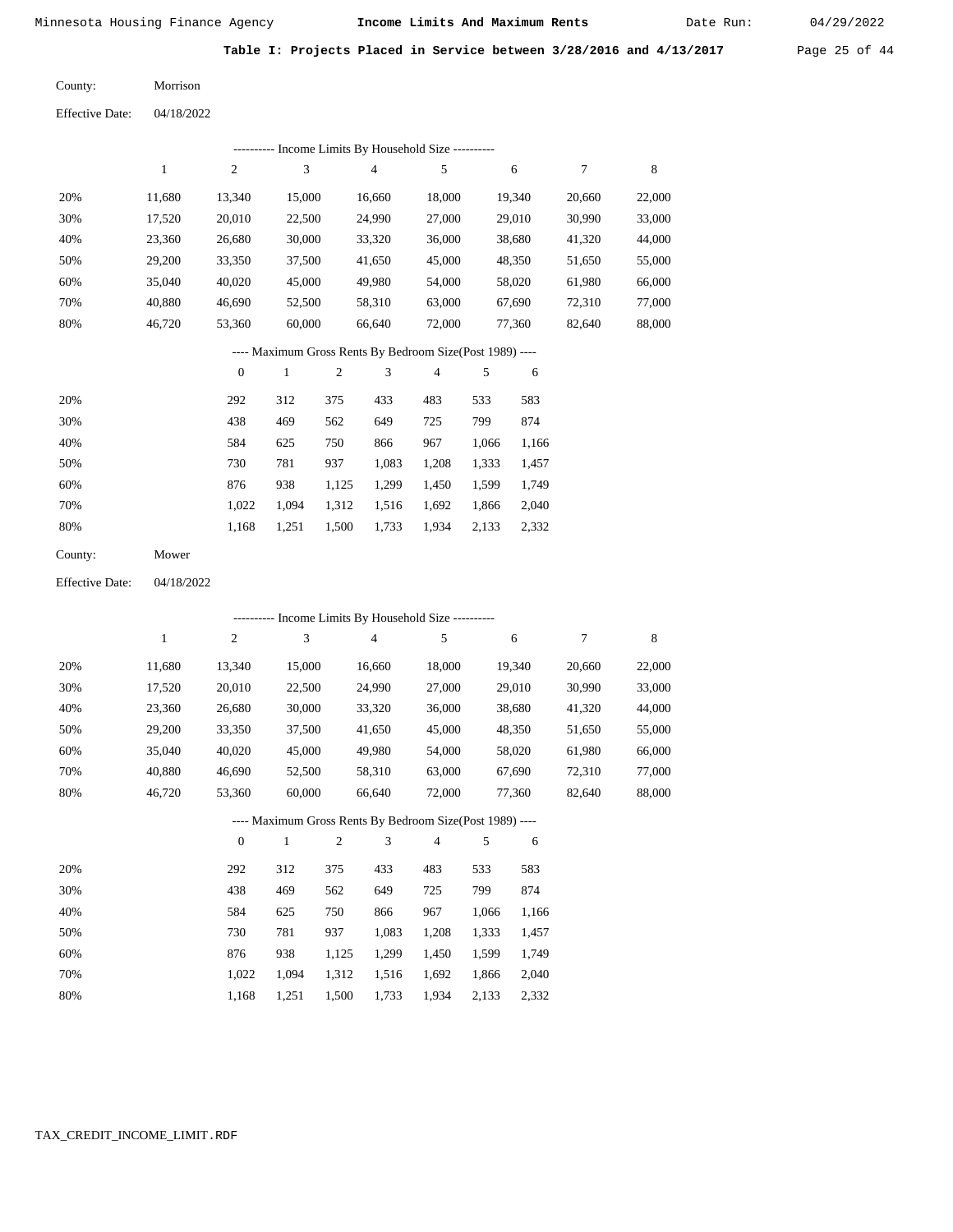Minnesota Housing Finance Agency — **Income Limits And Maximum Rents** — Date Run: 04/29/2022

**Table I: Projects Placed in Service between 3/28/2016 and 4/13/2017**

County: Morrison

Effective Date: 04/18/2022

---------- Income Limits By Household Size ----------

| | 1 | 2 | 3 | 4 | 5 | 6 | 7 | 8 |
|---|---|---|---|---|---|---|---|---|
| 20% | 11,680 | 13,340 | 15,000 | 16,660 | 18,000 | 19,340 | 20,660 | 22,000 |
| 30% | 17,520 | 20,010 | 22,500 | 24,990 | 27,000 | 29,010 | 30,990 | 33,000 |
| 40% | 23,360 | 26,680 | 30,000 | 33,320 | 36,000 | 38,680 | 41,320 | 44,000 |
| 50% | 29,200 | 33,350 | 37,500 | 41,650 | 45,000 | 48,350 | 51,650 | 55,000 |
| 60% | 35,040 | 40,020 | 45,000 | 49,980 | 54,000 | 58,020 | 61,980 | 66,000 |
| 70% | 40,880 | 46,690 | 52,500 | 58,310 | 63,000 | 67,690 | 72,310 | 77,000 |
| 80% | 46,720 | 53,360 | 60,000 | 66,640 | 72,000 | 77,360 | 82,640 | 88,000 |

---- Maximum Gross Rents By Bedroom Size(Post 1989) ----

| | 0 | 1 | 2 | 3 | 4 | 5 | 6 |
|---|---|---|---|---|---|---|---|
| 20% | 292 | 312 | 375 | 433 | 483 | 533 | 583 |
| 30% | 438 | 469 | 562 | 649 | 725 | 799 | 874 |
| 40% | 584 | 625 | 750 | 866 | 967 | 1,066 | 1,166 |
| 50% | 730 | 781 | 937 | 1,083 | 1,208 | 1,333 | 1,457 |
| 60% | 876 | 938 | 1,125 | 1,299 | 1,450 | 1,599 | 1,749 |
| 70% | 1,022 | 1,094 | 1,312 | 1,516 | 1,692 | 1,866 | 2,040 |
| 80% | 1,168 | 1,251 | 1,500 | 1,733 | 1,934 | 2,133 | 2,332 |

County: Mower

Effective Date: 04/18/2022

---------- Income Limits By Household Size ----------

| | 1 | 2 | 3 | 4 | 5 | 6 | 7 | 8 |
|---|---|---|---|---|---|---|---|---|
| 20% | 11,680 | 13,340 | 15,000 | 16,660 | 18,000 | 19,340 | 20,660 | 22,000 |
| 30% | 17,520 | 20,010 | 22,500 | 24,990 | 27,000 | 29,010 | 30,990 | 33,000 |
| 40% | 23,360 | 26,680 | 30,000 | 33,320 | 36,000 | 38,680 | 41,320 | 44,000 |
| 50% | 29,200 | 33,350 | 37,500 | 41,650 | 45,000 | 48,350 | 51,650 | 55,000 |
| 60% | 35,040 | 40,020 | 45,000 | 49,980 | 54,000 | 58,020 | 61,980 | 66,000 |
| 70% | 40,880 | 46,690 | 52,500 | 58,310 | 63,000 | 67,690 | 72,310 | 77,000 |
| 80% | 46,720 | 53,360 | 60,000 | 66,640 | 72,000 | 77,360 | 82,640 | 88,000 |

---- Maximum Gross Rents By Bedroom Size(Post 1989) ----

| | 0 | 1 | 2 | 3 | 4 | 5 | 6 |
|---|---|---|---|---|---|---|---|
| 20% | 292 | 312 | 375 | 433 | 483 | 533 | 583 |
| 30% | 438 | 469 | 562 | 649 | 725 | 799 | 874 |
| 40% | 584 | 625 | 750 | 866 | 967 | 1,066 | 1,166 |
| 50% | 730 | 781 | 937 | 1,083 | 1,208 | 1,333 | 1,457 |
| 60% | 876 | 938 | 1,125 | 1,299 | 1,450 | 1,599 | 1,749 |
| 70% | 1,022 | 1,094 | 1,312 | 1,516 | 1,692 | 1,866 | 2,040 |
| 80% | 1,168 | 1,251 | 1,500 | 1,733 | 1,934 | 2,133 | 2,332 |

TAX_CREDIT_INCOME_LIMIT.RDF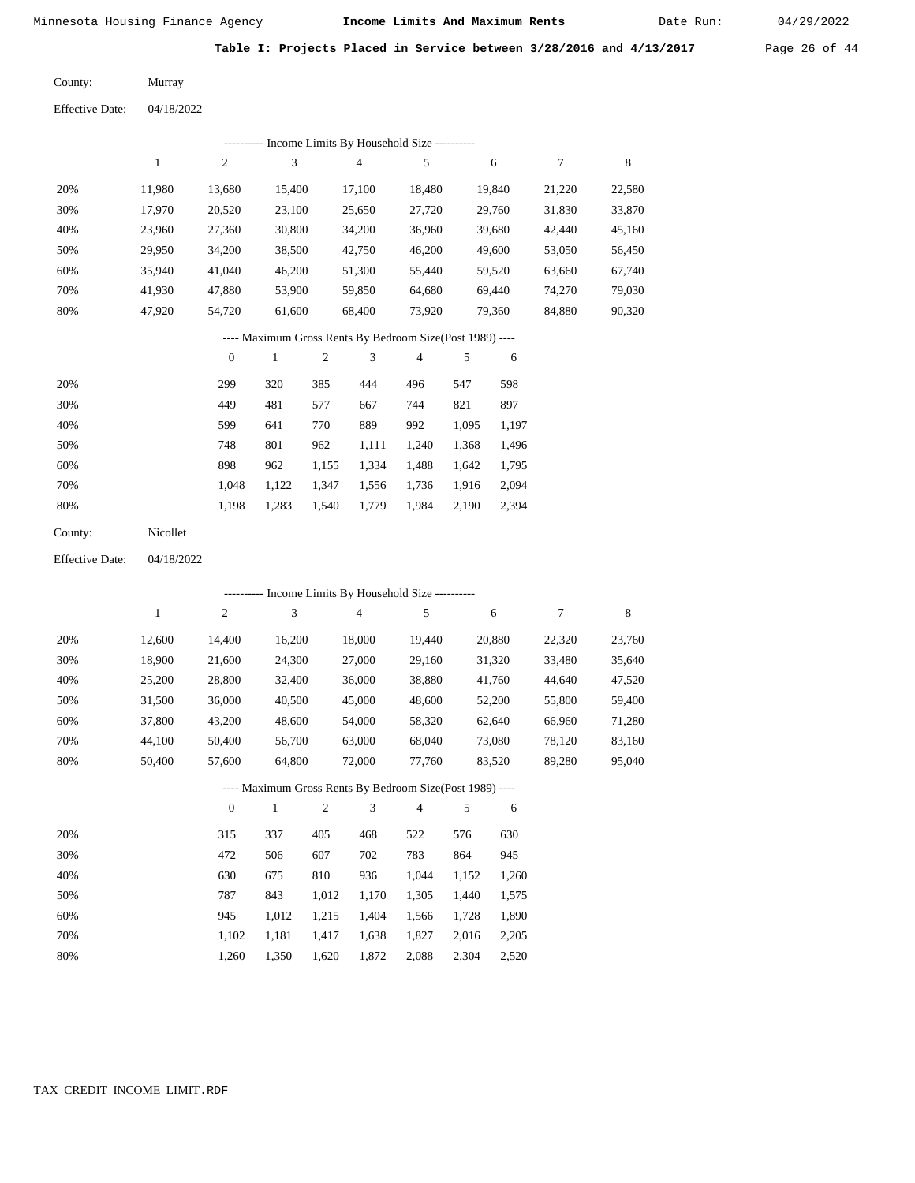Minnesota Housing Finance Agency — **Income Limits And Maximum Rents** — Date Run: 04/29/2022

**Table I: Projects Placed in Service between 3/28/2016 and 4/13/2017**

County: Murray

Effective Date: 04/18/2022

---------- Income Limits By Household Size ----------

| | 1 | 2 | 3 | 4 | 5 | 6 | 7 | 8 |
|---|---|---|---|---|---|---|---|---|
| 20% | 11,980 | 13,680 | 15,400 | 17,100 | 18,480 | 19,840 | 21,220 | 22,580 |
| 30% | 17,970 | 20,520 | 23,100 | 25,650 | 27,720 | 29,760 | 31,830 | 33,870 |
| 40% | 23,960 | 27,360 | 30,800 | 34,200 | 36,960 | 39,680 | 42,440 | 45,160 |
| 50% | 29,950 | 34,200 | 38,500 | 42,750 | 46,200 | 49,600 | 53,050 | 56,450 |
| 60% | 35,940 | 41,040 | 46,200 | 51,300 | 55,440 | 59,520 | 63,660 | 67,740 |
| 70% | 41,930 | 47,880 | 53,900 | 59,850 | 64,680 | 69,440 | 74,270 | 79,030 |
| 80% | 47,920 | 54,720 | 61,600 | 68,400 | 73,920 | 79,360 | 84,880 | 90,320 |

---- Maximum Gross Rents By Bedroom Size(Post 1989) ----

| | 0 | 1 | 2 | 3 | 4 | 5 | 6 |
|---|---|---|---|---|---|---|---|
| 20% | 299 | 320 | 385 | 444 | 496 | 547 | 598 |
| 30% | 449 | 481 | 577 | 667 | 744 | 821 | 897 |
| 40% | 599 | 641 | 770 | 889 | 992 | 1,095 | 1,197 |
| 50% | 748 | 801 | 962 | 1,111 | 1,240 | 1,368 | 1,496 |
| 60% | 898 | 962 | 1,155 | 1,334 | 1,488 | 1,642 | 1,795 |
| 70% | 1,048 | 1,122 | 1,347 | 1,556 | 1,736 | 1,916 | 2,094 |
| 80% | 1,198 | 1,283 | 1,540 | 1,779 | 1,984 | 2,190 | 2,394 |

County: Nicollet

Effective Date: 04/18/2022

---------- Income Limits By Household Size ----------

| | 1 | 2 | 3 | 4 | 5 | 6 | 7 | 8 |
|---|---|---|---|---|---|---|---|---|
| 20% | 12,600 | 14,400 | 16,200 | 18,000 | 19,440 | 20,880 | 22,320 | 23,760 |
| 30% | 18,900 | 21,600 | 24,300 | 27,000 | 29,160 | 31,320 | 33,480 | 35,640 |
| 40% | 25,200 | 28,800 | 32,400 | 36,000 | 38,880 | 41,760 | 44,640 | 47,520 |
| 50% | 31,500 | 36,000 | 40,500 | 45,000 | 48,600 | 52,200 | 55,800 | 59,400 |
| 60% | 37,800 | 43,200 | 48,600 | 54,000 | 58,320 | 62,640 | 66,960 | 71,280 |
| 70% | 44,100 | 50,400 | 56,700 | 63,000 | 68,040 | 73,080 | 78,120 | 83,160 |
| 80% | 50,400 | 57,600 | 64,800 | 72,000 | 77,760 | 83,520 | 89,280 | 95,040 |

---- Maximum Gross Rents By Bedroom Size(Post 1989) ----

| | 0 | 1 | 2 | 3 | 4 | 5 | 6 |
|---|---|---|---|---|---|---|---|
| 20% | 315 | 337 | 405 | 468 | 522 | 576 | 630 |
| 30% | 472 | 506 | 607 | 702 | 783 | 864 | 945 |
| 40% | 630 | 675 | 810 | 936 | 1,044 | 1,152 | 1,260 |
| 50% | 787 | 843 | 1,012 | 1,170 | 1,305 | 1,440 | 1,575 |
| 60% | 945 | 1,012 | 1,215 | 1,404 | 1,566 | 1,728 | 1,890 |
| 70% | 1,102 | 1,181 | 1,417 | 1,638 | 1,827 | 2,016 | 2,205 |
| 80% | 1,260 | 1,350 | 1,620 | 1,872 | 2,088 | 2,304 | 2,520 |

TAX_CREDIT_INCOME_LIMIT.RDF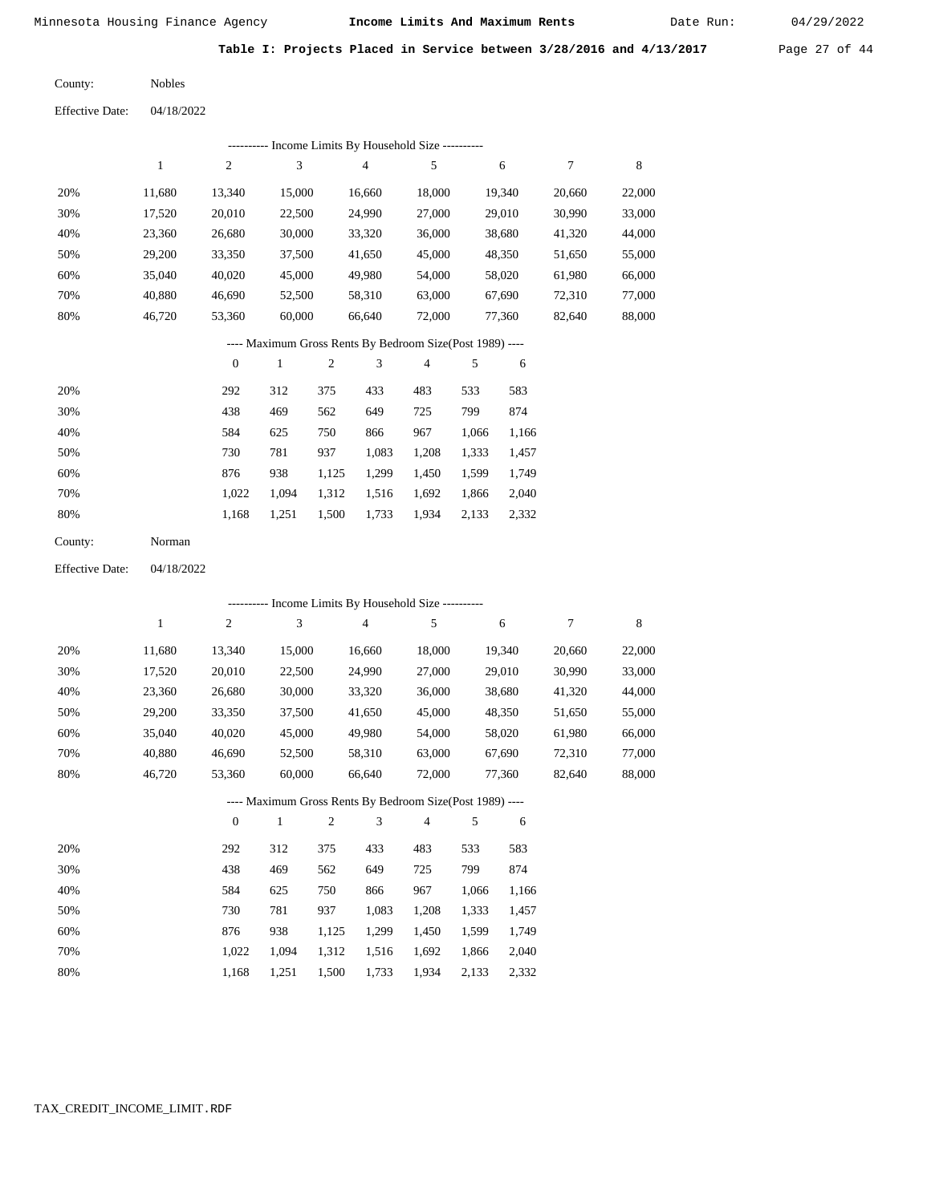Minnesota Housing Finance Agency **Income Limits And Maximum Rents** Date Run: 04/29/2022

**Table I: Projects Placed in Service between 3/28/2016 and 4/13/2017**

County: Nobles

Effective Date: 04/18/2022

---------- Income Limits By Household Size ----------

| | 1 | 2 | 3 | 4 | 5 | 6 | 7 | 8 |
|---|---|---|---|---|---|---|---|---|
| 20% | 11,680 | 13,340 | 15,000 | 16,660 | 18,000 | 19,340 | 20,660 | 22,000 |
| 30% | 17,520 | 20,010 | 22,500 | 24,990 | 27,000 | 29,010 | 30,990 | 33,000 |
| 40% | 23,360 | 26,680 | 30,000 | 33,320 | 36,000 | 38,680 | 41,320 | 44,000 |
| 50% | 29,200 | 33,350 | 37,500 | 41,650 | 45,000 | 48,350 | 51,650 | 55,000 |
| 60% | 35,040 | 40,020 | 45,000 | 49,980 | 54,000 | 58,020 | 61,980 | 66,000 |
| 70% | 40,880 | 46,690 | 52,500 | 58,310 | 63,000 | 67,690 | 72,310 | 77,000 |
| 80% | 46,720 | 53,360 | 60,000 | 66,640 | 72,000 | 77,360 | 82,640 | 88,000 |

---- Maximum Gross Rents By Bedroom Size(Post 1989) ----

| | 0 | 1 | 2 | 3 | 4 | 5 | 6 |
|---|---|---|---|---|---|---|---|
| 20% | 292 | 312 | 375 | 433 | 483 | 533 | 583 |
| 30% | 438 | 469 | 562 | 649 | 725 | 799 | 874 |
| 40% | 584 | 625 | 750 | 866 | 967 | 1,066 | 1,166 |
| 50% | 730 | 781 | 937 | 1,083 | 1,208 | 1,333 | 1,457 |
| 60% | 876 | 938 | 1,125 | 1,299 | 1,450 | 1,599 | 1,749 |
| 70% | 1,022 | 1,094 | 1,312 | 1,516 | 1,692 | 1,866 | 2,040 |
| 80% | 1,168 | 1,251 | 1,500 | 1,733 | 1,934 | 2,133 | 2,332 |

County: Norman

Effective Date: 04/18/2022

---------- Income Limits By Household Size ----------

| | 1 | 2 | 3 | 4 | 5 | 6 | 7 | 8 |
|---|---|---|---|---|---|---|---|---|
| 20% | 11,680 | 13,340 | 15,000 | 16,660 | 18,000 | 19,340 | 20,660 | 22,000 |
| 30% | 17,520 | 20,010 | 22,500 | 24,990 | 27,000 | 29,010 | 30,990 | 33,000 |
| 40% | 23,360 | 26,680 | 30,000 | 33,320 | 36,000 | 38,680 | 41,320 | 44,000 |
| 50% | 29,200 | 33,350 | 37,500 | 41,650 | 45,000 | 48,350 | 51,650 | 55,000 |
| 60% | 35,040 | 40,020 | 45,000 | 49,980 | 54,000 | 58,020 | 61,980 | 66,000 |
| 70% | 40,880 | 46,690 | 52,500 | 58,310 | 63,000 | 67,690 | 72,310 | 77,000 |
| 80% | 46,720 | 53,360 | 60,000 | 66,640 | 72,000 | 77,360 | 82,640 | 88,000 |

---- Maximum Gross Rents By Bedroom Size(Post 1989) ----

| | 0 | 1 | 2 | 3 | 4 | 5 | 6 |
|---|---|---|---|---|---|---|---|
| 20% | 292 | 312 | 375 | 433 | 483 | 533 | 583 |
| 30% | 438 | 469 | 562 | 649 | 725 | 799 | 874 |
| 40% | 584 | 625 | 750 | 866 | 967 | 1,066 | 1,166 |
| 50% | 730 | 781 | 937 | 1,083 | 1,208 | 1,333 | 1,457 |
| 60% | 876 | 938 | 1,125 | 1,299 | 1,450 | 1,599 | 1,749 |
| 70% | 1,022 | 1,094 | 1,312 | 1,516 | 1,692 | 1,866 | 2,040 |
| 80% | 1,168 | 1,251 | 1,500 | 1,733 | 1,934 | 2,133 | 2,332 |

TAX_CREDIT_INCOME_LIMIT.RDF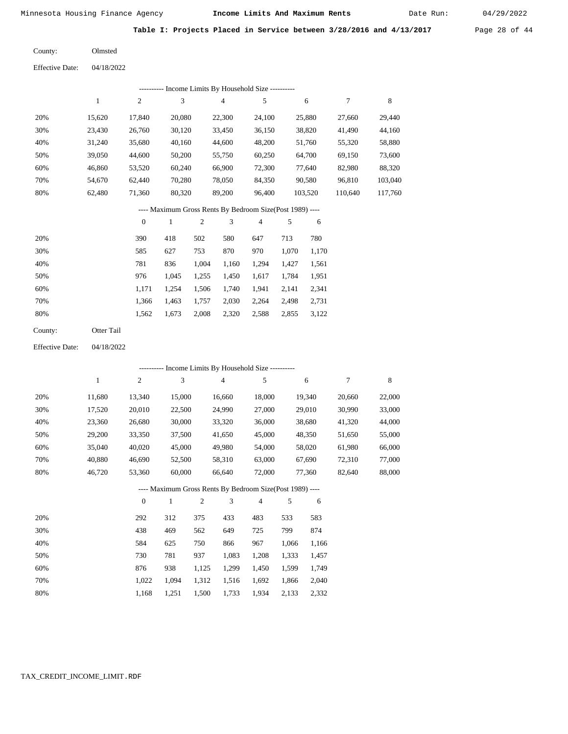Minnesota Housing Finance Agency — **Income Limits And Maximum Rents** — Date Run: 04/29/2022

**Table I: Projects Placed in Service between 3/28/2016 and 4/13/2017**

County: Olmsted

Effective Date: 04/18/2022

---------- Income Limits By Household Size ----------

| | 1 | 2 | 3 | 4 | 5 | 6 | 7 | 8 |
|---|---|---|---|---|---|---|---|---|
| 20% | 15,620 | 17,840 | 20,080 | 22,300 | 24,100 | 25,880 | 27,660 | 29,440 |
| 30% | 23,430 | 26,760 | 30,120 | 33,450 | 36,150 | 38,820 | 41,490 | 44,160 |
| 40% | 31,240 | 35,680 | 40,160 | 44,600 | 48,200 | 51,760 | 55,320 | 58,880 |
| 50% | 39,050 | 44,600 | 50,200 | 55,750 | 60,250 | 64,700 | 69,150 | 73,600 |
| 60% | 46,860 | 53,520 | 60,240 | 66,900 | 72,300 | 77,640 | 82,980 | 88,320 |
| 70% | 54,670 | 62,440 | 70,280 | 78,050 | 84,350 | 90,580 | 96,810 | 103,040 |
| 80% | 62,480 | 71,360 | 80,320 | 89,200 | 96,400 | 103,520 | 110,640 | 117,760 |

---- Maximum Gross Rents By Bedroom Size(Post 1989) ----

| | 0 | 1 | 2 | 3 | 4 | 5 | 6 |
|---|---|---|---|---|---|---|---|
| 20% | 390 | 418 | 502 | 580 | 647 | 713 | 780 |
| 30% | 585 | 627 | 753 | 870 | 970 | 1,070 | 1,170 |
| 40% | 781 | 836 | 1,004 | 1,160 | 1,294 | 1,427 | 1,561 |
| 50% | 976 | 1,045 | 1,255 | 1,450 | 1,617 | 1,784 | 1,951 |
| 60% | 1,171 | 1,254 | 1,506 | 1,740 | 1,941 | 2,141 | 2,341 |
| 70% | 1,366 | 1,463 | 1,757 | 2,030 | 2,264 | 2,498 | 2,731 |
| 80% | 1,562 | 1,673 | 2,008 | 2,320 | 2,588 | 2,855 | 3,122 |

County: Otter Tail

Effective Date: 04/18/2022

---------- Income Limits By Household Size ----------

| | 1 | 2 | 3 | 4 | 5 | 6 | 7 | 8 |
|---|---|---|---|---|---|---|---|---|
| 20% | 11,680 | 13,340 | 15,000 | 16,660 | 18,000 | 19,340 | 20,660 | 22,000 |
| 30% | 17,520 | 20,010 | 22,500 | 24,990 | 27,000 | 29,010 | 30,990 | 33,000 |
| 40% | 23,360 | 26,680 | 30,000 | 33,320 | 36,000 | 38,680 | 41,320 | 44,000 |
| 50% | 29,200 | 33,350 | 37,500 | 41,650 | 45,000 | 48,350 | 51,650 | 55,000 |
| 60% | 35,040 | 40,020 | 45,000 | 49,980 | 54,000 | 58,020 | 61,980 | 66,000 |
| 70% | 40,880 | 46,690 | 52,500 | 58,310 | 63,000 | 67,690 | 72,310 | 77,000 |
| 80% | 46,720 | 53,360 | 60,000 | 66,640 | 72,000 | 77,360 | 82,640 | 88,000 |

---- Maximum Gross Rents By Bedroom Size(Post 1989) ----

| | 0 | 1 | 2 | 3 | 4 | 5 | 6 |
|---|---|---|---|---|---|---|---|
| 20% | 292 | 312 | 375 | 433 | 483 | 533 | 583 |
| 30% | 438 | 469 | 562 | 649 | 725 | 799 | 874 |
| 40% | 584 | 625 | 750 | 866 | 967 | 1,066 | 1,166 |
| 50% | 730 | 781 | 937 | 1,083 | 1,208 | 1,333 | 1,457 |
| 60% | 876 | 938 | 1,125 | 1,299 | 1,450 | 1,599 | 1,749 |
| 70% | 1,022 | 1,094 | 1,312 | 1,516 | 1,692 | 1,866 | 2,040 |
| 80% | 1,168 | 1,251 | 1,500 | 1,733 | 1,934 | 2,133 | 2,332 |

TAX_CREDIT_INCOME_LIMIT.RDF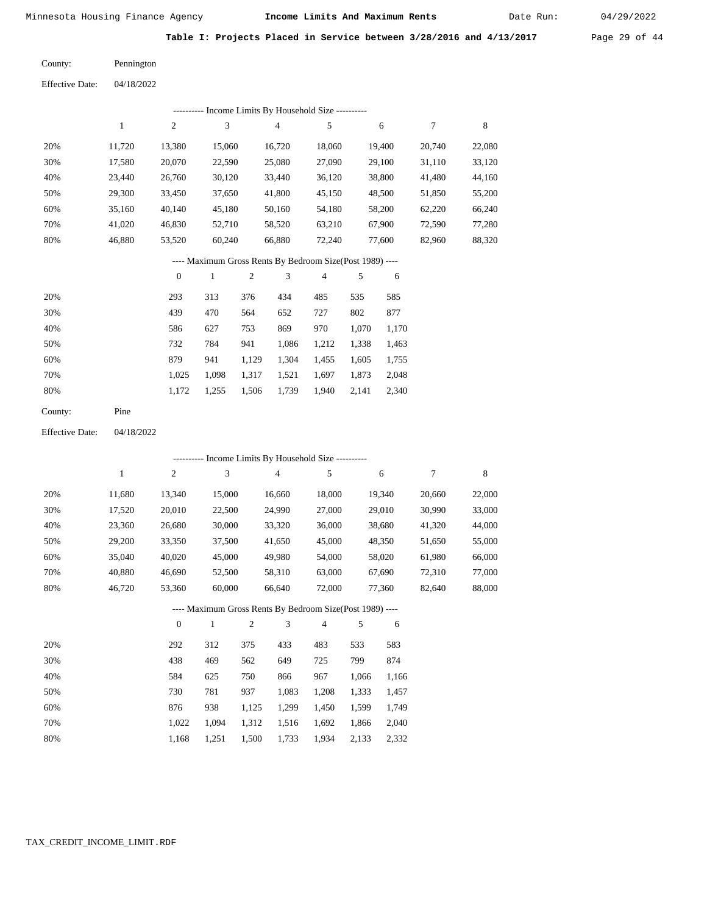Minnesota Housing Finance Agency **Income Limits And Maximum Rents** Date Run: 04/29/2022

**Table I: Projects Placed in Service between 3/28/2016 and 4/13/2017**

County: Pennington

Effective Date: 04/18/2022

---------- Income Limits By Household Size ----------

| | 1 | 2 | 3 | 4 | 5 | 6 | 7 | 8 |
|---|---|---|---|---|---|---|---|---|
| 20% | 11,720 | 13,380 | 15,060 | 16,720 | 18,060 | 19,400 | 20,740 | 22,080 |
| 30% | 17,580 | 20,070 | 22,590 | 25,080 | 27,090 | 29,100 | 31,110 | 33,120 |
| 40% | 23,440 | 26,760 | 30,120 | 33,440 | 36,120 | 38,800 | 41,480 | 44,160 |
| 50% | 29,300 | 33,450 | 37,650 | 41,800 | 45,150 | 48,500 | 51,850 | 55,200 |
| 60% | 35,160 | 40,140 | 45,180 | 50,160 | 54,180 | 58,200 | 62,220 | 66,240 |
| 70% | 41,020 | 46,830 | 52,710 | 58,520 | 63,210 | 67,900 | 72,590 | 77,280 |
| 80% | 46,880 | 53,520 | 60,240 | 66,880 | 72,240 | 77,600 | 82,960 | 88,320 |

---- Maximum Gross Rents By Bedroom Size(Post 1989) ----

| | 0 | 1 | 2 | 3 | 4 | 5 | 6 |
|---|---|---|---|---|---|---|---|
| 20% | 293 | 313 | 376 | 434 | 485 | 535 | 585 |
| 30% | 439 | 470 | 564 | 652 | 727 | 802 | 877 |
| 40% | 586 | 627 | 753 | 869 | 970 | 1,070 | 1,170 |
| 50% | 732 | 784 | 941 | 1,086 | 1,212 | 1,338 | 1,463 |
| 60% | 879 | 941 | 1,129 | 1,304 | 1,455 | 1,605 | 1,755 |
| 70% | 1,025 | 1,098 | 1,317 | 1,521 | 1,697 | 1,873 | 2,048 |
| 80% | 1,172 | 1,255 | 1,506 | 1,739 | 1,940 | 2,141 | 2,340 |

County: Pine

Effective Date: 04/18/2022

---------- Income Limits By Household Size ----------

| | 1 | 2 | 3 | 4 | 5 | 6 | 7 | 8 |
|---|---|---|---|---|---|---|---|---|
| 20% | 11,680 | 13,340 | 15,000 | 16,660 | 18,000 | 19,340 | 20,660 | 22,000 |
| 30% | 17,520 | 20,010 | 22,500 | 24,990 | 27,000 | 29,010 | 30,990 | 33,000 |
| 40% | 23,360 | 26,680 | 30,000 | 33,320 | 36,000 | 38,680 | 41,320 | 44,000 |
| 50% | 29,200 | 33,350 | 37,500 | 41,650 | 45,000 | 48,350 | 51,650 | 55,000 |
| 60% | 35,040 | 40,020 | 45,000 | 49,980 | 54,000 | 58,020 | 61,980 | 66,000 |
| 70% | 40,880 | 46,690 | 52,500 | 58,310 | 63,000 | 67,690 | 72,310 | 77,000 |
| 80% | 46,720 | 53,360 | 60,000 | 66,640 | 72,000 | 77,360 | 82,640 | 88,000 |

---- Maximum Gross Rents By Bedroom Size(Post 1989) ----

| | 0 | 1 | 2 | 3 | 4 | 5 | 6 |
|---|---|---|---|---|---|---|---|
| 20% | 292 | 312 | 375 | 433 | 483 | 533 | 583 |
| 30% | 438 | 469 | 562 | 649 | 725 | 799 | 874 |
| 40% | 584 | 625 | 750 | 866 | 967 | 1,066 | 1,166 |
| 50% | 730 | 781 | 937 | 1,083 | 1,208 | 1,333 | 1,457 |
| 60% | 876 | 938 | 1,125 | 1,299 | 1,450 | 1,599 | 1,749 |
| 70% | 1,022 | 1,094 | 1,312 | 1,516 | 1,692 | 1,866 | 2,040 |
| 80% | 1,168 | 1,251 | 1,500 | 1,733 | 1,934 | 2,133 | 2,332 |

TAX_CREDIT_INCOME_LIMIT.RDF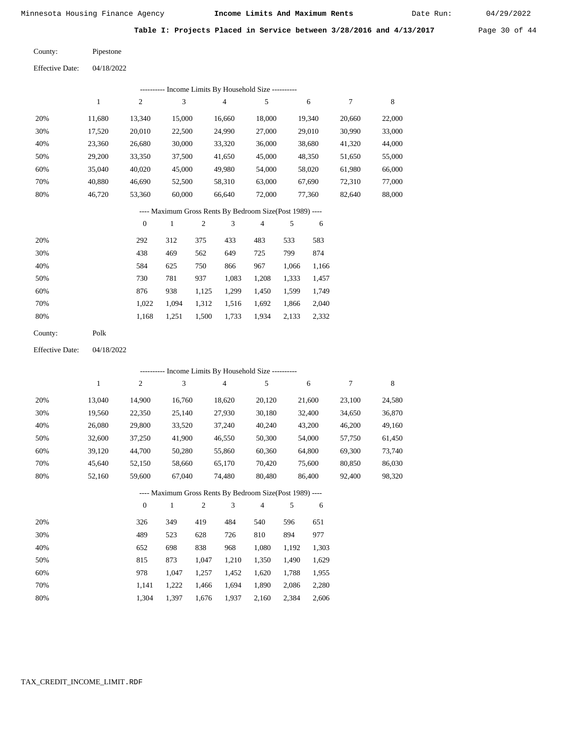Minnesota Housing Finance Agency **Income Limits And Maximum Rents** Date Run: 04/29/2022

**Table I: Projects Placed in Service between 3/28/2016 and 4/13/2017**

County: Pipestone

Effective Date: 04/18/2022

---------- Income Limits By Household Size ----------

| | 1 | 2 | 3 | 4 | 5 | 6 | 7 | 8 |
|---|---|---|---|---|---|---|---|---|
| 20% | 11,680 | 13,340 | 15,000 | 16,660 | 18,000 | 19,340 | 20,660 | 22,000 |
| 30% | 17,520 | 20,010 | 22,500 | 24,990 | 27,000 | 29,010 | 30,990 | 33,000 |
| 40% | 23,360 | 26,680 | 30,000 | 33,320 | 36,000 | 38,680 | 41,320 | 44,000 |
| 50% | 29,200 | 33,350 | 37,500 | 41,650 | 45,000 | 48,350 | 51,650 | 55,000 |
| 60% | 35,040 | 40,020 | 45,000 | 49,980 | 54,000 | 58,020 | 61,980 | 66,000 |
| 70% | 40,880 | 46,690 | 52,500 | 58,310 | 63,000 | 67,690 | 72,310 | 77,000 |
| 80% | 46,720 | 53,360 | 60,000 | 66,640 | 72,000 | 77,360 | 82,640 | 88,000 |

---- Maximum Gross Rents By Bedroom Size(Post 1989) ----

| | 0 | 1 | 2 | 3 | 4 | 5 | 6 |
|---|---|---|---|---|---|---|---|
| 20% | 292 | 312 | 375 | 433 | 483 | 533 | 583 |
| 30% | 438 | 469 | 562 | 649 | 725 | 799 | 874 |
| 40% | 584 | 625 | 750 | 866 | 967 | 1,066 | 1,166 |
| 50% | 730 | 781 | 937 | 1,083 | 1,208 | 1,333 | 1,457 |
| 60% | 876 | 938 | 1,125 | 1,299 | 1,450 | 1,599 | 1,749 |
| 70% | 1,022 | 1,094 | 1,312 | 1,516 | 1,692 | 1,866 | 2,040 |
| 80% | 1,168 | 1,251 | 1,500 | 1,733 | 1,934 | 2,133 | 2,332 |

County: Polk

Effective Date: 04/18/2022

---------- Income Limits By Household Size ----------

| | 1 | 2 | 3 | 4 | 5 | 6 | 7 | 8 |
|---|---|---|---|---|---|---|---|---|
| 20% | 13,040 | 14,900 | 16,760 | 18,620 | 20,120 | 21,600 | 23,100 | 24,580 |
| 30% | 19,560 | 22,350 | 25,140 | 27,930 | 30,180 | 32,400 | 34,650 | 36,870 |
| 40% | 26,080 | 29,800 | 33,520 | 37,240 | 40,240 | 43,200 | 46,200 | 49,160 |
| 50% | 32,600 | 37,250 | 41,900 | 46,550 | 50,300 | 54,000 | 57,750 | 61,450 |
| 60% | 39,120 | 44,700 | 50,280 | 55,860 | 60,360 | 64,800 | 69,300 | 73,740 |
| 70% | 45,640 | 52,150 | 58,660 | 65,170 | 70,420 | 75,600 | 80,850 | 86,030 |
| 80% | 52,160 | 59,600 | 67,040 | 74,480 | 80,480 | 86,400 | 92,400 | 98,320 |

---- Maximum Gross Rents By Bedroom Size(Post 1989) ----

| | 0 | 1 | 2 | 3 | 4 | 5 | 6 |
|---|---|---|---|---|---|---|---|
| 20% | 326 | 349 | 419 | 484 | 540 | 596 | 651 |
| 30% | 489 | 523 | 628 | 726 | 810 | 894 | 977 |
| 40% | 652 | 698 | 838 | 968 | 1,080 | 1,192 | 1,303 |
| 50% | 815 | 873 | 1,047 | 1,210 | 1,350 | 1,490 | 1,629 |
| 60% | 978 | 1,047 | 1,257 | 1,452 | 1,620 | 1,788 | 1,955 |
| 70% | 1,141 | 1,222 | 1,466 | 1,694 | 1,890 | 2,086 | 2,280 |
| 80% | 1,304 | 1,397 | 1,676 | 1,937 | 2,160 | 2,384 | 2,606 |

TAX_CREDIT_INCOME_LIMIT.RDF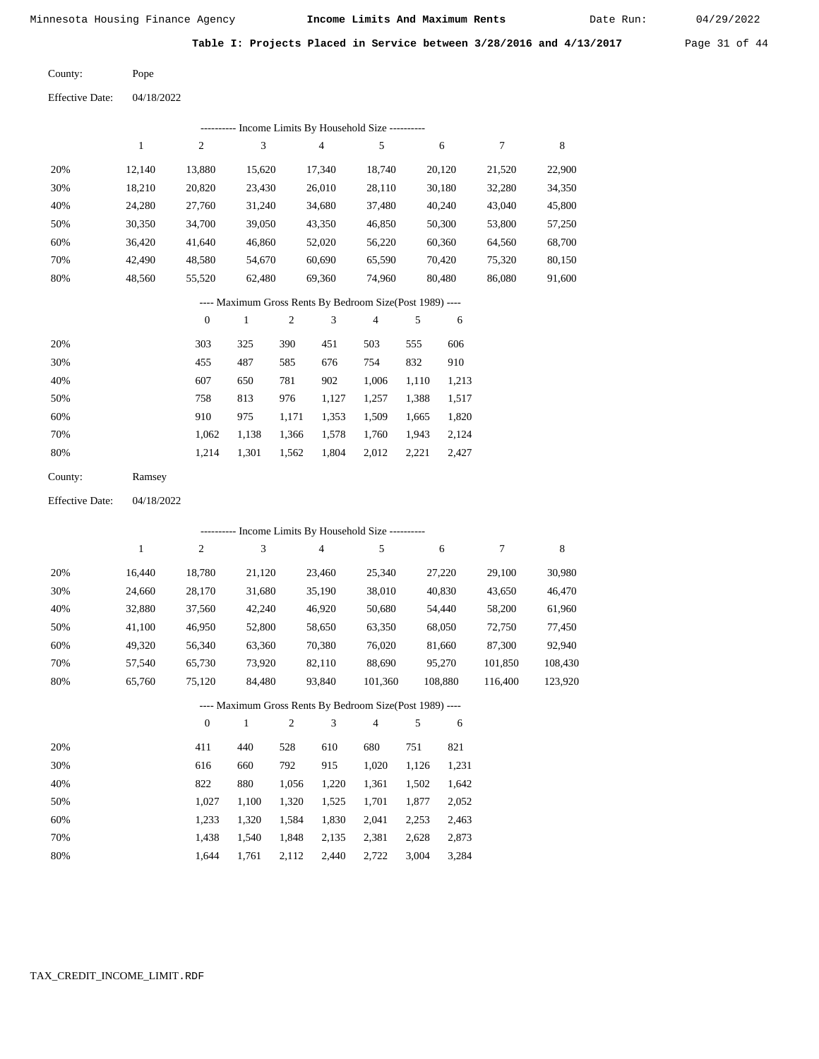Minnesota Housing Finance Agency **Income Limits And Maximum Rents** Date Run: 04/29/2022

**Table I: Projects Placed in Service between 3/28/2016 and 4/13/2017**

County: Pope

Effective Date: 04/18/2022

---------- Income Limits By Household Size ----------

| | 1 | 2 | 3 | 4 | 5 | 6 | 7 | 8 |
|---|---|---|---|---|---|---|---|---|
| 20% | 12,140 | 13,880 | 15,620 | 17,340 | 18,740 | 20,120 | 21,520 | 22,900 |
| 30% | 18,210 | 20,820 | 23,430 | 26,010 | 28,110 | 30,180 | 32,280 | 34,350 |
| 40% | 24,280 | 27,760 | 31,240 | 34,680 | 37,480 | 40,240 | 43,040 | 45,800 |
| 50% | 30,350 | 34,700 | 39,050 | 43,350 | 46,850 | 50,300 | 53,800 | 57,250 |
| 60% | 36,420 | 41,640 | 46,860 | 52,020 | 56,220 | 60,360 | 64,560 | 68,700 |
| 70% | 42,490 | 48,580 | 54,670 | 60,690 | 65,590 | 70,420 | 75,320 | 80,150 |
| 80% | 48,560 | 55,520 | 62,480 | 69,360 | 74,960 | 80,480 | 86,080 | 91,600 |

---- Maximum Gross Rents By Bedroom Size(Post 1989) ----

| | 0 | 1 | 2 | 3 | 4 | 5 | 6 |
|---|---|---|---|---|---|---|---|
| 20% | 303 | 325 | 390 | 451 | 503 | 555 | 606 |
| 30% | 455 | 487 | 585 | 676 | 754 | 832 | 910 |
| 40% | 607 | 650 | 781 | 902 | 1,006 | 1,110 | 1,213 |
| 50% | 758 | 813 | 976 | 1,127 | 1,257 | 1,388 | 1,517 |
| 60% | 910 | 975 | 1,171 | 1,353 | 1,509 | 1,665 | 1,820 |
| 70% | 1,062 | 1,138 | 1,366 | 1,578 | 1,760 | 1,943 | 2,124 |
| 80% | 1,214 | 1,301 | 1,562 | 1,804 | 2,012 | 2,221 | 2,427 |

County: Ramsey

Effective Date: 04/18/2022

---------- Income Limits By Household Size ----------

| | 1 | 2 | 3 | 4 | 5 | 6 | 7 | 8 |
|---|---|---|---|---|---|---|---|---|
| 20% | 16,440 | 18,780 | 21,120 | 23,460 | 25,340 | 27,220 | 29,100 | 30,980 |
| 30% | 24,660 | 28,170 | 31,680 | 35,190 | 38,010 | 40,830 | 43,650 | 46,470 |
| 40% | 32,880 | 37,560 | 42,240 | 46,920 | 50,680 | 54,440 | 58,200 | 61,960 |
| 50% | 41,100 | 46,950 | 52,800 | 58,650 | 63,350 | 68,050 | 72,750 | 77,450 |
| 60% | 49,320 | 56,340 | 63,360 | 70,380 | 76,020 | 81,660 | 87,300 | 92,940 |
| 70% | 57,540 | 65,730 | 73,920 | 82,110 | 88,690 | 95,270 | 101,850 | 108,430 |
| 80% | 65,760 | 75,120 | 84,480 | 93,840 | 101,360 | 108,880 | 116,400 | 123,920 |

---- Maximum Gross Rents By Bedroom Size(Post 1989) ----

| | 0 | 1 | 2 | 3 | 4 | 5 | 6 |
|---|---|---|---|---|---|---|---|
| 20% | 411 | 440 | 528 | 610 | 680 | 751 | 821 |
| 30% | 616 | 660 | 792 | 915 | 1,020 | 1,126 | 1,231 |
| 40% | 822 | 880 | 1,056 | 1,220 | 1,361 | 1,502 | 1,642 |
| 50% | 1,027 | 1,100 | 1,320 | 1,525 | 1,701 | 1,877 | 2,052 |
| 60% | 1,233 | 1,320 | 1,584 | 1,830 | 2,041 | 2,253 | 2,463 |
| 70% | 1,438 | 1,540 | 1,848 | 2,135 | 2,381 | 2,628 | 2,873 |
| 80% | 1,644 | 1,761 | 2,112 | 2,440 | 2,722 | 3,004 | 3,284 |

TAX_CREDIT_INCOME_LIMIT.RDF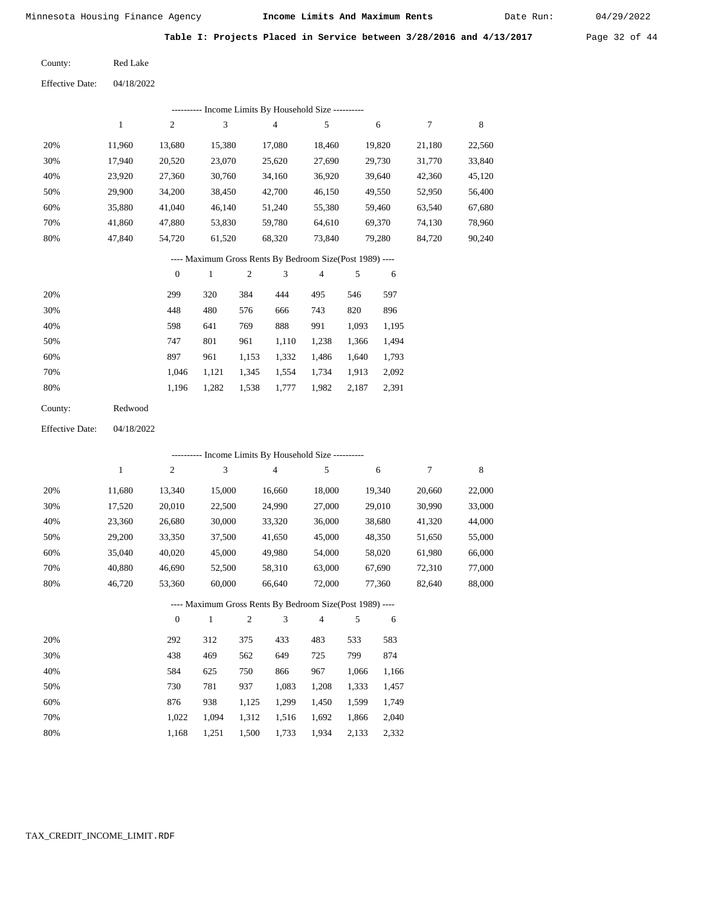**Table I: Projects Placed in Service between 3/28/2016 and 4/13/2017**

County: Red Lake

Effective Date: 04/18/2022

---------- Income Limits By Household Size ----------

| | 1 | 2 | 3 | 4 | 5 | 6 | 7 | 8 |
|---|---|---|---|---|---|---|---|---|
| 20% | 11,960 | 13,680 | 15,380 | 17,080 | 18,460 | 19,820 | 21,180 | 22,560 |
| 30% | 17,940 | 20,520 | 23,070 | 25,620 | 27,690 | 29,730 | 31,770 | 33,840 |
| 40% | 23,920 | 27,360 | 30,760 | 34,160 | 36,920 | 39,640 | 42,360 | 45,120 |
| 50% | 29,900 | 34,200 | 38,450 | 42,700 | 46,150 | 49,550 | 52,950 | 56,400 |
| 60% | 35,880 | 41,040 | 46,140 | 51,240 | 55,380 | 59,460 | 63,540 | 67,680 |
| 70% | 41,860 | 47,880 | 53,830 | 59,780 | 64,610 | 69,370 | 74,130 | 78,960 |
| 80% | 47,840 | 54,720 | 61,520 | 68,320 | 73,840 | 79,280 | 84,720 | 90,240 |

---- Maximum Gross Rents By Bedroom Size(Post 1989) ----

| | 0 | 1 | 2 | 3 | 4 | 5 | 6 |
|---|---|---|---|---|---|---|---|
| 20% | 299 | 320 | 384 | 444 | 495 | 546 | 597 |
| 30% | 448 | 480 | 576 | 666 | 743 | 820 | 896 |
| 40% | 598 | 641 | 769 | 888 | 991 | 1,093 | 1,195 |
| 50% | 747 | 801 | 961 | 1,110 | 1,238 | 1,366 | 1,494 |
| 60% | 897 | 961 | 1,153 | 1,332 | 1,486 | 1,640 | 1,793 |
| 70% | 1,046 | 1,121 | 1,345 | 1,554 | 1,734 | 1,913 | 2,092 |
| 80% | 1,196 | 1,282 | 1,538 | 1,777 | 1,982 | 2,187 | 2,391 |

County: Redwood

Effective Date: 04/18/2022

---------- Income Limits By Household Size ----------

| | 1 | 2 | 3 | 4 | 5 | 6 | 7 | 8 |
|---|---|---|---|---|---|---|---|---|
| 20% | 11,680 | 13,340 | 15,000 | 16,660 | 18,000 | 19,340 | 20,660 | 22,000 |
| 30% | 17,520 | 20,010 | 22,500 | 24,990 | 27,000 | 29,010 | 30,990 | 33,000 |
| 40% | 23,360 | 26,680 | 30,000 | 33,320 | 36,000 | 38,680 | 41,320 | 44,000 |
| 50% | 29,200 | 33,350 | 37,500 | 41,650 | 45,000 | 48,350 | 51,650 | 55,000 |
| 60% | 35,040 | 40,020 | 45,000 | 49,980 | 54,000 | 58,020 | 61,980 | 66,000 |
| 70% | 40,880 | 46,690 | 52,500 | 58,310 | 63,000 | 67,690 | 72,310 | 77,000 |
| 80% | 46,720 | 53,360 | 60,000 | 66,640 | 72,000 | 77,360 | 82,640 | 88,000 |

---- Maximum Gross Rents By Bedroom Size(Post 1989) ----

| | 0 | 1 | 2 | 3 | 4 | 5 | 6 |
|---|---|---|---|---|---|---|---|
| 20% | 292 | 312 | 375 | 433 | 483 | 533 | 583 |
| 30% | 438 | 469 | 562 | 649 | 725 | 799 | 874 |
| 40% | 584 | 625 | 750 | 866 | 967 | 1,066 | 1,166 |
| 50% | 730 | 781 | 937 | 1,083 | 1,208 | 1,333 | 1,457 |
| 60% | 876 | 938 | 1,125 | 1,299 | 1,450 | 1,599 | 1,749 |
| 70% | 1,022 | 1,094 | 1,312 | 1,516 | 1,692 | 1,866 | 2,040 |
| 80% | 1,168 | 1,251 | 1,500 | 1,733 | 1,934 | 2,133 | 2,332 |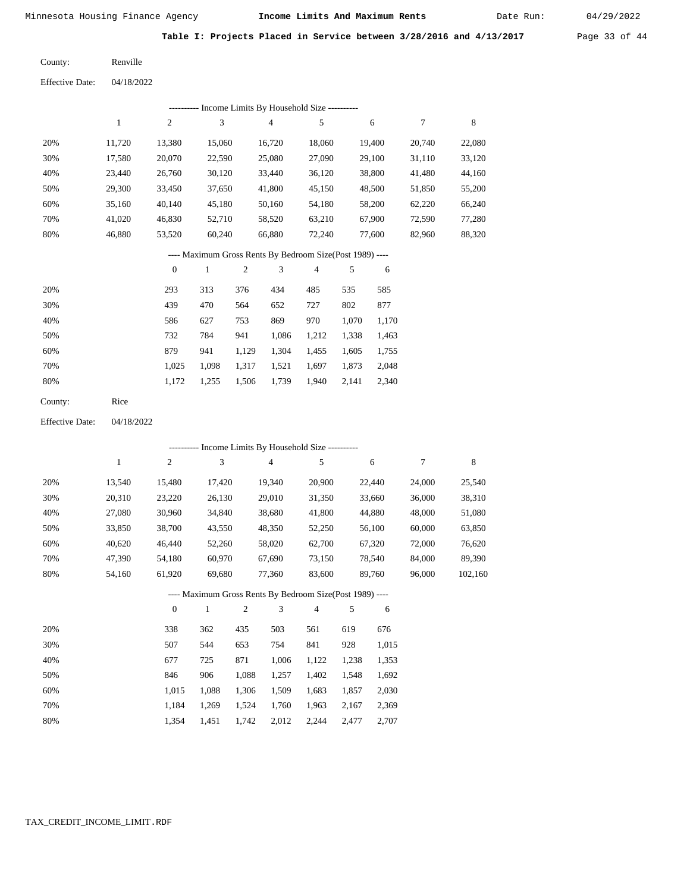**Table I: Projects Placed in Service between 3/28/2016 and 4/13/2017**

County: Renville

Effective Date: 04/18/2022

---------- Income Limits By Household Size ----------

| | 1 | 2 | 3 | 4 | 5 | 6 | 7 | 8 |
|---|---|---|---|---|---|---|---|---|
| 20% | 11,720 | 13,380 | 15,060 | 16,720 | 18,060 | 19,400 | 20,740 | 22,080 |
| 30% | 17,580 | 20,070 | 22,590 | 25,080 | 27,090 | 29,100 | 31,110 | 33,120 |
| 40% | 23,440 | 26,760 | 30,120 | 33,440 | 36,120 | 38,800 | 41,480 | 44,160 |
| 50% | 29,300 | 33,450 | 37,650 | 41,800 | 45,150 | 48,500 | 51,850 | 55,200 |
| 60% | 35,160 | 40,140 | 45,180 | 50,160 | 54,180 | 58,200 | 62,220 | 66,240 |
| 70% | 41,020 | 46,830 | 52,710 | 58,520 | 63,210 | 67,900 | 72,590 | 77,280 |
| 80% | 46,880 | 53,520 | 60,240 | 66,880 | 72,240 | 77,600 | 82,960 | 88,320 |

---- Maximum Gross Rents By Bedroom Size(Post 1989) ----

| | 0 | 1 | 2 | 3 | 4 | 5 | 6 |
|---|---|---|---|---|---|---|---|
| 20% | 293 | 313 | 376 | 434 | 485 | 535 | 585 |
| 30% | 439 | 470 | 564 | 652 | 727 | 802 | 877 |
| 40% | 586 | 627 | 753 | 869 | 970 | 1,070 | 1,170 |
| 50% | 732 | 784 | 941 | 1,086 | 1,212 | 1,338 | 1,463 |
| 60% | 879 | 941 | 1,129 | 1,304 | 1,455 | 1,605 | 1,755 |
| 70% | 1,025 | 1,098 | 1,317 | 1,521 | 1,697 | 1,873 | 2,048 |
| 80% | 1,172 | 1,255 | 1,506 | 1,739 | 1,940 | 2,141 | 2,340 |

County: Rice

Effective Date: 04/18/2022

---------- Income Limits By Household Size ----------

| | 1 | 2 | 3 | 4 | 5 | 6 | 7 | 8 |
|---|---|---|---|---|---|---|---|---|
| 20% | 13,540 | 15,480 | 17,420 | 19,340 | 20,900 | 22,440 | 24,000 | 25,540 |
| 30% | 20,310 | 23,220 | 26,130 | 29,010 | 31,350 | 33,660 | 36,000 | 38,310 |
| 40% | 27,080 | 30,960 | 34,840 | 38,680 | 41,800 | 44,880 | 48,000 | 51,080 |
| 50% | 33,850 | 38,700 | 43,550 | 48,350 | 52,250 | 56,100 | 60,000 | 63,850 |
| 60% | 40,620 | 46,440 | 52,260 | 58,020 | 62,700 | 67,320 | 72,000 | 76,620 |
| 70% | 47,390 | 54,180 | 60,970 | 67,690 | 73,150 | 78,540 | 84,000 | 89,390 |
| 80% | 54,160 | 61,920 | 69,680 | 77,360 | 83,600 | 89,760 | 96,000 | 102,160 |

---- Maximum Gross Rents By Bedroom Size(Post 1989) ----

| | 0 | 1 | 2 | 3 | 4 | 5 | 6 |
|---|---|---|---|---|---|---|---|
| 20% | 338 | 362 | 435 | 503 | 561 | 619 | 676 |
| 30% | 507 | 544 | 653 | 754 | 841 | 928 | 1,015 |
| 40% | 677 | 725 | 871 | 1,006 | 1,122 | 1,238 | 1,353 |
| 50% | 846 | 906 | 1,088 | 1,257 | 1,402 | 1,548 | 1,692 |
| 60% | 1,015 | 1,088 | 1,306 | 1,509 | 1,683 | 1,857 | 2,030 |
| 70% | 1,184 | 1,269 | 1,524 | 1,760 | 1,963 | 2,167 | 2,369 |
| 80% | 1,354 | 1,451 | 1,742 | 2,012 | 2,244 | 2,477 | 2,707 |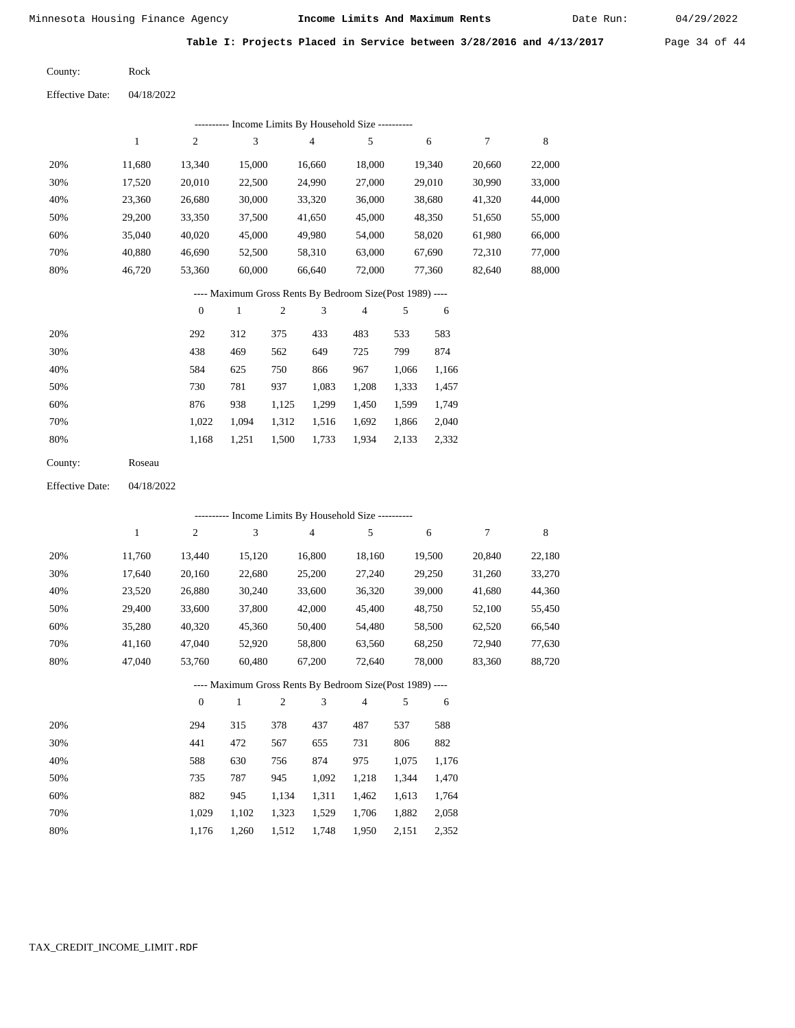Minnesota Housing Finance Agency **Income Limits And Maximum Rents** Date Run: 04/29/2022

**Table I: Projects Placed in Service between 3/28/2016 and 4/13/2017**

County: Rock

Effective Date: 04/18/2022

---------- Income Limits By Household Size ----------

| | 1 | 2 | 3 | 4 | 5 | 6 | 7 | 8 |
|---|---|---|---|---|---|---|---|---|
| 20% | 11,680 | 13,340 | 15,000 | 16,660 | 18,000 | 19,340 | 20,660 | 22,000 |
| 30% | 17,520 | 20,010 | 22,500 | 24,990 | 27,000 | 29,010 | 30,990 | 33,000 |
| 40% | 23,360 | 26,680 | 30,000 | 33,320 | 36,000 | 38,680 | 41,320 | 44,000 |
| 50% | 29,200 | 33,350 | 37,500 | 41,650 | 45,000 | 48,350 | 51,650 | 55,000 |
| 60% | 35,040 | 40,020 | 45,000 | 49,980 | 54,000 | 58,020 | 61,980 | 66,000 |
| 70% | 40,880 | 46,690 | 52,500 | 58,310 | 63,000 | 67,690 | 72,310 | 77,000 |
| 80% | 46,720 | 53,360 | 60,000 | 66,640 | 72,000 | 77,360 | 82,640 | 88,000 |

---- Maximum Gross Rents By Bedroom Size(Post 1989) ----

| | 0 | 1 | 2 | 3 | 4 | 5 | 6 |
|---|---|---|---|---|---|---|---|
| 20% | 292 | 312 | 375 | 433 | 483 | 533 | 583 |
| 30% | 438 | 469 | 562 | 649 | 725 | 799 | 874 |
| 40% | 584 | 625 | 750 | 866 | 967 | 1,066 | 1,166 |
| 50% | 730 | 781 | 937 | 1,083 | 1,208 | 1,333 | 1,457 |
| 60% | 876 | 938 | 1,125 | 1,299 | 1,450 | 1,599 | 1,749 |
| 70% | 1,022 | 1,094 | 1,312 | 1,516 | 1,692 | 1,866 | 2,040 |
| 80% | 1,168 | 1,251 | 1,500 | 1,733 | 1,934 | 2,133 | 2,332 |

County: Roseau

Effective Date: 04/18/2022

---------- Income Limits By Household Size ----------

| | 1 | 2 | 3 | 4 | 5 | 6 | 7 | 8 |
|---|---|---|---|---|---|---|---|---|
| 20% | 11,760 | 13,440 | 15,120 | 16,800 | 18,160 | 19,500 | 20,840 | 22,180 |
| 30% | 17,640 | 20,160 | 22,680 | 25,200 | 27,240 | 29,250 | 31,260 | 33,270 |
| 40% | 23,520 | 26,880 | 30,240 | 33,600 | 36,320 | 39,000 | 41,680 | 44,360 |
| 50% | 29,400 | 33,600 | 37,800 | 42,000 | 45,400 | 48,750 | 52,100 | 55,450 |
| 60% | 35,280 | 40,320 | 45,360 | 50,400 | 54,480 | 58,500 | 62,520 | 66,540 |
| 70% | 41,160 | 47,040 | 52,920 | 58,800 | 63,560 | 68,250 | 72,940 | 77,630 |
| 80% | 47,040 | 53,760 | 60,480 | 67,200 | 72,640 | 78,000 | 83,360 | 88,720 |

---- Maximum Gross Rents By Bedroom Size(Post 1989) ----

| | 0 | 1 | 2 | 3 | 4 | 5 | 6 |
|---|---|---|---|---|---|---|---|
| 20% | 294 | 315 | 378 | 437 | 487 | 537 | 588 |
| 30% | 441 | 472 | 567 | 655 | 731 | 806 | 882 |
| 40% | 588 | 630 | 756 | 874 | 975 | 1,075 | 1,176 |
| 50% | 735 | 787 | 945 | 1,092 | 1,218 | 1,344 | 1,470 |
| 60% | 882 | 945 | 1,134 | 1,311 | 1,462 | 1,613 | 1,764 |
| 70% | 1,029 | 1,102 | 1,323 | 1,529 | 1,706 | 1,882 | 2,058 |
| 80% | 1,176 | 1,260 | 1,512 | 1,748 | 1,950 | 2,151 | 2,352 |

TAX_CREDIT_INCOME_LIMIT.RDF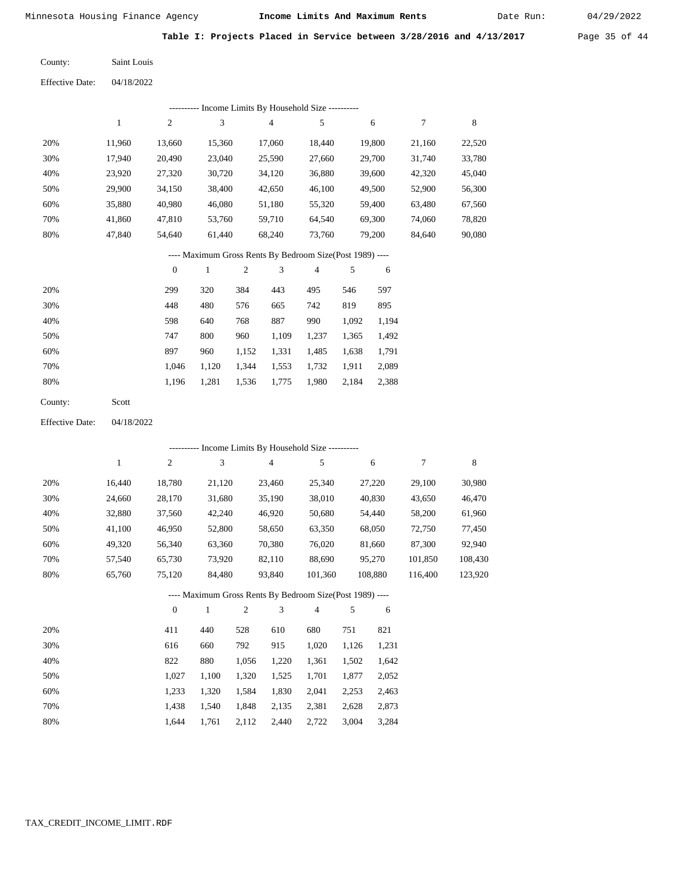Minnesota Housing Finance Agency — **Income Limits And Maximum Rents** — Date Run: 04/29/2022

**Table I: Projects Placed in Service between 3/28/2016 and 4/13/2017**

County: Saint Louis

Effective Date: 04/18/2022

---------- Income Limits By Household Size ----------

| | 1 | 2 | 3 | 4 | 5 | 6 | 7 | 8 |
|---|---|---|---|---|---|---|---|---|
| 20% | 11,960 | 13,660 | 15,360 | 17,060 | 18,440 | 19,800 | 21,160 | 22,520 |
| 30% | 17,940 | 20,490 | 23,040 | 25,590 | 27,660 | 29,700 | 31,740 | 33,780 |
| 40% | 23,920 | 27,320 | 30,720 | 34,120 | 36,880 | 39,600 | 42,320 | 45,040 |
| 50% | 29,900 | 34,150 | 38,400 | 42,650 | 46,100 | 49,500 | 52,900 | 56,300 |
| 60% | 35,880 | 40,980 | 46,080 | 51,180 | 55,320 | 59,400 | 63,480 | 67,560 |
| 70% | 41,860 | 47,810 | 53,760 | 59,710 | 64,540 | 69,300 | 74,060 | 78,820 |
| 80% | 47,840 | 54,640 | 61,440 | 68,240 | 73,760 | 79,200 | 84,640 | 90,080 |

---- Maximum Gross Rents By Bedroom Size(Post 1989) ----

| | 0 | 1 | 2 | 3 | 4 | 5 | 6 |
|---|---|---|---|---|---|---|---|
| 20% | 299 | 320 | 384 | 443 | 495 | 546 | 597 |
| 30% | 448 | 480 | 576 | 665 | 742 | 819 | 895 |
| 40% | 598 | 640 | 768 | 887 | 990 | 1,092 | 1,194 |
| 50% | 747 | 800 | 960 | 1,109 | 1,237 | 1,365 | 1,492 |
| 60% | 897 | 960 | 1,152 | 1,331 | 1,485 | 1,638 | 1,791 |
| 70% | 1,046 | 1,120 | 1,344 | 1,553 | 1,732 | 1,911 | 2,089 |
| 80% | 1,196 | 1,281 | 1,536 | 1,775 | 1,980 | 2,184 | 2,388 |

County: Scott

Effective Date: 04/18/2022

---------- Income Limits By Household Size ----------

| | 1 | 2 | 3 | 4 | 5 | 6 | 7 | 8 |
|---|---|---|---|---|---|---|---|---|
| 20% | 16,440 | 18,780 | 21,120 | 23,460 | 25,340 | 27,220 | 29,100 | 30,980 |
| 30% | 24,660 | 28,170 | 31,680 | 35,190 | 38,010 | 40,830 | 43,650 | 46,470 |
| 40% | 32,880 | 37,560 | 42,240 | 46,920 | 50,680 | 54,440 | 58,200 | 61,960 |
| 50% | 41,100 | 46,950 | 52,800 | 58,650 | 63,350 | 68,050 | 72,750 | 77,450 |
| 60% | 49,320 | 56,340 | 63,360 | 70,380 | 76,020 | 81,660 | 87,300 | 92,940 |
| 70% | 57,540 | 65,730 | 73,920 | 82,110 | 88,690 | 95,270 | 101,850 | 108,430 |
| 80% | 65,760 | 75,120 | 84,480 | 93,840 | 101,360 | 108,880 | 116,400 | 123,920 |

---- Maximum Gross Rents By Bedroom Size(Post 1989) ----

| | 0 | 1 | 2 | 3 | 4 | 5 | 6 |
|---|---|---|---|---|---|---|---|
| 20% | 411 | 440 | 528 | 610 | 680 | 751 | 821 |
| 30% | 616 | 660 | 792 | 915 | 1,020 | 1,126 | 1,231 |
| 40% | 822 | 880 | 1,056 | 1,220 | 1,361 | 1,502 | 1,642 |
| 50% | 1,027 | 1,100 | 1,320 | 1,525 | 1,701 | 1,877 | 2,052 |
| 60% | 1,233 | 1,320 | 1,584 | 1,830 | 2,041 | 2,253 | 2,463 |
| 70% | 1,438 | 1,540 | 1,848 | 2,135 | 2,381 | 2,628 | 2,873 |
| 80% | 1,644 | 1,761 | 2,112 | 2,440 | 2,722 | 3,004 | 3,284 |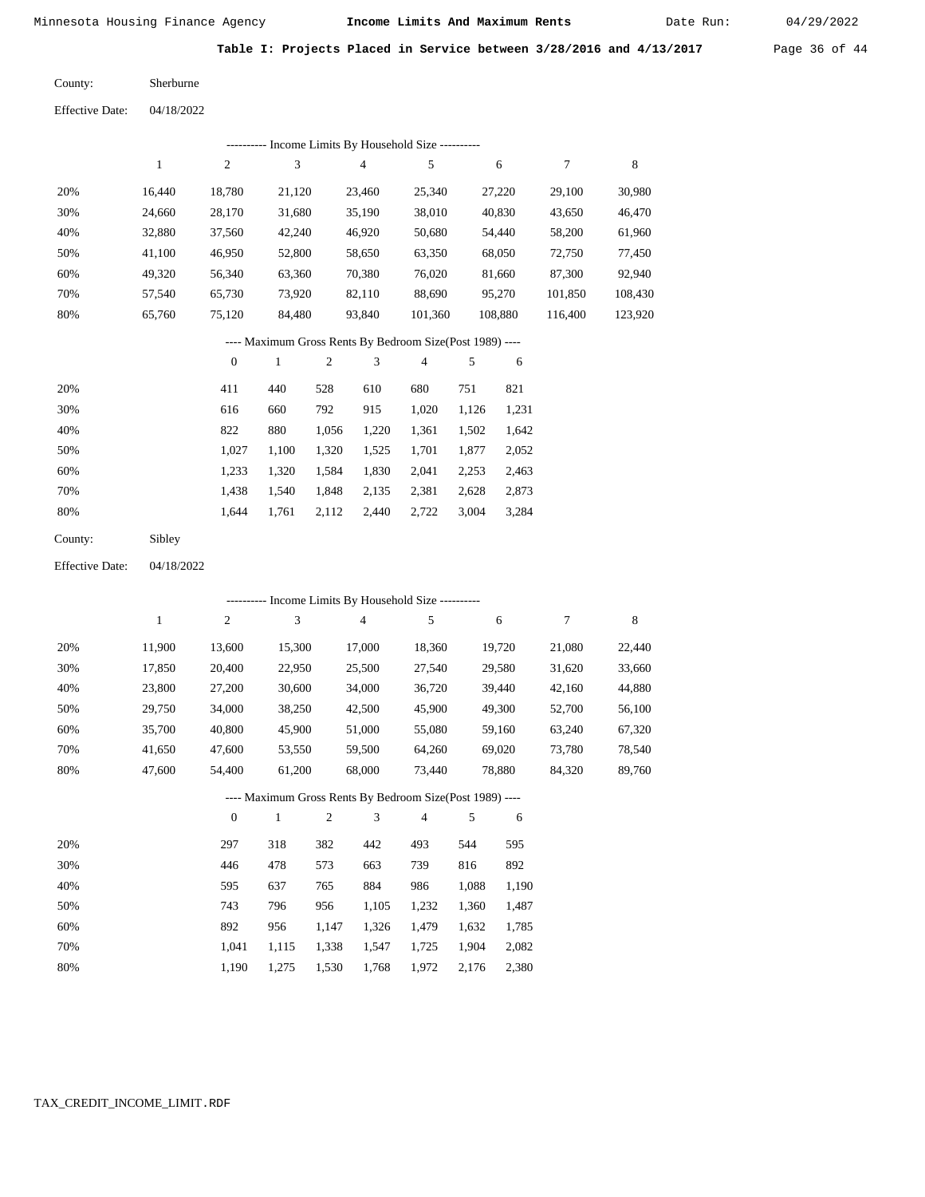Minnesota Housing Finance Agency **Income Limits And Maximum Rents** Date Run: 04/29/2022

**Table I: Projects Placed in Service between 3/28/2016 and 4/13/2017**

County: Sherburne

Effective Date: 04/18/2022

---------- Income Limits By Household Size ----------

| | 1 | 2 | 3 | 4 | 5 | 6 | 7 | 8 |
|---|---|---|---|---|---|---|---|---|
| 20% | 16,440 | 18,780 | 21,120 | 23,460 | 25,340 | 27,220 | 29,100 | 30,980 |
| 30% | 24,660 | 28,170 | 31,680 | 35,190 | 38,010 | 40,830 | 43,650 | 46,470 |
| 40% | 32,880 | 37,560 | 42,240 | 46,920 | 50,680 | 54,440 | 58,200 | 61,960 |
| 50% | 41,100 | 46,950 | 52,800 | 58,650 | 63,350 | 68,050 | 72,750 | 77,450 |
| 60% | 49,320 | 56,340 | 63,360 | 70,380 | 76,020 | 81,660 | 87,300 | 92,940 |
| 70% | 57,540 | 65,730 | 73,920 | 82,110 | 88,690 | 95,270 | 101,850 | 108,430 |
| 80% | 65,760 | 75,120 | 84,480 | 93,840 | 101,360 | 108,880 | 116,400 | 123,920 |

---- Maximum Gross Rents By Bedroom Size(Post 1989) ----

| | 0 | 1 | 2 | 3 | 4 | 5 | 6 |
|---|---|---|---|---|---|---|---|
| 20% | 411 | 440 | 528 | 610 | 680 | 751 | 821 |
| 30% | 616 | 660 | 792 | 915 | 1,020 | 1,126 | 1,231 |
| 40% | 822 | 880 | 1,056 | 1,220 | 1,361 | 1,502 | 1,642 |
| 50% | 1,027 | 1,100 | 1,320 | 1,525 | 1,701 | 1,877 | 2,052 |
| 60% | 1,233 | 1,320 | 1,584 | 1,830 | 2,041 | 2,253 | 2,463 |
| 70% | 1,438 | 1,540 | 1,848 | 2,135 | 2,381 | 2,628 | 2,873 |
| 80% | 1,644 | 1,761 | 2,112 | 2,440 | 2,722 | 3,004 | 3,284 |

County: Sibley

Effective Date: 04/18/2022

---------- Income Limits By Household Size ----------

| | 1 | 2 | 3 | 4 | 5 | 6 | 7 | 8 |
|---|---|---|---|---|---|---|---|---|
| 20% | 11,900 | 13,600 | 15,300 | 17,000 | 18,360 | 19,720 | 21,080 | 22,440 |
| 30% | 17,850 | 20,400 | 22,950 | 25,500 | 27,540 | 29,580 | 31,620 | 33,660 |
| 40% | 23,800 | 27,200 | 30,600 | 34,000 | 36,720 | 39,440 | 42,160 | 44,880 |
| 50% | 29,750 | 34,000 | 38,250 | 42,500 | 45,900 | 49,300 | 52,700 | 56,100 |
| 60% | 35,700 | 40,800 | 45,900 | 51,000 | 55,080 | 59,160 | 63,240 | 67,320 |
| 70% | 41,650 | 47,600 | 53,550 | 59,500 | 64,260 | 69,020 | 73,780 | 78,540 |
| 80% | 47,600 | 54,400 | 61,200 | 68,000 | 73,440 | 78,880 | 84,320 | 89,760 |

---- Maximum Gross Rents By Bedroom Size(Post 1989) ----

| | 0 | 1 | 2 | 3 | 4 | 5 | 6 |
|---|---|---|---|---|---|---|---|
| 20% | 297 | 318 | 382 | 442 | 493 | 544 | 595 |
| 30% | 446 | 478 | 573 | 663 | 739 | 816 | 892 |
| 40% | 595 | 637 | 765 | 884 | 986 | 1,088 | 1,190 |
| 50% | 743 | 796 | 956 | 1,105 | 1,232 | 1,360 | 1,487 |
| 60% | 892 | 956 | 1,147 | 1,326 | 1,479 | 1,632 | 1,785 |
| 70% | 1,041 | 1,115 | 1,338 | 1,547 | 1,725 | 1,904 | 2,082 |
| 80% | 1,190 | 1,275 | 1,530 | 1,768 | 1,972 | 2,176 | 2,380 |

TAX_CREDIT_INCOME_LIMIT.RDF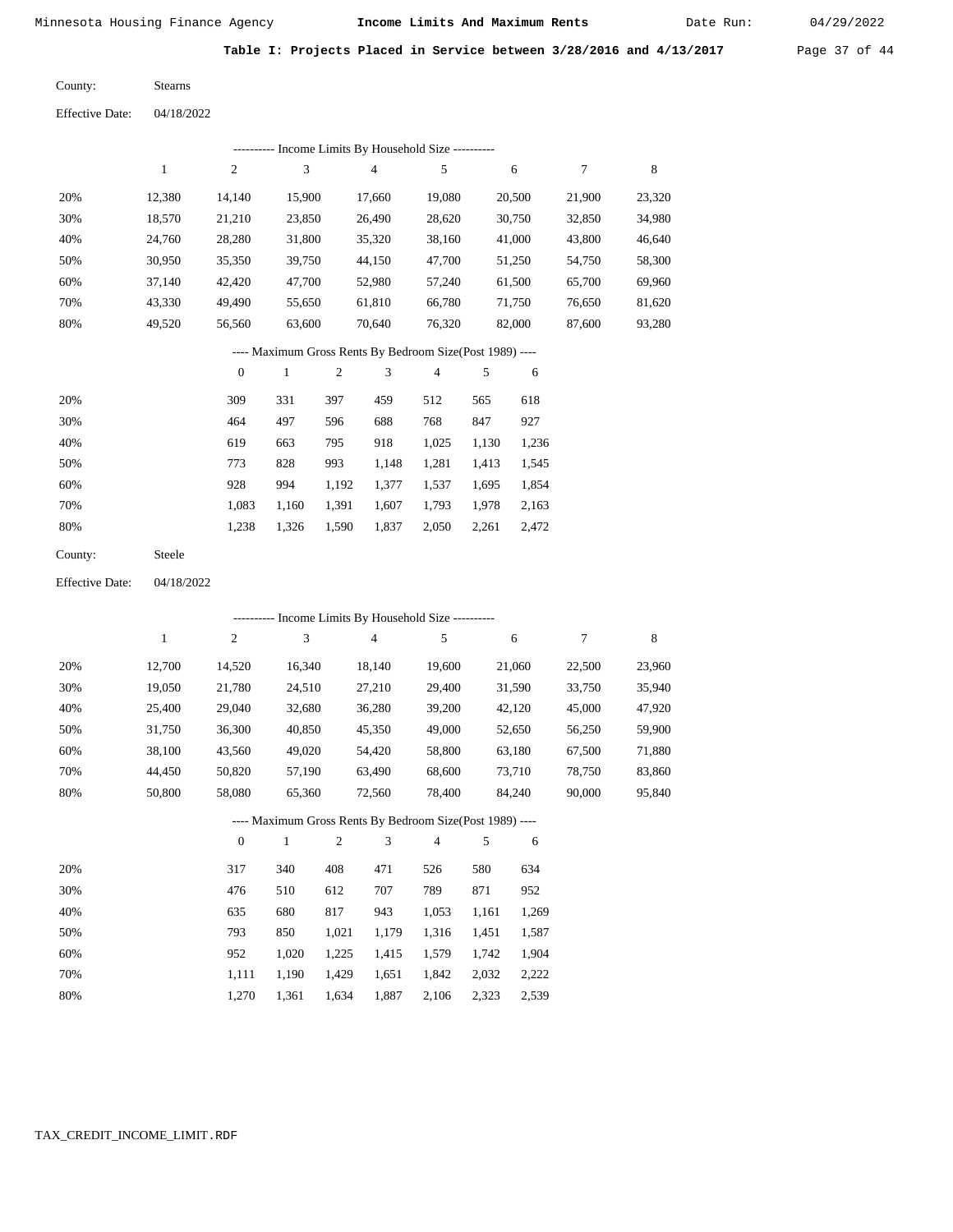Minnesota Housing Finance Agency **Income Limits And Maximum Rents** Date Run: 04/29/2022

**Table I: Projects Placed in Service between 3/28/2016 and 4/13/2017**

County: Stearns

Effective Date: 04/18/2022

---------- Income Limits By Household Size ----------

| | 1 | 2 | 3 | 4 | 5 | 6 | 7 | 8 |
|---|---|---|---|---|---|---|---|---|
| 20% | 12,380 | 14,140 | 15,900 | 17,660 | 19,080 | 20,500 | 21,900 | 23,320 |
| 30% | 18,570 | 21,210 | 23,850 | 26,490 | 28,620 | 30,750 | 32,850 | 34,980 |
| 40% | 24,760 | 28,280 | 31,800 | 35,320 | 38,160 | 41,000 | 43,800 | 46,640 |
| 50% | 30,950 | 35,350 | 39,750 | 44,150 | 47,700 | 51,250 | 54,750 | 58,300 |
| 60% | 37,140 | 42,420 | 47,700 | 52,980 | 57,240 | 61,500 | 65,700 | 69,960 |
| 70% | 43,330 | 49,490 | 55,650 | 61,810 | 66,780 | 71,750 | 76,650 | 81,620 |
| 80% | 49,520 | 56,560 | 63,600 | 70,640 | 76,320 | 82,000 | 87,600 | 93,280 |

---- Maximum Gross Rents By Bedroom Size(Post 1989) ----

| | 0 | 1 | 2 | 3 | 4 | 5 | 6 |
|---|---|---|---|---|---|---|---|
| 20% | 309 | 331 | 397 | 459 | 512 | 565 | 618 |
| 30% | 464 | 497 | 596 | 688 | 768 | 847 | 927 |
| 40% | 619 | 663 | 795 | 918 | 1,025 | 1,130 | 1,236 |
| 50% | 773 | 828 | 993 | 1,148 | 1,281 | 1,413 | 1,545 |
| 60% | 928 | 994 | 1,192 | 1,377 | 1,537 | 1,695 | 1,854 |
| 70% | 1,083 | 1,160 | 1,391 | 1,607 | 1,793 | 1,978 | 2,163 |
| 80% | 1,238 | 1,326 | 1,590 | 1,837 | 2,050 | 2,261 | 2,472 |

County: Steele

Effective Date: 04/18/2022

---------- Income Limits By Household Size ----------

| | 1 | 2 | 3 | 4 | 5 | 6 | 7 | 8 |
|---|---|---|---|---|---|---|---|---|
| 20% | 12,700 | 14,520 | 16,340 | 18,140 | 19,600 | 21,060 | 22,500 | 23,960 |
| 30% | 19,050 | 21,780 | 24,510 | 27,210 | 29,400 | 31,590 | 33,750 | 35,940 |
| 40% | 25,400 | 29,040 | 32,680 | 36,280 | 39,200 | 42,120 | 45,000 | 47,920 |
| 50% | 31,750 | 36,300 | 40,850 | 45,350 | 49,000 | 52,650 | 56,250 | 59,900 |
| 60% | 38,100 | 43,560 | 49,020 | 54,420 | 58,800 | 63,180 | 67,500 | 71,880 |
| 70% | 44,450 | 50,820 | 57,190 | 63,490 | 68,600 | 73,710 | 78,750 | 83,860 |
| 80% | 50,800 | 58,080 | 65,360 | 72,560 | 78,400 | 84,240 | 90,000 | 95,840 |

---- Maximum Gross Rents By Bedroom Size(Post 1989) ----

| | 0 | 1 | 2 | 3 | 4 | 5 | 6 |
|---|---|---|---|---|---|---|---|
| 20% | 317 | 340 | 408 | 471 | 526 | 580 | 634 |
| 30% | 476 | 510 | 612 | 707 | 789 | 871 | 952 |
| 40% | 635 | 680 | 817 | 943 | 1,053 | 1,161 | 1,269 |
| 50% | 793 | 850 | 1,021 | 1,179 | 1,316 | 1,451 | 1,587 |
| 60% | 952 | 1,020 | 1,225 | 1,415 | 1,579 | 1,742 | 1,904 |
| 70% | 1,111 | 1,190 | 1,429 | 1,651 | 1,842 | 2,032 | 2,222 |
| 80% | 1,270 | 1,361 | 1,634 | 1,887 | 2,106 | 2,323 | 2,539 |

TAX_CREDIT_INCOME_LIMIT.RDF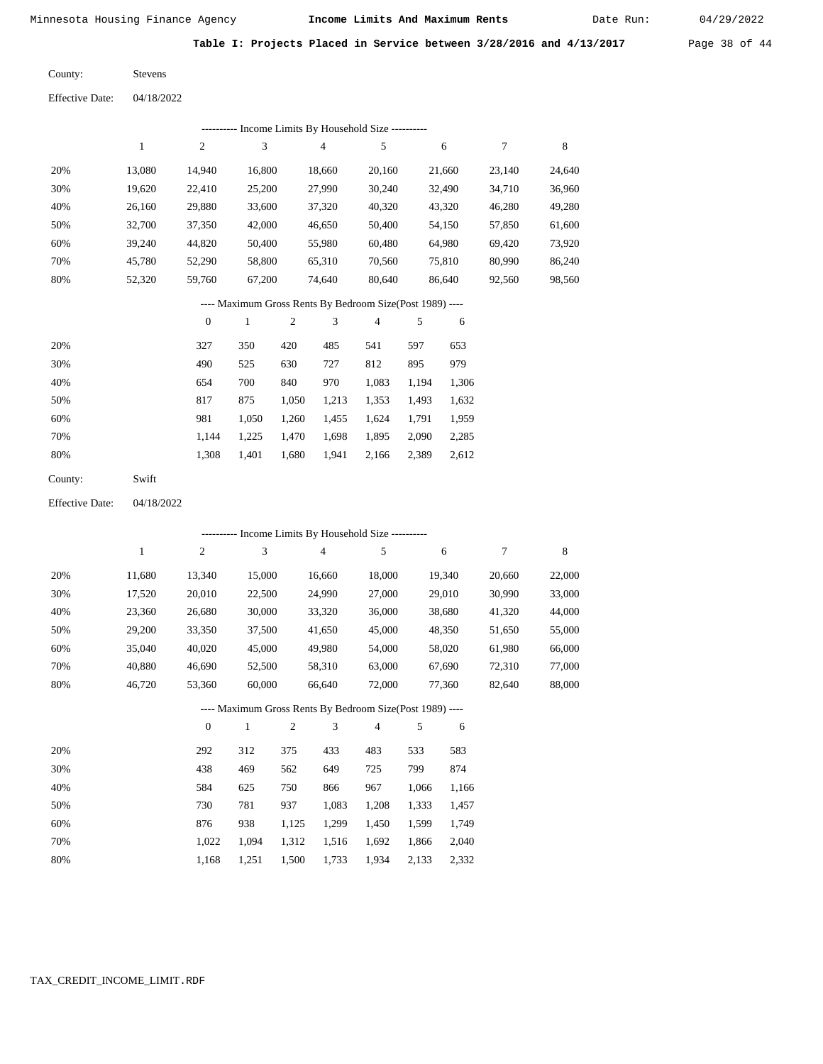Minnesota Housing Finance Agency **Income Limits And Maximum Rents** Date Run: 04/29/2022

**Table I: Projects Placed in Service between 3/28/2016 and 4/13/2017**

County: Stevens

Effective Date: 04/18/2022

---------- Income Limits By Household Size ----------

| | 1 | 2 | 3 | 4 | 5 | 6 | 7 | 8 |
|---|---|---|---|---|---|---|---|---|
| 20% | 13,080 | 14,940 | 16,800 | 18,660 | 20,160 | 21,660 | 23,140 | 24,640 |
| 30% | 19,620 | 22,410 | 25,200 | 27,990 | 30,240 | 32,490 | 34,710 | 36,960 |
| 40% | 26,160 | 29,880 | 33,600 | 37,320 | 40,320 | 43,320 | 46,280 | 49,280 |
| 50% | 32,700 | 37,350 | 42,000 | 46,650 | 50,400 | 54,150 | 57,850 | 61,600 |
| 60% | 39,240 | 44,820 | 50,400 | 55,980 | 60,480 | 64,980 | 69,420 | 73,920 |
| 70% | 45,780 | 52,290 | 58,800 | 65,310 | 70,560 | 75,810 | 80,990 | 86,240 |
| 80% | 52,320 | 59,760 | 67,200 | 74,640 | 80,640 | 86,640 | 92,560 | 98,560 |

---- Maximum Gross Rents By Bedroom Size(Post 1989) ----

| | 0 | 1 | 2 | 3 | 4 | 5 | 6 |
|---|---|---|---|---|---|---|---|
| 20% | 327 | 350 | 420 | 485 | 541 | 597 | 653 |
| 30% | 490 | 525 | 630 | 727 | 812 | 895 | 979 |
| 40% | 654 | 700 | 840 | 970 | 1,083 | 1,194 | 1,306 |
| 50% | 817 | 875 | 1,050 | 1,213 | 1,353 | 1,493 | 1,632 |
| 60% | 981 | 1,050 | 1,260 | 1,455 | 1,624 | 1,791 | 1,959 |
| 70% | 1,144 | 1,225 | 1,470 | 1,698 | 1,895 | 2,090 | 2,285 |
| 80% | 1,308 | 1,401 | 1,680 | 1,941 | 2,166 | 2,389 | 2,612 |

County: Swift

Effective Date: 04/18/2022

---------- Income Limits By Household Size ----------

| | 1 | 2 | 3 | 4 | 5 | 6 | 7 | 8 |
|---|---|---|---|---|---|---|---|---|
| 20% | 11,680 | 13,340 | 15,000 | 16,660 | 18,000 | 19,340 | 20,660 | 22,000 |
| 30% | 17,520 | 20,010 | 22,500 | 24,990 | 27,000 | 29,010 | 30,990 | 33,000 |
| 40% | 23,360 | 26,680 | 30,000 | 33,320 | 36,000 | 38,680 | 41,320 | 44,000 |
| 50% | 29,200 | 33,350 | 37,500 | 41,650 | 45,000 | 48,350 | 51,650 | 55,000 |
| 60% | 35,040 | 40,020 | 45,000 | 49,980 | 54,000 | 58,020 | 61,980 | 66,000 |
| 70% | 40,880 | 46,690 | 52,500 | 58,310 | 63,000 | 67,690 | 72,310 | 77,000 |
| 80% | 46,720 | 53,360 | 60,000 | 66,640 | 72,000 | 77,360 | 82,640 | 88,000 |

---- Maximum Gross Rents By Bedroom Size(Post 1989) ----

| | 0 | 1 | 2 | 3 | 4 | 5 | 6 |
|---|---|---|---|---|---|---|---|
| 20% | 292 | 312 | 375 | 433 | 483 | 533 | 583 |
| 30% | 438 | 469 | 562 | 649 | 725 | 799 | 874 |
| 40% | 584 | 625 | 750 | 866 | 967 | 1,066 | 1,166 |
| 50% | 730 | 781 | 937 | 1,083 | 1,208 | 1,333 | 1,457 |
| 60% | 876 | 938 | 1,125 | 1,299 | 1,450 | 1,599 | 1,749 |
| 70% | 1,022 | 1,094 | 1,312 | 1,516 | 1,692 | 1,866 | 2,040 |
| 80% | 1,168 | 1,251 | 1,500 | 1,733 | 1,934 | 2,133 | 2,332 |

TAX_CREDIT_INCOME_LIMIT.RDF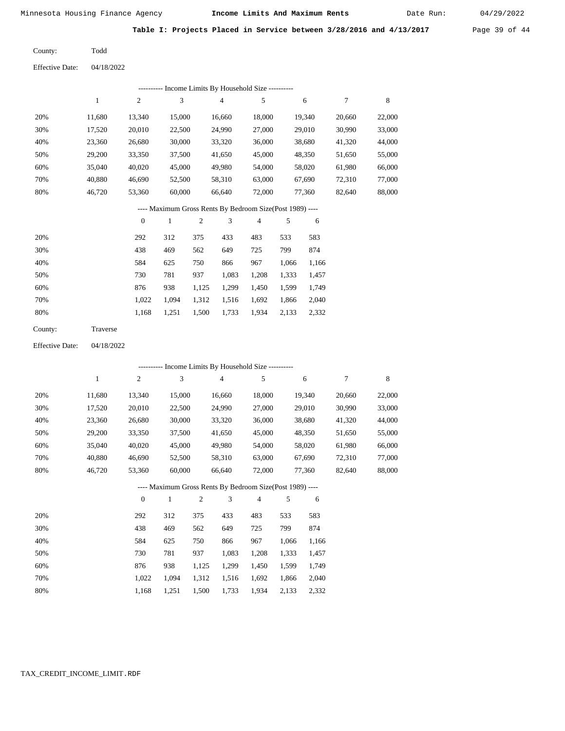Minnesota Housing Finance Agency **Income Limits And Maximum Rents** Date Run: 04/29/2022

**Table I: Projects Placed in Service between 3/28/2016 and 4/13/2017**

County: Todd

Effective Date: 04/18/2022

---------- Income Limits By Household Size ----------

| | 1 | 2 | 3 | 4 | 5 | 6 | 7 | 8 |
|---|---|---|---|---|---|---|---|---|
| 20% | 11,680 | 13,340 | 15,000 | 16,660 | 18,000 | 19,340 | 20,660 | 22,000 |
| 30% | 17,520 | 20,010 | 22,500 | 24,990 | 27,000 | 29,010 | 30,990 | 33,000 |
| 40% | 23,360 | 26,680 | 30,000 | 33,320 | 36,000 | 38,680 | 41,320 | 44,000 |
| 50% | 29,200 | 33,350 | 37,500 | 41,650 | 45,000 | 48,350 | 51,650 | 55,000 |
| 60% | 35,040 | 40,020 | 45,000 | 49,980 | 54,000 | 58,020 | 61,980 | 66,000 |
| 70% | 40,880 | 46,690 | 52,500 | 58,310 | 63,000 | 67,690 | 72,310 | 77,000 |
| 80% | 46,720 | 53,360 | 60,000 | 66,640 | 72,000 | 77,360 | 82,640 | 88,000 |

---- Maximum Gross Rents By Bedroom Size(Post 1989) ----

| | 0 | 1 | 2 | 3 | 4 | 5 | 6 |
|---|---|---|---|---|---|---|---|
| 20% | 292 | 312 | 375 | 433 | 483 | 533 | 583 |
| 30% | 438 | 469 | 562 | 649 | 725 | 799 | 874 |
| 40% | 584 | 625 | 750 | 866 | 967 | 1,066 | 1,166 |
| 50% | 730 | 781 | 937 | 1,083 | 1,208 | 1,333 | 1,457 |
| 60% | 876 | 938 | 1,125 | 1,299 | 1,450 | 1,599 | 1,749 |
| 70% | 1,022 | 1,094 | 1,312 | 1,516 | 1,692 | 1,866 | 2,040 |
| 80% | 1,168 | 1,251 | 1,500 | 1,733 | 1,934 | 2,133 | 2,332 |

County: Traverse

Effective Date: 04/18/2022

---------- Income Limits By Household Size ----------

| | 1 | 2 | 3 | 4 | 5 | 6 | 7 | 8 |
|---|---|---|---|---|---|---|---|---|
| 20% | 11,680 | 13,340 | 15,000 | 16,660 | 18,000 | 19,340 | 20,660 | 22,000 |
| 30% | 17,520 | 20,010 | 22,500 | 24,990 | 27,000 | 29,010 | 30,990 | 33,000 |
| 40% | 23,360 | 26,680 | 30,000 | 33,320 | 36,000 | 38,680 | 41,320 | 44,000 |
| 50% | 29,200 | 33,350 | 37,500 | 41,650 | 45,000 | 48,350 | 51,650 | 55,000 |
| 60% | 35,040 | 40,020 | 45,000 | 49,980 | 54,000 | 58,020 | 61,980 | 66,000 |
| 70% | 40,880 | 46,690 | 52,500 | 58,310 | 63,000 | 67,690 | 72,310 | 77,000 |
| 80% | 46,720 | 53,360 | 60,000 | 66,640 | 72,000 | 77,360 | 82,640 | 88,000 |

---- Maximum Gross Rents By Bedroom Size(Post 1989) ----

| | 0 | 1 | 2 | 3 | 4 | 5 | 6 |
|---|---|---|---|---|---|---|---|
| 20% | 292 | 312 | 375 | 433 | 483 | 533 | 583 |
| 30% | 438 | 469 | 562 | 649 | 725 | 799 | 874 |
| 40% | 584 | 625 | 750 | 866 | 967 | 1,066 | 1,166 |
| 50% | 730 | 781 | 937 | 1,083 | 1,208 | 1,333 | 1,457 |
| 60% | 876 | 938 | 1,125 | 1,299 | 1,450 | 1,599 | 1,749 |
| 70% | 1,022 | 1,094 | 1,312 | 1,516 | 1,692 | 1,866 | 2,040 |
| 80% | 1,168 | 1,251 | 1,500 | 1,733 | 1,934 | 2,133 | 2,332 |

TAX_CREDIT_INCOME_LIMIT.RDF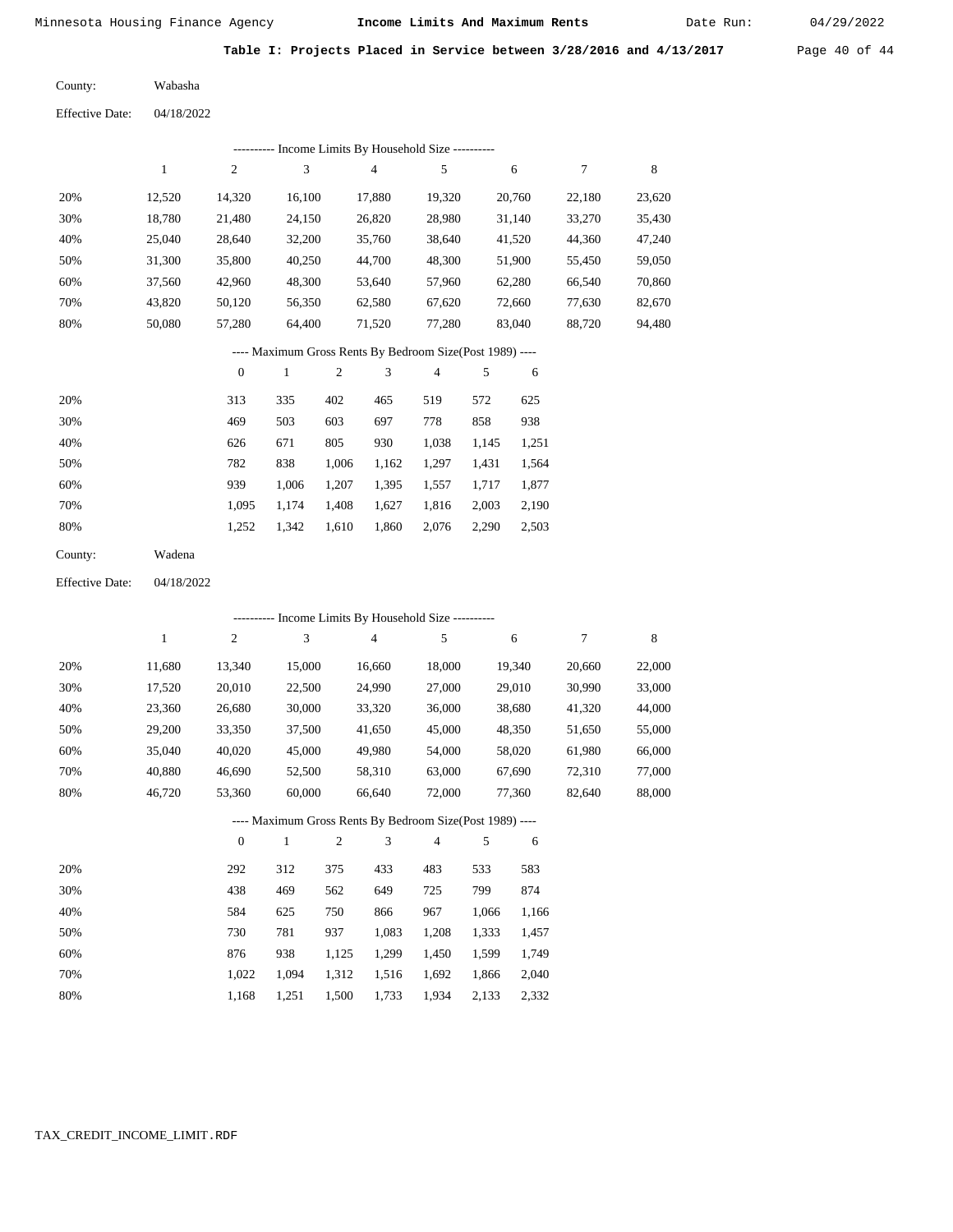Minnesota Housing Finance Agency **Income Limits And Maximum Rents** Date Run: 04/29/2022

**Table I: Projects Placed in Service between 3/28/2016 and 4/13/2017**

County: Wabasha

Effective Date: 04/18/2022

---------- Income Limits By Household Size ----------

| | 1 | 2 | 3 | 4 | 5 | 6 | 7 | 8 |
|---|---|---|---|---|---|---|---|---|
| 20% | 12,520 | 14,320 | 16,100 | 17,880 | 19,320 | 20,760 | 22,180 | 23,620 |
| 30% | 18,780 | 21,480 | 24,150 | 26,820 | 28,980 | 31,140 | 33,270 | 35,430 |
| 40% | 25,040 | 28,640 | 32,200 | 35,760 | 38,640 | 41,520 | 44,360 | 47,240 |
| 50% | 31,300 | 35,800 | 40,250 | 44,700 | 48,300 | 51,900 | 55,450 | 59,050 |
| 60% | 37,560 | 42,960 | 48,300 | 53,640 | 57,960 | 62,280 | 66,540 | 70,860 |
| 70% | 43,820 | 50,120 | 56,350 | 62,580 | 67,620 | 72,660 | 77,630 | 82,670 |
| 80% | 50,080 | 57,280 | 64,400 | 71,520 | 77,280 | 83,040 | 88,720 | 94,480 |

---- Maximum Gross Rents By Bedroom Size(Post 1989) ----

| | 0 | 1 | 2 | 3 | 4 | 5 | 6 |
|---|---|---|---|---|---|---|---|
| 20% | 313 | 335 | 402 | 465 | 519 | 572 | 625 |
| 30% | 469 | 503 | 603 | 697 | 778 | 858 | 938 |
| 40% | 626 | 671 | 805 | 930 | 1,038 | 1,145 | 1,251 |
| 50% | 782 | 838 | 1,006 | 1,162 | 1,297 | 1,431 | 1,564 |
| 60% | 939 | 1,006 | 1,207 | 1,395 | 1,557 | 1,717 | 1,877 |
| 70% | 1,095 | 1,174 | 1,408 | 1,627 | 1,816 | 2,003 | 2,190 |
| 80% | 1,252 | 1,342 | 1,610 | 1,860 | 2,076 | 2,290 | 2,503 |

County: Wadena

Effective Date: 04/18/2022

---------- Income Limits By Household Size ----------

| | 1 | 2 | 3 | 4 | 5 | 6 | 7 | 8 |
|---|---|---|---|---|---|---|---|---|
| 20% | 11,680 | 13,340 | 15,000 | 16,660 | 18,000 | 19,340 | 20,660 | 22,000 |
| 30% | 17,520 | 20,010 | 22,500 | 24,990 | 27,000 | 29,010 | 30,990 | 33,000 |
| 40% | 23,360 | 26,680 | 30,000 | 33,320 | 36,000 | 38,680 | 41,320 | 44,000 |
| 50% | 29,200 | 33,350 | 37,500 | 41,650 | 45,000 | 48,350 | 51,650 | 55,000 |
| 60% | 35,040 | 40,020 | 45,000 | 49,980 | 54,000 | 58,020 | 61,980 | 66,000 |
| 70% | 40,880 | 46,690 | 52,500 | 58,310 | 63,000 | 67,690 | 72,310 | 77,000 |
| 80% | 46,720 | 53,360 | 60,000 | 66,640 | 72,000 | 77,360 | 82,640 | 88,000 |

---- Maximum Gross Rents By Bedroom Size(Post 1989) ----

| | 0 | 1 | 2 | 3 | 4 | 5 | 6 |
|---|---|---|---|---|---|---|---|
| 20% | 292 | 312 | 375 | 433 | 483 | 533 | 583 |
| 30% | 438 | 469 | 562 | 649 | 725 | 799 | 874 |
| 40% | 584 | 625 | 750 | 866 | 967 | 1,066 | 1,166 |
| 50% | 730 | 781 | 937 | 1,083 | 1,208 | 1,333 | 1,457 |
| 60% | 876 | 938 | 1,125 | 1,299 | 1,450 | 1,599 | 1,749 |
| 70% | 1,022 | 1,094 | 1,312 | 1,516 | 1,692 | 1,866 | 2,040 |
| 80% | 1,168 | 1,251 | 1,500 | 1,733 | 1,934 | 2,133 | 2,332 |

TAX_CREDIT_INCOME_LIMIT.RDF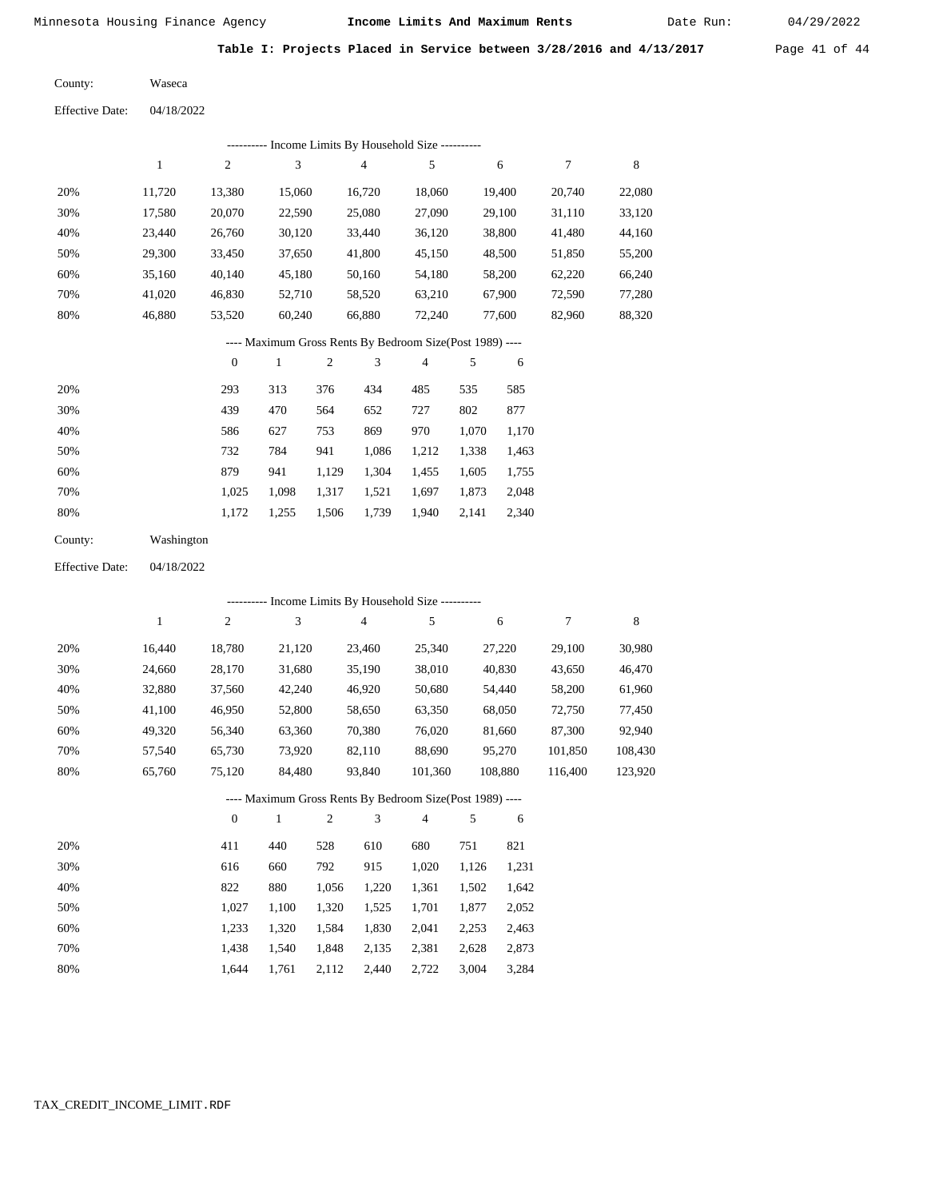## Table I: Projects Placed in Service between 3/28/2016 and 4/13/2017

County: Waseca

Effective Date: 04/18/2022

---------- Income Limits By Household Size ----------

| | 1 | 2 | 3 | 4 | 5 | 6 | 7 | 8 |
|---|---|---|---|---|---|---|---|---|
| 20% | 11,720 | 13,380 | 15,060 | 16,720 | 18,060 | 19,400 | 20,740 | 22,080 |
| 30% | 17,580 | 20,070 | 22,590 | 25,080 | 27,090 | 29,100 | 31,110 | 33,120 |
| 40% | 23,440 | 26,760 | 30,120 | 33,440 | 36,120 | 38,800 | 41,480 | 44,160 |
| 50% | 29,300 | 33,450 | 37,650 | 41,800 | 45,150 | 48,500 | 51,850 | 55,200 |
| 60% | 35,160 | 40,140 | 45,180 | 50,160 | 54,180 | 58,200 | 62,220 | 66,240 |
| 70% | 41,020 | 46,830 | 52,710 | 58,520 | 63,210 | 67,900 | 72,590 | 77,280 |
| 80% | 46,880 | 53,520 | 60,240 | 66,880 | 72,240 | 77,600 | 82,960 | 88,320 |

---- Maximum Gross Rents By Bedroom Size(Post 1989) ----

| | 0 | 1 | 2 | 3 | 4 | 5 | 6 |
|---|---|---|---|---|---|---|---|
| 20% | 293 | 313 | 376 | 434 | 485 | 535 | 585 |
| 30% | 439 | 470 | 564 | 652 | 727 | 802 | 877 |
| 40% | 586 | 627 | 753 | 869 | 970 | 1,070 | 1,170 |
| 50% | 732 | 784 | 941 | 1,086 | 1,212 | 1,338 | 1,463 |
| 60% | 879 | 941 | 1,129 | 1,304 | 1,455 | 1,605 | 1,755 |
| 70% | 1,025 | 1,098 | 1,317 | 1,521 | 1,697 | 1,873 | 2,048 |
| 80% | 1,172 | 1,255 | 1,506 | 1,739 | 1,940 | 2,141 | 2,340 |

County: Washington

Effective Date: 04/18/2022

---------- Income Limits By Household Size ----------

| | 1 | 2 | 3 | 4 | 5 | 6 | 7 | 8 |
|---|---|---|---|---|---|---|---|---|
| 20% | 16,440 | 18,780 | 21,120 | 23,460 | 25,340 | 27,220 | 29,100 | 30,980 |
| 30% | 24,660 | 28,170 | 31,680 | 35,190 | 38,010 | 40,830 | 43,650 | 46,470 |
| 40% | 32,880 | 37,560 | 42,240 | 46,920 | 50,680 | 54,440 | 58,200 | 61,960 |
| 50% | 41,100 | 46,950 | 52,800 | 58,650 | 63,350 | 68,050 | 72,750 | 77,450 |
| 60% | 49,320 | 56,340 | 63,360 | 70,380 | 76,020 | 81,660 | 87,300 | 92,940 |
| 70% | 57,540 | 65,730 | 73,920 | 82,110 | 88,690 | 95,270 | 101,850 | 108,430 |
| 80% | 65,760 | 75,120 | 84,480 | 93,840 | 101,360 | 108,880 | 116,400 | 123,920 |

---- Maximum Gross Rents By Bedroom Size(Post 1989) ----

| | 0 | 1 | 2 | 3 | 4 | 5 | 6 |
|---|---|---|---|---|---|---|---|
| 20% | 411 | 440 | 528 | 610 | 680 | 751 | 821 |
| 30% | 616 | 660 | 792 | 915 | 1,020 | 1,126 | 1,231 |
| 40% | 822 | 880 | 1,056 | 1,220 | 1,361 | 1,502 | 1,642 |
| 50% | 1,027 | 1,100 | 1,320 | 1,525 | 1,701 | 1,877 | 2,052 |
| 60% | 1,233 | 1,320 | 1,584 | 1,830 | 2,041 | 2,253 | 2,463 |
| 70% | 1,438 | 1,540 | 1,848 | 2,135 | 2,381 | 2,628 | 2,873 |
| 80% | 1,644 | 1,761 | 2,112 | 2,440 | 2,722 | 3,004 | 3,284 |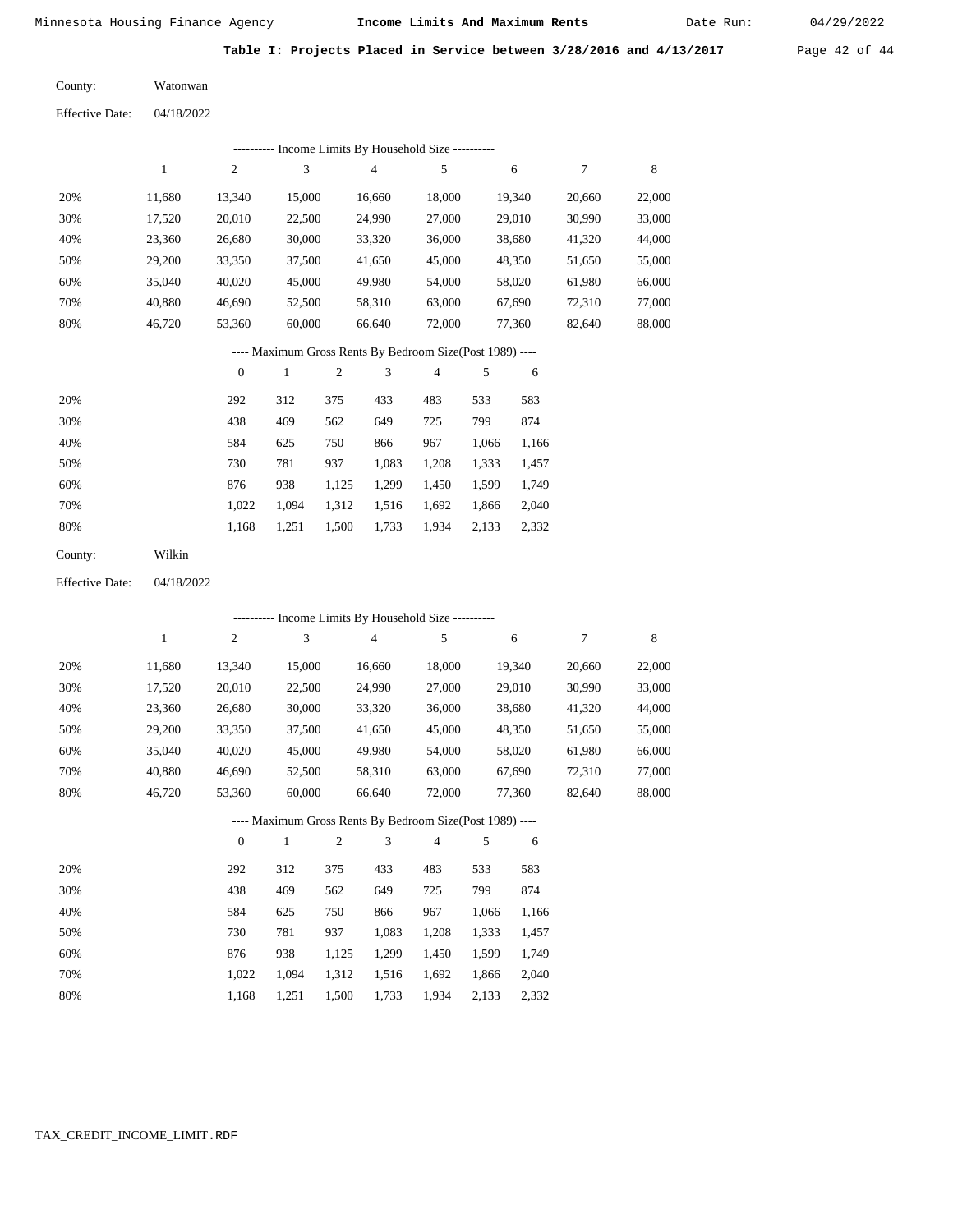Minnesota Housing Finance Agency **Income Limits And Maximum Rents** Date Run: 04/29/2022

**Table I: Projects Placed in Service between 3/28/2016 and 4/13/2017**

County: Watonwan

Effective Date: 04/18/2022

---------- Income Limits By Household Size ----------

| | 1 | 2 | 3 | 4 | 5 | 6 | 7 | 8 |
|---|---|---|---|---|---|---|---|---|
| 20% | 11,680 | 13,340 | 15,000 | 16,660 | 18,000 | 19,340 | 20,660 | 22,000 |
| 30% | 17,520 | 20,010 | 22,500 | 24,990 | 27,000 | 29,010 | 30,990 | 33,000 |
| 40% | 23,360 | 26,680 | 30,000 | 33,320 | 36,000 | 38,680 | 41,320 | 44,000 |
| 50% | 29,200 | 33,350 | 37,500 | 41,650 | 45,000 | 48,350 | 51,650 | 55,000 |
| 60% | 35,040 | 40,020 | 45,000 | 49,980 | 54,000 | 58,020 | 61,980 | 66,000 |
| 70% | 40,880 | 46,690 | 52,500 | 58,310 | 63,000 | 67,690 | 72,310 | 77,000 |
| 80% | 46,720 | 53,360 | 60,000 | 66,640 | 72,000 | 77,360 | 82,640 | 88,000 |

---- Maximum Gross Rents By Bedroom Size(Post 1989) ----

| | 0 | 1 | 2 | 3 | 4 | 5 | 6 |
|---|---|---|---|---|---|---|---|
| 20% | 292 | 312 | 375 | 433 | 483 | 533 | 583 |
| 30% | 438 | 469 | 562 | 649 | 725 | 799 | 874 |
| 40% | 584 | 625 | 750 | 866 | 967 | 1,066 | 1,166 |
| 50% | 730 | 781 | 937 | 1,083 | 1,208 | 1,333 | 1,457 |
| 60% | 876 | 938 | 1,125 | 1,299 | 1,450 | 1,599 | 1,749 |
| 70% | 1,022 | 1,094 | 1,312 | 1,516 | 1,692 | 1,866 | 2,040 |
| 80% | 1,168 | 1,251 | 1,500 | 1,733 | 1,934 | 2,133 | 2,332 |

County: Wilkin

Effective Date: 04/18/2022

---------- Income Limits By Household Size ----------

| | 1 | 2 | 3 | 4 | 5 | 6 | 7 | 8 |
|---|---|---|---|---|---|---|---|---|
| 20% | 11,680 | 13,340 | 15,000 | 16,660 | 18,000 | 19,340 | 20,660 | 22,000 |
| 30% | 17,520 | 20,010 | 22,500 | 24,990 | 27,000 | 29,010 | 30,990 | 33,000 |
| 40% | 23,360 | 26,680 | 30,000 | 33,320 | 36,000 | 38,680 | 41,320 | 44,000 |
| 50% | 29,200 | 33,350 | 37,500 | 41,650 | 45,000 | 48,350 | 51,650 | 55,000 |
| 60% | 35,040 | 40,020 | 45,000 | 49,980 | 54,000 | 58,020 | 61,980 | 66,000 |
| 70% | 40,880 | 46,690 | 52,500 | 58,310 | 63,000 | 67,690 | 72,310 | 77,000 |
| 80% | 46,720 | 53,360 | 60,000 | 66,640 | 72,000 | 77,360 | 82,640 | 88,000 |

---- Maximum Gross Rents By Bedroom Size(Post 1989) ----

| | 0 | 1 | 2 | 3 | 4 | 5 | 6 |
|---|---|---|---|---|---|---|---|
| 20% | 292 | 312 | 375 | 433 | 483 | 533 | 583 |
| 30% | 438 | 469 | 562 | 649 | 725 | 799 | 874 |
| 40% | 584 | 625 | 750 | 866 | 967 | 1,066 | 1,166 |
| 50% | 730 | 781 | 937 | 1,083 | 1,208 | 1,333 | 1,457 |
| 60% | 876 | 938 | 1,125 | 1,299 | 1,450 | 1,599 | 1,749 |
| 70% | 1,022 | 1,094 | 1,312 | 1,516 | 1,692 | 1,866 | 2,040 |
| 80% | 1,168 | 1,251 | 1,500 | 1,733 | 1,934 | 2,133 | 2,332 |

TAX_CREDIT_INCOME_LIMIT.RDF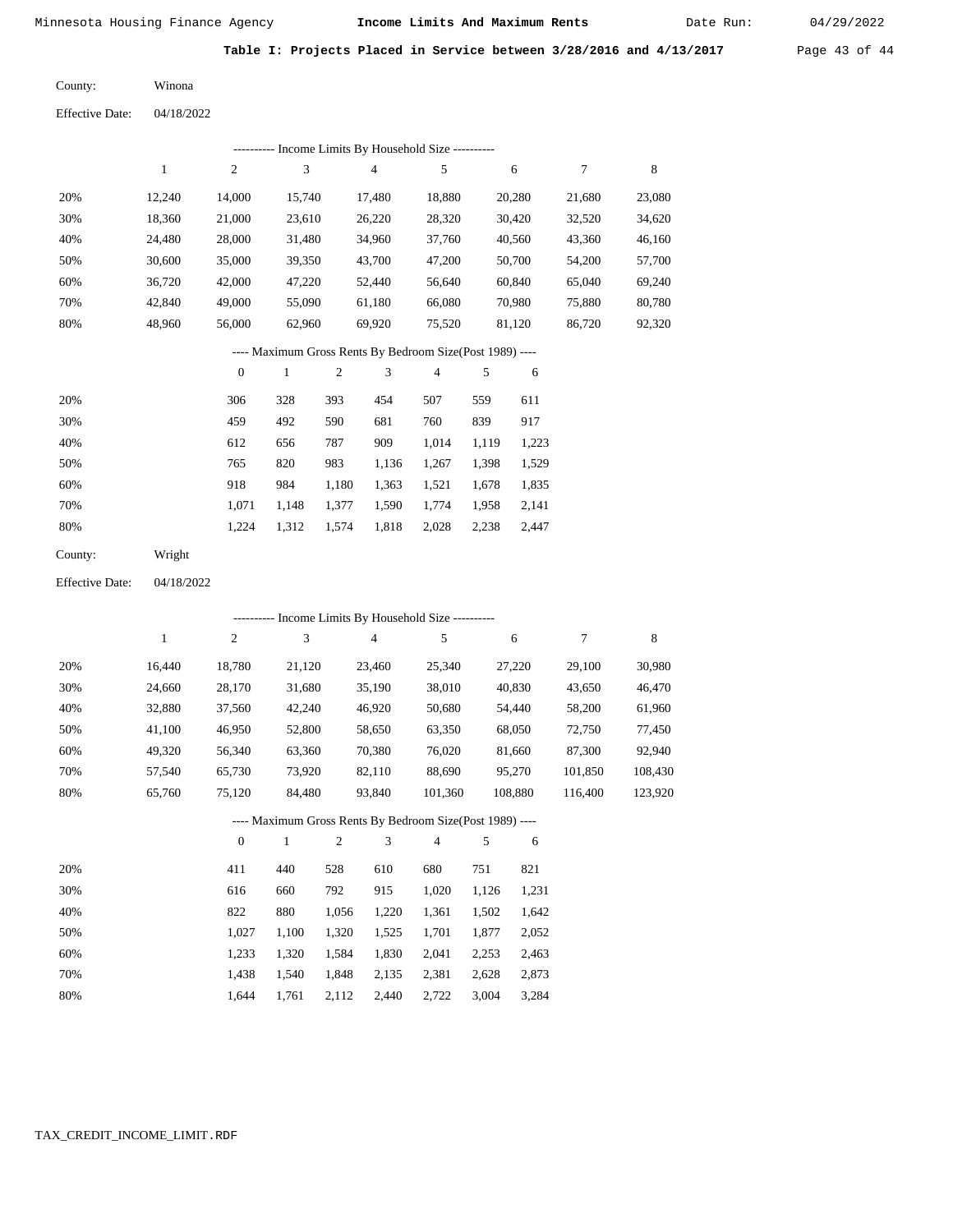**Table I: Projects Placed in Service between 3/28/2016 and 4/13/2017**

County: Winona

Effective Date: 04/18/2022

---------- Income Limits By Household Size ----------

| | 1 | 2 | 3 | 4 | 5 | 6 | 7 | 8 |
|---|---|---|---|---|---|---|---|---|
| 20% | 12,240 | 14,000 | 15,740 | 17,480 | 18,880 | 20,280 | 21,680 | 23,080 |
| 30% | 18,360 | 21,000 | 23,610 | 26,220 | 28,320 | 30,420 | 32,520 | 34,620 |
| 40% | 24,480 | 28,000 | 31,480 | 34,960 | 37,760 | 40,560 | 43,360 | 46,160 |
| 50% | 30,600 | 35,000 | 39,350 | 43,700 | 47,200 | 50,700 | 54,200 | 57,700 |
| 60% | 36,720 | 42,000 | 47,220 | 52,440 | 56,640 | 60,840 | 65,040 | 69,240 |
| 70% | 42,840 | 49,000 | 55,090 | 61,180 | 66,080 | 70,980 | 75,880 | 80,780 |
| 80% | 48,960 | 56,000 | 62,960 | 69,920 | 75,520 | 81,120 | 86,720 | 92,320 |

---- Maximum Gross Rents By Bedroom Size(Post 1989) ----

| | 0 | 1 | 2 | 3 | 4 | 5 | 6 |
|---|---|---|---|---|---|---|---|
| 20% | 306 | 328 | 393 | 454 | 507 | 559 | 611 |
| 30% | 459 | 492 | 590 | 681 | 760 | 839 | 917 |
| 40% | 612 | 656 | 787 | 909 | 1,014 | 1,119 | 1,223 |
| 50% | 765 | 820 | 983 | 1,136 | 1,267 | 1,398 | 1,529 |
| 60% | 918 | 984 | 1,180 | 1,363 | 1,521 | 1,678 | 1,835 |
| 70% | 1,071 | 1,148 | 1,377 | 1,590 | 1,774 | 1,958 | 2,141 |
| 80% | 1,224 | 1,312 | 1,574 | 1,818 | 2,028 | 2,238 | 2,447 |

County: Wright

Effective Date: 04/18/2022

---------- Income Limits By Household Size ----------

| | 1 | 2 | 3 | 4 | 5 | 6 | 7 | 8 |
|---|---|---|---|---|---|---|---|---|
| 20% | 16,440 | 18,780 | 21,120 | 23,460 | 25,340 | 27,220 | 29,100 | 30,980 |
| 30% | 24,660 | 28,170 | 31,680 | 35,190 | 38,010 | 40,830 | 43,650 | 46,470 |
| 40% | 32,880 | 37,560 | 42,240 | 46,920 | 50,680 | 54,440 | 58,200 | 61,960 |
| 50% | 41,100 | 46,950 | 52,800 | 58,650 | 63,350 | 68,050 | 72,750 | 77,450 |
| 60% | 49,320 | 56,340 | 63,360 | 70,380 | 76,020 | 81,660 | 87,300 | 92,940 |
| 70% | 57,540 | 65,730 | 73,920 | 82,110 | 88,690 | 95,270 | 101,850 | 108,430 |
| 80% | 65,760 | 75,120 | 84,480 | 93,840 | 101,360 | 108,880 | 116,400 | 123,920 |

---- Maximum Gross Rents By Bedroom Size(Post 1989) ----

| | 0 | 1 | 2 | 3 | 4 | 5 | 6 |
|---|---|---|---|---|---|---|---|
| 20% | 411 | 440 | 528 | 610 | 680 | 751 | 821 |
| 30% | 616 | 660 | 792 | 915 | 1,020 | 1,126 | 1,231 |
| 40% | 822 | 880 | 1,056 | 1,220 | 1,361 | 1,502 | 1,642 |
| 50% | 1,027 | 1,100 | 1,320 | 1,525 | 1,701 | 1,877 | 2,052 |
| 60% | 1,233 | 1,320 | 1,584 | 1,830 | 2,041 | 2,253 | 2,463 |
| 70% | 1,438 | 1,540 | 1,848 | 2,135 | 2,381 | 2,628 | 2,873 |
| 80% | 1,644 | 1,761 | 2,112 | 2,440 | 2,722 | 3,004 | 3,284 |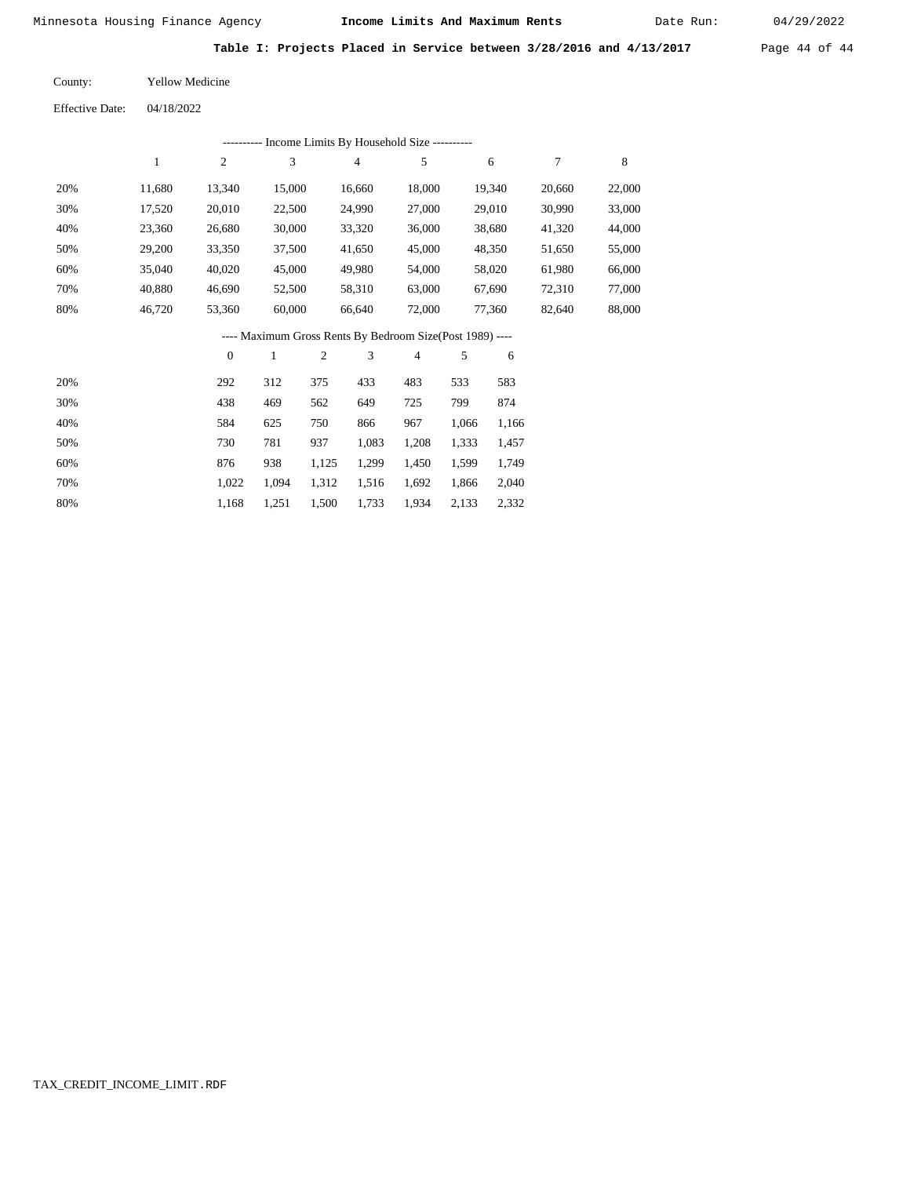Minnesota Housing Finance Agency **Income Limits And Maximum Rents** Date Run: 04/29/2022

**Table I: Projects Placed in Service between 3/28/2016 and 4/13/2017**

County: Yellow Medicine

Effective Date: 04/18/2022

---------- Income Limits By Household Size ----------

| | 1 | 2 | 3 | 4 | 5 | 6 | 7 | 8 |
|---|---|---|---|---|---|---|---|---|
| 20% | 11,680 | 13,340 | 15,000 | 16,660 | 18,000 | 19,340 | 20,660 | 22,000 |
| 30% | 17,520 | 20,010 | 22,500 | 24,990 | 27,000 | 29,010 | 30,990 | 33,000 |
| 40% | 23,360 | 26,680 | 30,000 | 33,320 | 36,000 | 38,680 | 41,320 | 44,000 |
| 50% | 29,200 | 33,350 | 37,500 | 41,650 | 45,000 | 48,350 | 51,650 | 55,000 |
| 60% | 35,040 | 40,020 | 45,000 | 49,980 | 54,000 | 58,020 | 61,980 | 66,000 |
| 70% | 40,880 | 46,690 | 52,500 | 58,310 | 63,000 | 67,690 | 72,310 | 77,000 |
| 80% | 46,720 | 53,360 | 60,000 | 66,640 | 72,000 | 77,360 | 82,640 | 88,000 |

---- Maximum Gross Rents By Bedroom Size(Post 1989) ----

| | 0 | 1 | 2 | 3 | 4 | 5 | 6 |
|---|---|---|---|---|---|---|---|
| 20% | 292 | 312 | 375 | 433 | 483 | 533 | 583 |
| 30% | 438 | 469 | 562 | 649 | 725 | 799 | 874 |
| 40% | 584 | 625 | 750 | 866 | 967 | 1,066 | 1,166 |
| 50% | 730 | 781 | 937 | 1,083 | 1,208 | 1,333 | 1,457 |
| 60% | 876 | 938 | 1,125 | 1,299 | 1,450 | 1,599 | 1,749 |
| 70% | 1,022 | 1,094 | 1,312 | 1,516 | 1,692 | 1,866 | 2,040 |
| 80% | 1,168 | 1,251 | 1,500 | 1,733 | 1,934 | 2,133 | 2,332 |

TAX_CREDIT_INCOME_LIMIT.RDF